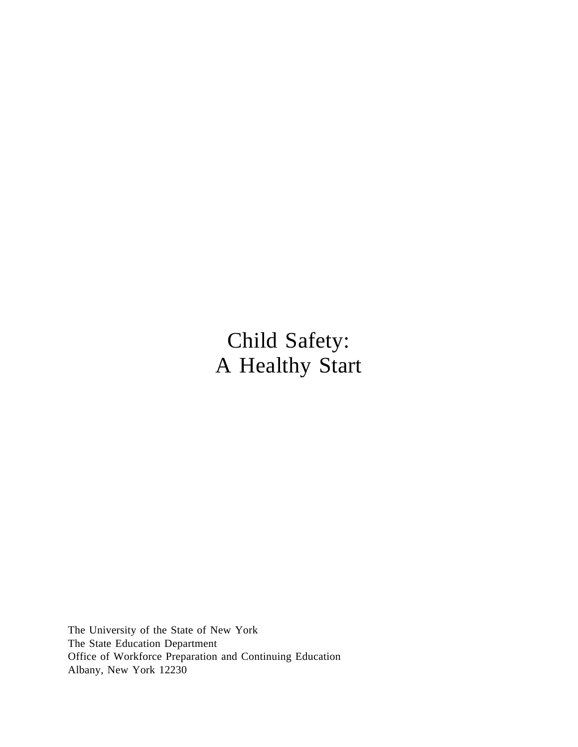# Child Safety:
# A Healthy Start

The University of the State of New York
The State Education Department
Office of Workforce Preparation and Continuing Education
Albany, New York 12230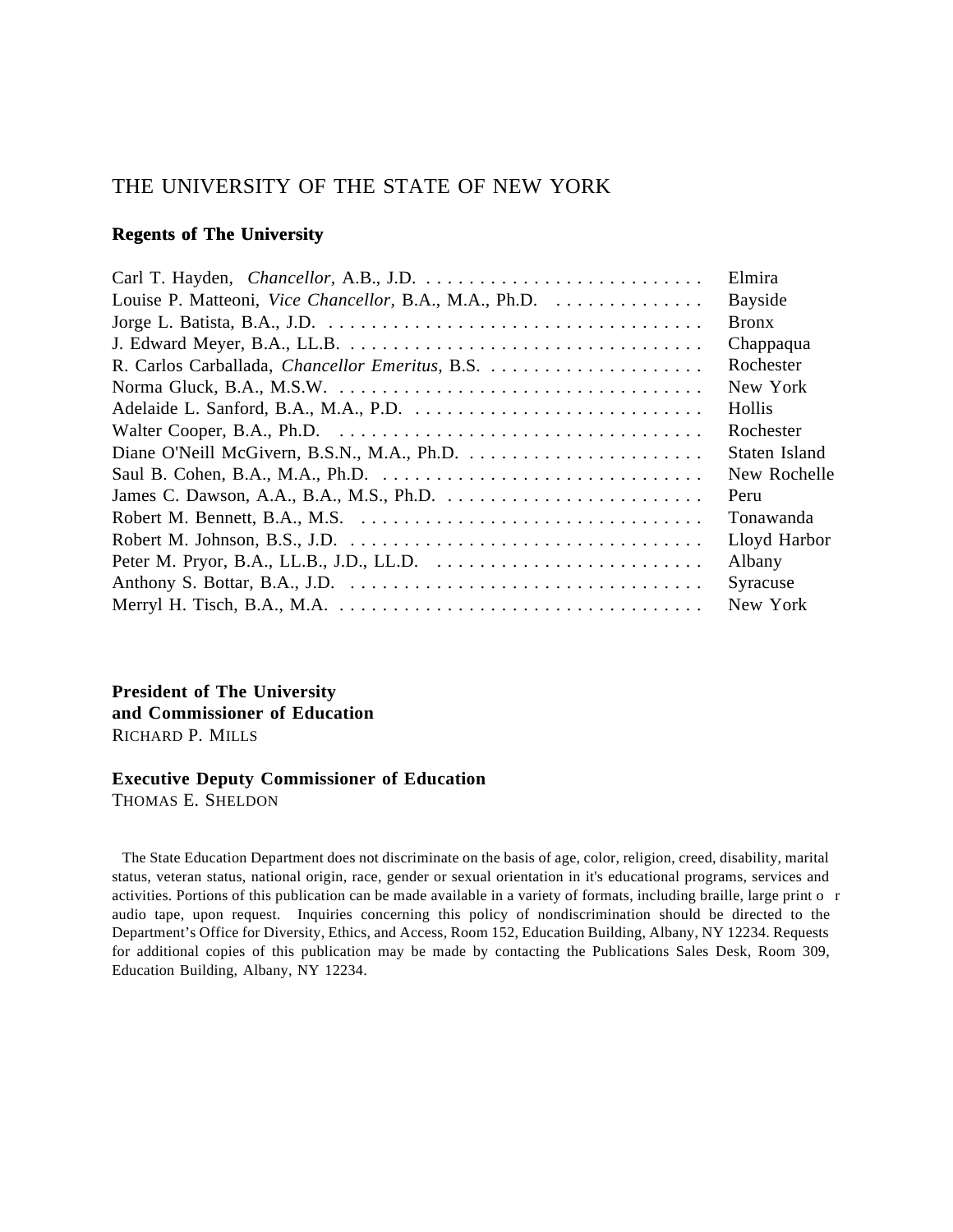# THE UNIVERSITY OF THE STATE OF NEW YORK

**Regents of The University**

| | |
|---|---|
| Carl T. Hayden, *Chancellor*, A.B., J.D. | Elmira |
| Louise P. Matteoni, *Vice Chancellor*, B.A., M.A., Ph.D. | Bayside |
| Jorge L. Batista, B.A., J.D. | Bronx |
| J. Edward Meyer, B.A., LL.B. | Chappaqua |
| R. Carlos Carballada, *Chancellor Emeritus*, B.S. | Rochester |
| Norma Gluck, B.A., M.S.W. | New York |
| Adelaide L. Sanford, B.A., M.A., P.D. | Hollis |
| Walter Cooper, B.A., Ph.D. | Rochester |
| Diane O'Neill McGivern, B.S.N., M.A., Ph.D. | Staten Island |
| Saul B. Cohen, B.A., M.A., Ph.D. | New Rochelle |
| James C. Dawson, A.A., B.A., M.S., Ph.D. | Peru |
| Robert M. Bennett, B.A., M.S. | Tonawanda |
| Robert M. Johnson, B.S., J.D. | Lloyd Harbor |
| Peter M. Pryor, B.A., LL.B., J.D., LL.D. | Albany |
| Anthony S. Bottar, B.A., J.D. | Syracuse |
| Merryl H. Tisch, B.A., M.A. | New York |

**President of The University**
**and Commissioner of Education**
RICHARD P. MILLS

**Executive Deputy Commissioner of Education**
THOMAS E. SHELDON

The State Education Department does not discriminate on the basis of age, color, religion, creed, disability, marital status, veteran status, national origin, race, gender or sexual orientation in it's educational programs, services and activities. Portions of this publication can be made available in a variety of formats, including braille, large print or audio tape, upon request. Inquiries concerning this policy of nondiscrimination should be directed to the Department's Office for Diversity, Ethics, and Access, Room 152, Education Building, Albany, NY 12234. Requests for additional copies of this publication may be made by contacting the Publications Sales Desk, Room 309, Education Building, Albany, NY 12234.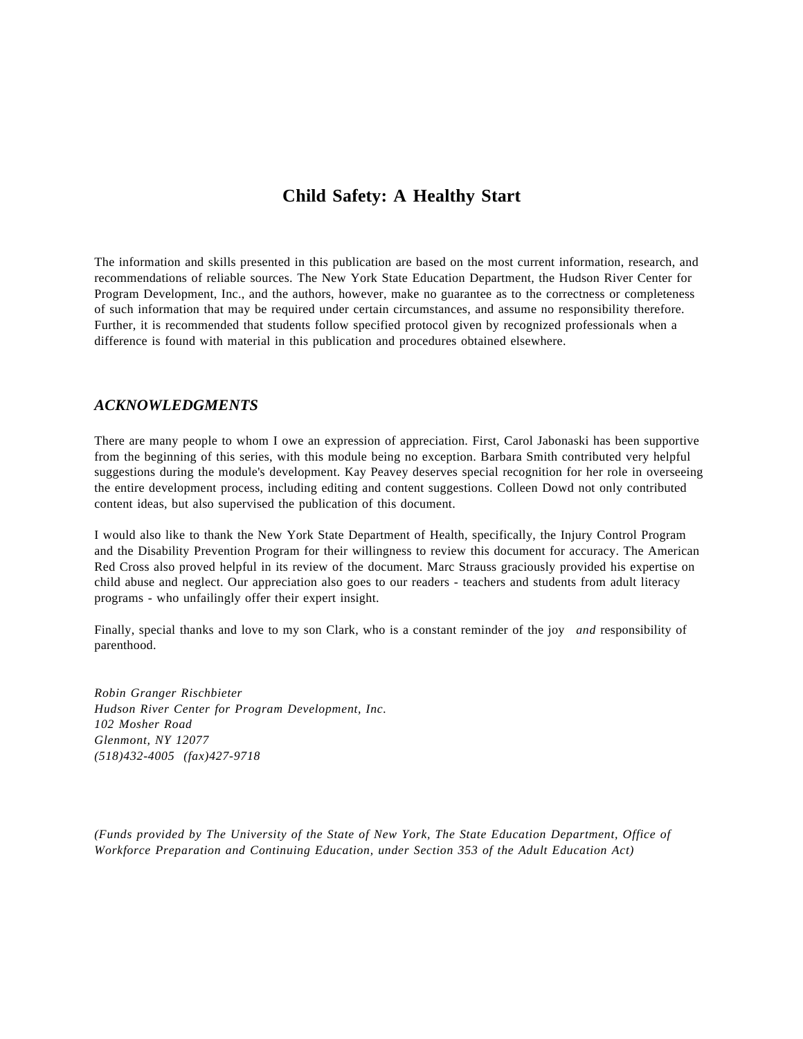# Child Safety: A Healthy Start

The information and skills presented in this publication are based on the most current information, research, and recommendations of reliable sources. The New York State Education Department, the Hudson River Center for Program Development, Inc., and the authors, however, make no guarantee as to the correctness or completeness of such information that may be required under certain circumstances, and assume no responsibility therefore. Further, it is recommended that students follow specified protocol given by recognized professionals when a difference is found with material in this publication and procedures obtained elsewhere.

## *ACKNOWLEDGMENTS*

There are many people to whom I owe an expression of appreciation. First, Carol Jabonaski has been supportive from the beginning of this series, with this module being no exception. Barbara Smith contributed very helpful suggestions during the module's development. Kay Peavey deserves special recognition for her role in overseeing the entire development process, including editing and content suggestions. Colleen Dowd not only contributed content ideas, but also supervised the publication of this document.

I would also like to thank the New York State Department of Health, specifically, the Injury Control Program and the Disability Prevention Program for their willingness to review this document for accuracy. The American Red Cross also proved helpful in its review of the document. Marc Strauss graciously provided his expertise on child abuse and neglect. Our appreciation also goes to our readers - teachers and students from adult literacy programs - who unfailingly offer their expert insight.

Finally, special thanks and love to my son Clark, who is a constant reminder of the joy *and* responsibility of parenthood.

*Robin Granger Rischbieter*
*Hudson River Center for Program Development, Inc.*
*102 Mosher Road*
*Glenmont, NY 12077*
*(518)432-4005 (fax)427-9718*

*(Funds provided by The University of the State of New York, The State Education Department, Office of Workforce Preparation and Continuing Education, under Section 353 of the Adult Education Act)*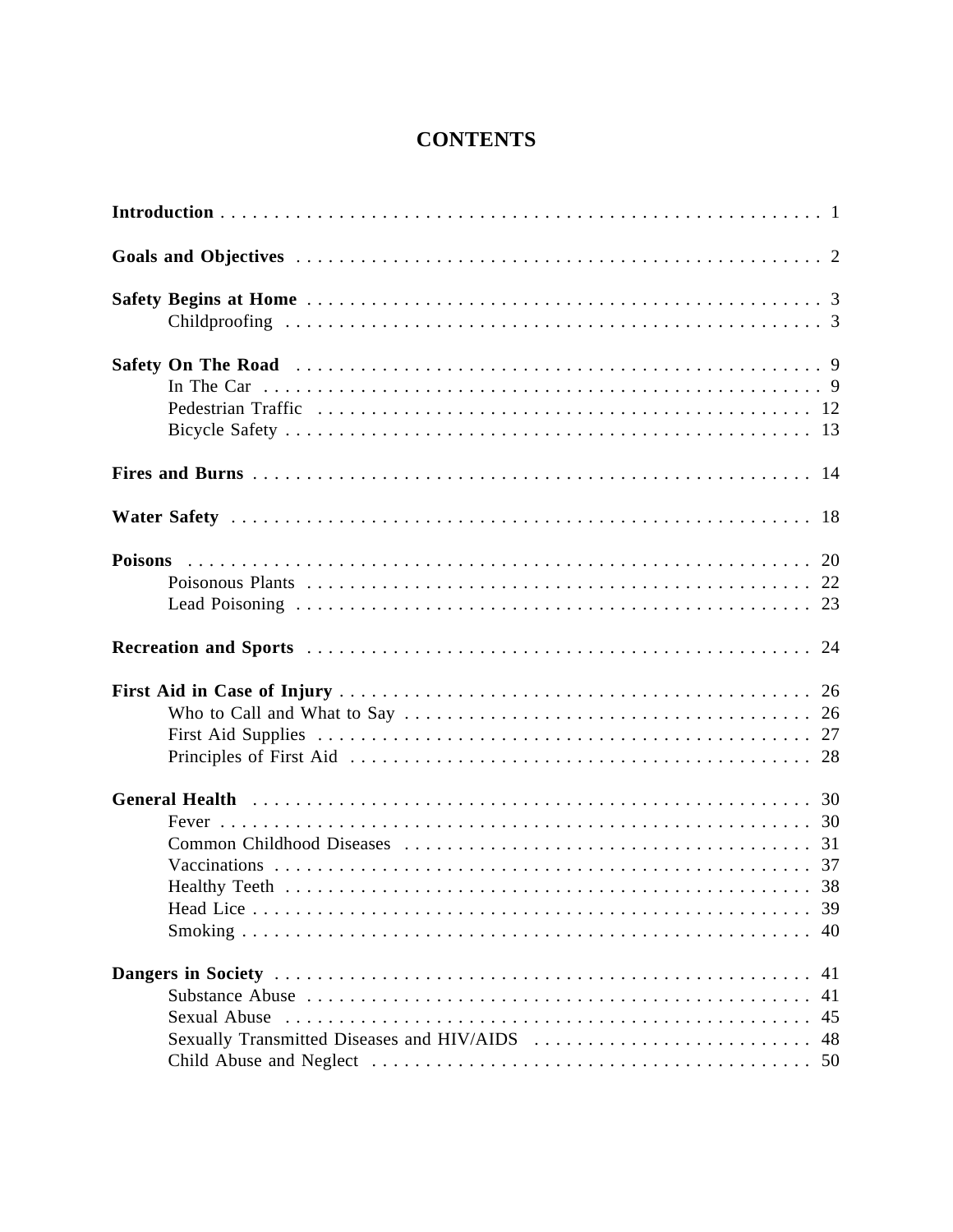# CONTENTS

**Introduction** . . . . . 1

**Goals and Objectives** . . . . . 2

**Safety Begins at Home** . . . . . 3
- Childproofing . . . . . 3

**Safety On The Road** . . . . . 9
- In The Car . . . . . 9
- Pedestrian Traffic . . . . . 12
- Bicycle Safety . . . . . 13

**Fires and Burns** . . . . . 14

**Water Safety** . . . . . 18

**Poisons** . . . . . 20
- Poisonous Plants . . . . . 22
- Lead Poisoning . . . . . 23

**Recreation and Sports** . . . . . 24

**First Aid in Case of Injury** . . . . . 26
- Who to Call and What to Say . . . . . 26
- First Aid Supplies . . . . . 27
- Principles of First Aid . . . . . 28

**General Health** . . . . . 30
- Fever . . . . . 30
- Common Childhood Diseases . . . . . 31
- Vaccinations . . . . . 37
- Healthy Teeth . . . . . 38
- Head Lice . . . . . 39
- Smoking . . . . . 40

**Dangers in Society** . . . . . 41
- Substance Abuse . . . . . 41
- Sexual Abuse . . . . . 45
- Sexually Transmitted Diseases and HIV/AIDS . . . . . 48
- Child Abuse and Neglect . . . . . 50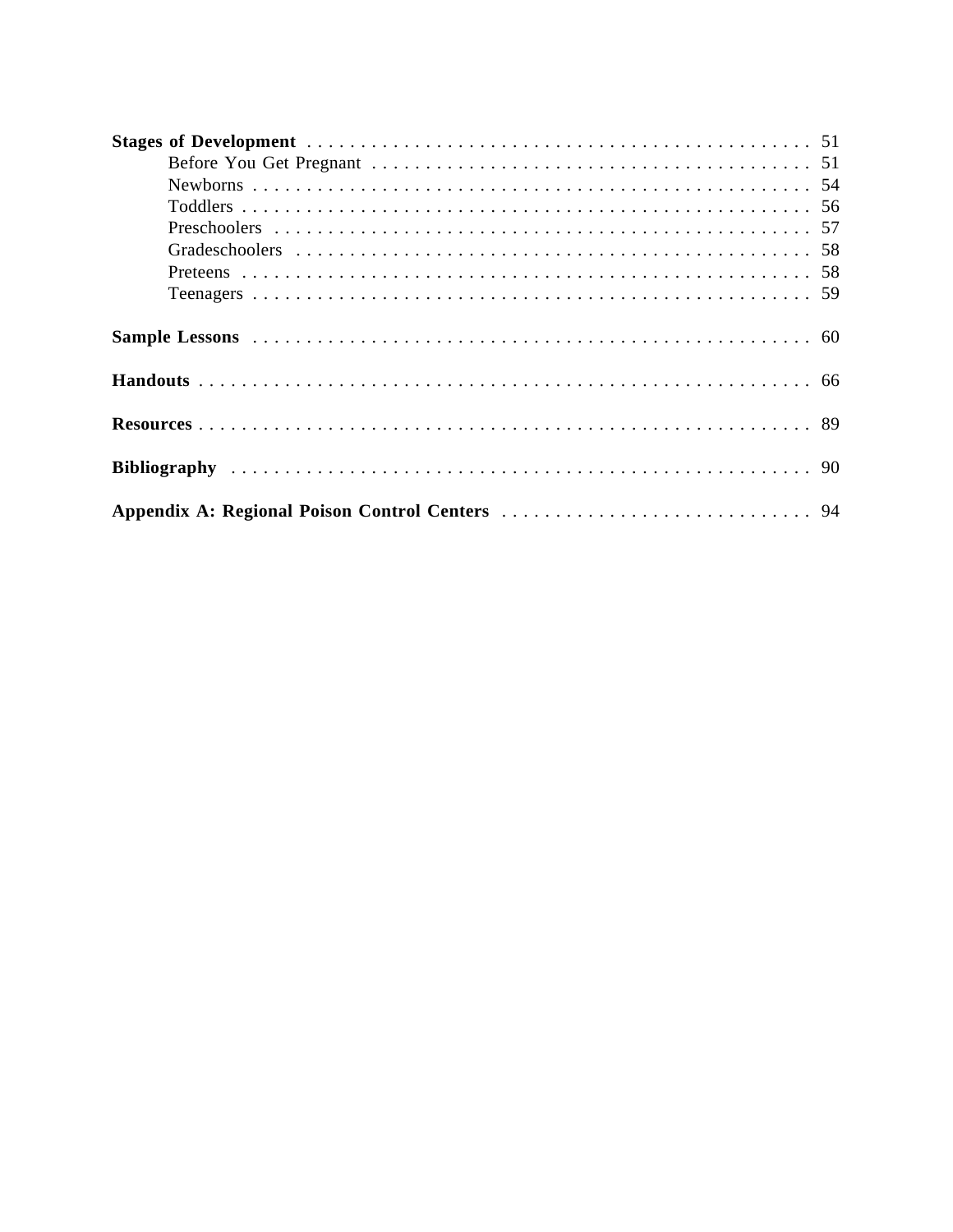**Stages of Development** . . . . . . . . . . . . . . . . . . . . . . . . . . . . . . . . . . . . . . . . . . . . . . 51
- Before You Get Pregnant . . . . . . . . . . . . . . . . . . . . . . . . . . . . . . . . . . . . . . . . . 51
- Newborns . . . . . . . . . . . . . . . . . . . . . . . . . . . . . . . . . . . . . . . . . . . . . . . . . . . . 54
- Toddlers . . . . . . . . . . . . . . . . . . . . . . . . . . . . . . . . . . . . . . . . . . . . . . . . . . . . . 56
- Preschoolers . . . . . . . . . . . . . . . . . . . . . . . . . . . . . . . . . . . . . . . . . . . . . . . . . . 57
- Gradeschoolers . . . . . . . . . . . . . . . . . . . . . . . . . . . . . . . . . . . . . . . . . . . . . . . . 58
- Preteens . . . . . . . . . . . . . . . . . . . . . . . . . . . . . . . . . . . . . . . . . . . . . . . . . . . . . 58
- Teenagers . . . . . . . . . . . . . . . . . . . . . . . . . . . . . . . . . . . . . . . . . . . . . . . . . . . . 59

**Sample Lessons** . . . . . . . . . . . . . . . . . . . . . . . . . . . . . . . . . . . . . . . . . . . . . . . . . . 60

**Handouts** . . . . . . . . . . . . . . . . . . . . . . . . . . . . . . . . . . . . . . . . . . . . . . . . . . . . . . 66

**Resources** . . . . . . . . . . . . . . . . . . . . . . . . . . . . . . . . . . . . . . . . . . . . . . . . . . . . . . 89

**Bibliography** . . . . . . . . . . . . . . . . . . . . . . . . . . . . . . . . . . . . . . . . . . . . . . . . . . . . 90

**Appendix A: Regional Poison Control Centers** . . . . . . . . . . . . . . . . . . . . . . . . . . . . 94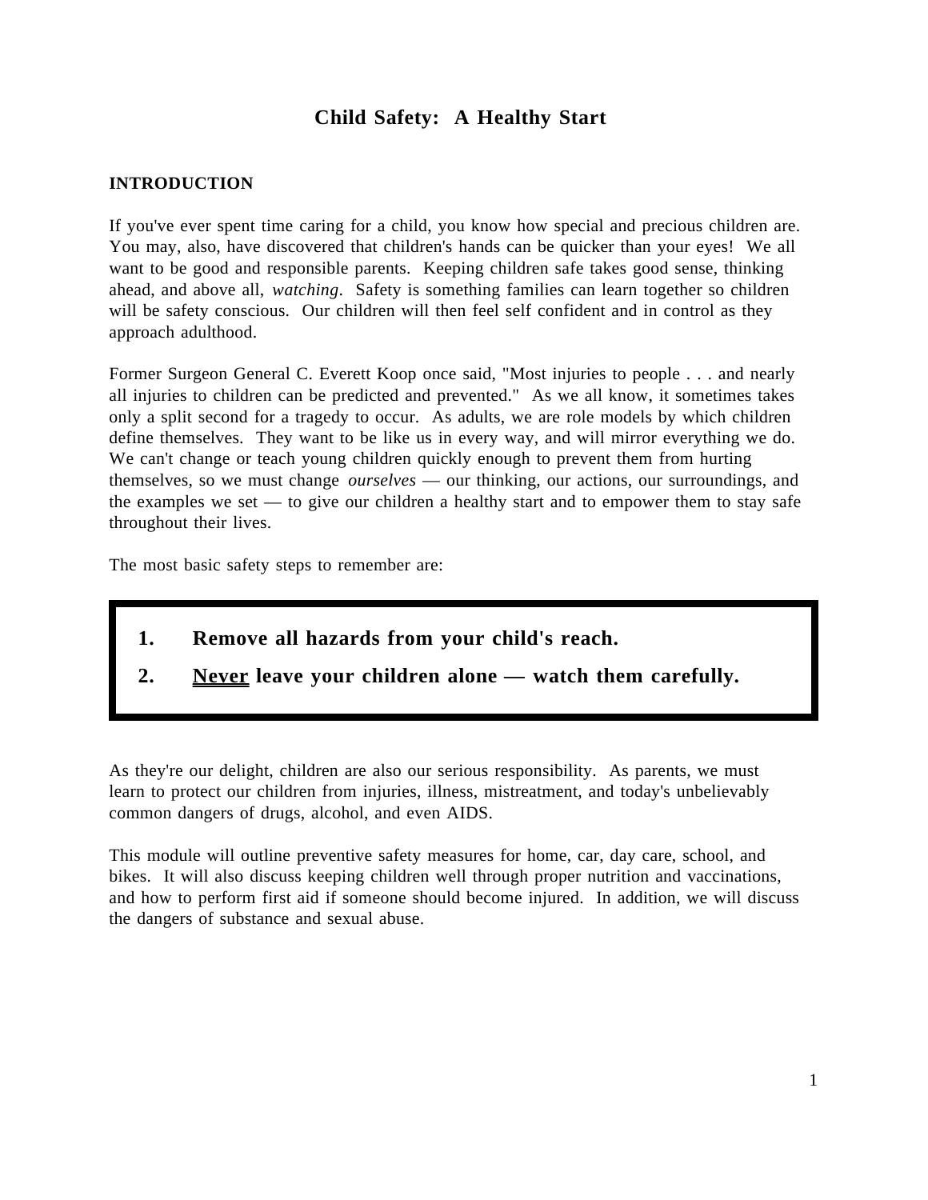# Child Safety: A Healthy Start

## INTRODUCTION

If you've ever spent time caring for a child, you know how special and precious children are. You may, also, have discovered that children's hands can be quicker than your eyes! We all want to be good and responsible parents. Keeping children safe takes good sense, thinking ahead, and above all, *watching*. Safety is something families can learn together so children will be safety conscious. Our children will then feel self confident and in control as they approach adulthood.

Former Surgeon General C. Everett Koop once said, "Most injuries to people . . . and nearly all injuries to children can be predicted and prevented." As we all know, it sometimes takes only a split second for a tragedy to occur. As adults, we are role models by which children define themselves. They want to be like us in every way, and will mirror everything we do. We can't change or teach young children quickly enough to prevent them from hurting themselves, so we must change *ourselves* — our thinking, our actions, our surroundings, and the examples we set — to give our children a healthy start and to empower them to stay safe throughout their lives.

The most basic safety steps to remember are:

1. **Remove all hazards from your child's reach.**
2. **<u>Never</u> leave your children alone — watch them carefully.**

As they're our delight, children are also our serious responsibility. As parents, we must learn to protect our children from injuries, illness, mistreatment, and today's unbelievably common dangers of drugs, alcohol, and even AIDS.

This module will outline preventive safety measures for home, car, day care, school, and bikes. It will also discuss keeping children well through proper nutrition and vaccinations, and how to perform first aid if someone should become injured. In addition, we will discuss the dangers of substance and sexual abuse.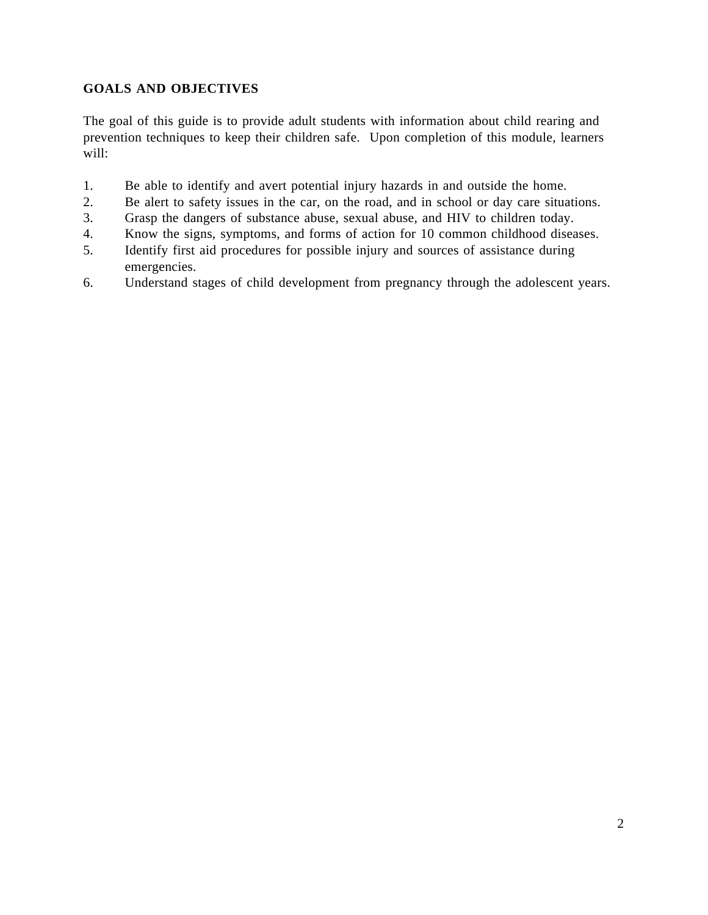## GOALS AND OBJECTIVES

The goal of this guide is to provide adult students with information about child rearing and prevention techniques to keep their children safe. Upon completion of this module, learners will:

1. Be able to identify and avert potential injury hazards in and outside the home.
2. Be alert to safety issues in the car, on the road, and in school or day care situations.
3. Grasp the dangers of substance abuse, sexual abuse, and HIV to children today.
4. Know the signs, symptoms, and forms of action for 10 common childhood diseases.
5. Identify first aid procedures for possible injury and sources of assistance during emergencies.
6. Understand stages of child development from pregnancy through the adolescent years.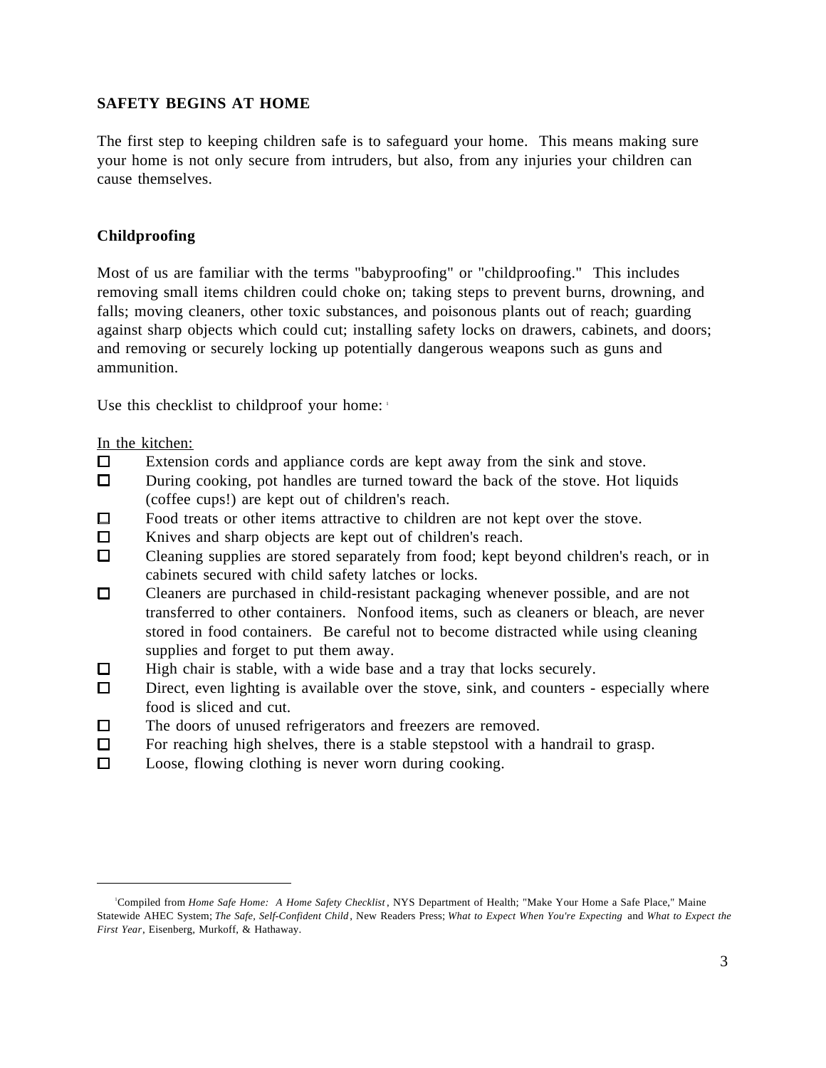## SAFETY BEGINS AT HOME

The first step to keeping children safe is to safeguard your home. This means making sure your home is not only secure from intruders, but also, from any injuries your children can cause themselves.

### Childproofing

Most of us are familiar with the terms "babyproofing" or "childproofing." This includes removing small items children could choke on; taking steps to prevent burns, drowning, and falls; moving cleaners, other toxic substances, and poisonous plants out of reach; guarding against sharp objects which could cut; installing safety locks on drawers, cabinets, and doors; and removing or securely locking up potentially dangerous weapons such as guns and ammunition.

Use this checklist to childproof your home: [1]

In the kitchen:

- ☐ Extension cords and appliance cords are kept away from the sink and stove.
- ☐ During cooking, pot handles are turned toward the back of the stove. Hot liquids (coffee cups!) are kept out of children's reach.
- ☐ Food treats or other items attractive to children are not kept over the stove.
- ☐ Knives and sharp objects are kept out of children's reach.
- ☐ Cleaning supplies are stored separately from food; kept beyond children's reach, or in cabinets secured with child safety latches or locks.
- ☐ Cleaners are purchased in child-resistant packaging whenever possible, and are not transferred to other containers. Nonfood items, such as cleaners or bleach, are never stored in food containers. Be careful not to become distracted while using cleaning supplies and forget to put them away.
- ☐ High chair is stable, with a wide base and a tray that locks securely.
- ☐ Direct, even lighting is available over the stove, sink, and counters - especially where food is sliced and cut.
- ☐ The doors of unused refrigerators and freezers are removed.
- ☐ For reaching high shelves, there is a stable stepstool with a handrail to grasp.
- ☐ Loose, flowing clothing is never worn during cooking.

---

[1] Compiled from *Home Safe Home: A Home Safety Checklist*, NYS Department of Health; "Make Your Home a Safe Place," Maine Statewide AHEC System; *The Safe, Self-Confident Child*, New Readers Press; *What to Expect When You're Expecting* and *What to Expect the First Year*, Eisenberg, Murkoff, & Hathaway.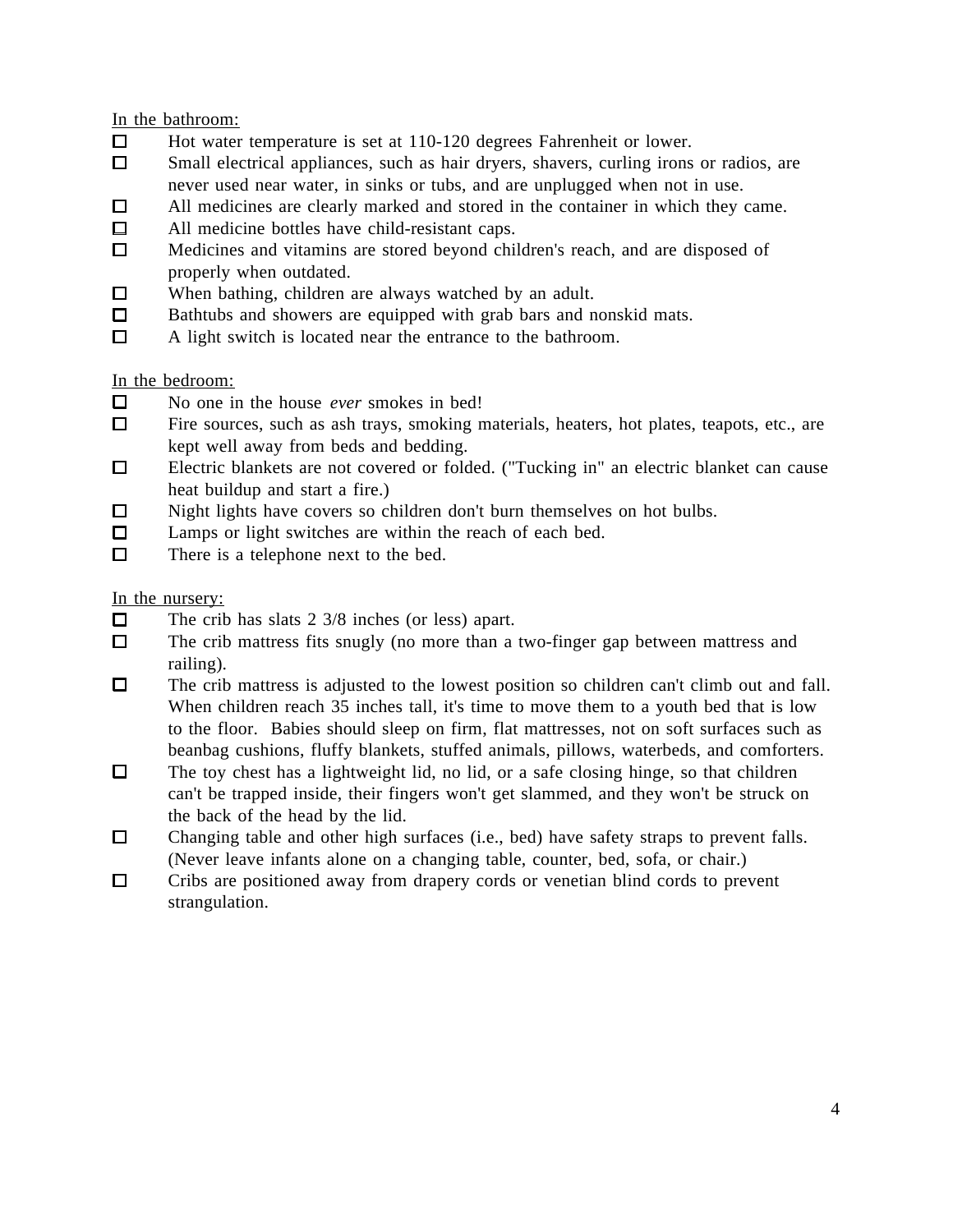<u>In the bathroom:</u>

- ☐ Hot water temperature is set at 110-120 degrees Fahrenheit or lower.
- ☐ Small electrical appliances, such as hair dryers, shavers, curling irons or radios, are never used near water, in sinks or tubs, and are unplugged when not in use.
- ☐ All medicines are clearly marked and stored in the container in which they came.
- ☐ All medicine bottles have child-resistant caps.
- ☐ Medicines and vitamins are stored beyond children's reach, and are disposed of properly when outdated.
- ☐ When bathing, children are always watched by an adult.
- ☐ Bathtubs and showers are equipped with grab bars and nonskid mats.
- ☐ A light switch is located near the entrance to the bathroom.

<u>In the bedroom:</u>

- ☐ No one in the house *ever* smokes in bed!
- ☐ Fire sources, such as ash trays, smoking materials, heaters, hot plates, teapots, etc., are kept well away from beds and bedding.
- ☐ Electric blankets are not covered or folded. ("Tucking in" an electric blanket can cause heat buildup and start a fire.)
- ☐ Night lights have covers so children don't burn themselves on hot bulbs.
- ☐ Lamps or light switches are within the reach of each bed.
- ☐ There is a telephone next to the bed.

<u>In the nursery:</u>

- ☐ The crib has slats 2 3/8 inches (or less) apart.
- ☐ The crib mattress fits snugly (no more than a two-finger gap between mattress and railing).
- ☐ The crib mattress is adjusted to the lowest position so children can't climb out and fall. When children reach 35 inches tall, it's time to move them to a youth bed that is low to the floor. Babies should sleep on firm, flat mattresses, not on soft surfaces such as beanbag cushions, fluffy blankets, stuffed animals, pillows, waterbeds, and comforters.
- ☐ The toy chest has a lightweight lid, no lid, or a safe closing hinge, so that children can't be trapped inside, their fingers won't get slammed, and they won't be struck on the back of the head by the lid.
- ☐ Changing table and other high surfaces (i.e., bed) have safety straps to prevent falls. (Never leave infants alone on a changing table, counter, bed, sofa, or chair.)
- ☐ Cribs are positioned away from drapery cords or venetian blind cords to prevent strangulation.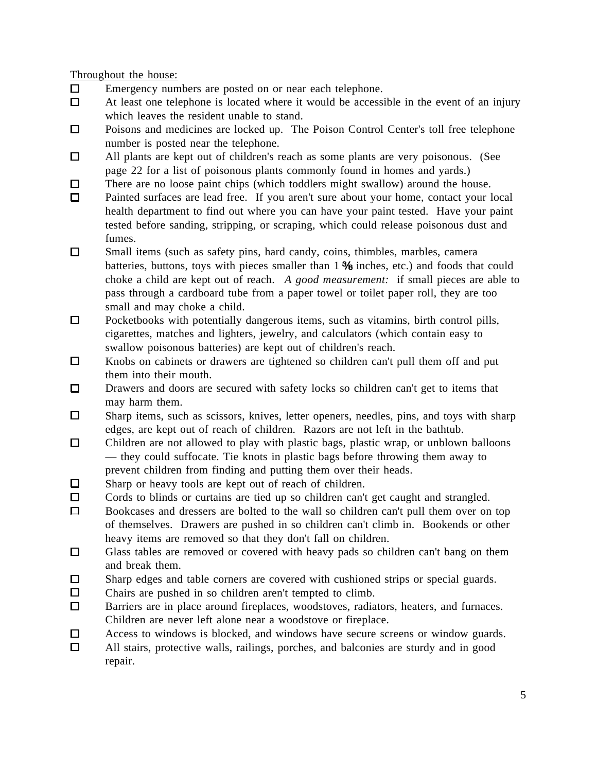Throughout the house:

- ☐ Emergency numbers are posted on or near each telephone.
- ☐ At least one telephone is located where it would be accessible in the event of an injury which leaves the resident unable to stand.
- ☐ Poisons and medicines are locked up. The Poison Control Center's toll free telephone number is posted near the telephone.
- ☐ All plants are kept out of children's reach as some plants are very poisonous. (See page 22 for a list of poisonous plants commonly found in homes and yards.)
- ☐ There are no loose paint chips (which toddlers might swallow) around the house.
- ☐ Painted surfaces are lead free. If you aren't sure about your home, contact your local health department to find out where you can have your paint tested. Have your paint tested before sanding, stripping, or scraping, which could release poisonous dust and fumes.
- ☐ Small items (such as safety pins, hard candy, coins, thimbles, marbles, camera batteries, buttons, toys with pieces smaller than 1 ⅜ inches, etc.) and foods that could choke a child are kept out of reach. *A good measurement:* if small pieces are able to pass through a cardboard tube from a paper towel or toilet paper roll, they are too small and may choke a child.
- ☐ Pocketbooks with potentially dangerous items, such as vitamins, birth control pills, cigarettes, matches and lighters, jewelry, and calculators (which contain easy to swallow poisonous batteries) are kept out of children's reach.
- ☐ Knobs on cabinets or drawers are tightened so children can't pull them off and put them into their mouth.
- ☐ Drawers and doors are secured with safety locks so children can't get to items that may harm them.
- ☐ Sharp items, such as scissors, knives, letter openers, needles, pins, and toys with sharp edges, are kept out of reach of children. Razors are not left in the bathtub.
- ☐ Children are not allowed to play with plastic bags, plastic wrap, or unblown balloons — they could suffocate. Tie knots in plastic bags before throwing them away to prevent children from finding and putting them over their heads.
- ☐ Sharp or heavy tools are kept out of reach of children.
- ☐ Cords to blinds or curtains are tied up so children can't get caught and strangled.
- ☐ Bookcases and dressers are bolted to the wall so children can't pull them over on top of themselves. Drawers are pushed in so children can't climb in. Bookends or other heavy items are removed so that they don't fall on children.
- ☐ Glass tables are removed or covered with heavy pads so children can't bang on them and break them.
- ☐ Sharp edges and table corners are covered with cushioned strips or special guards.
- ☐ Chairs are pushed in so children aren't tempted to climb.
- ☐ Barriers are in place around fireplaces, woodstoves, radiators, heaters, and furnaces. Children are never left alone near a woodstove or fireplace.
- ☐ Access to windows is blocked, and windows have secure screens or window guards.
- ☐ All stairs, protective walls, railings, porches, and balconies are sturdy and in good repair.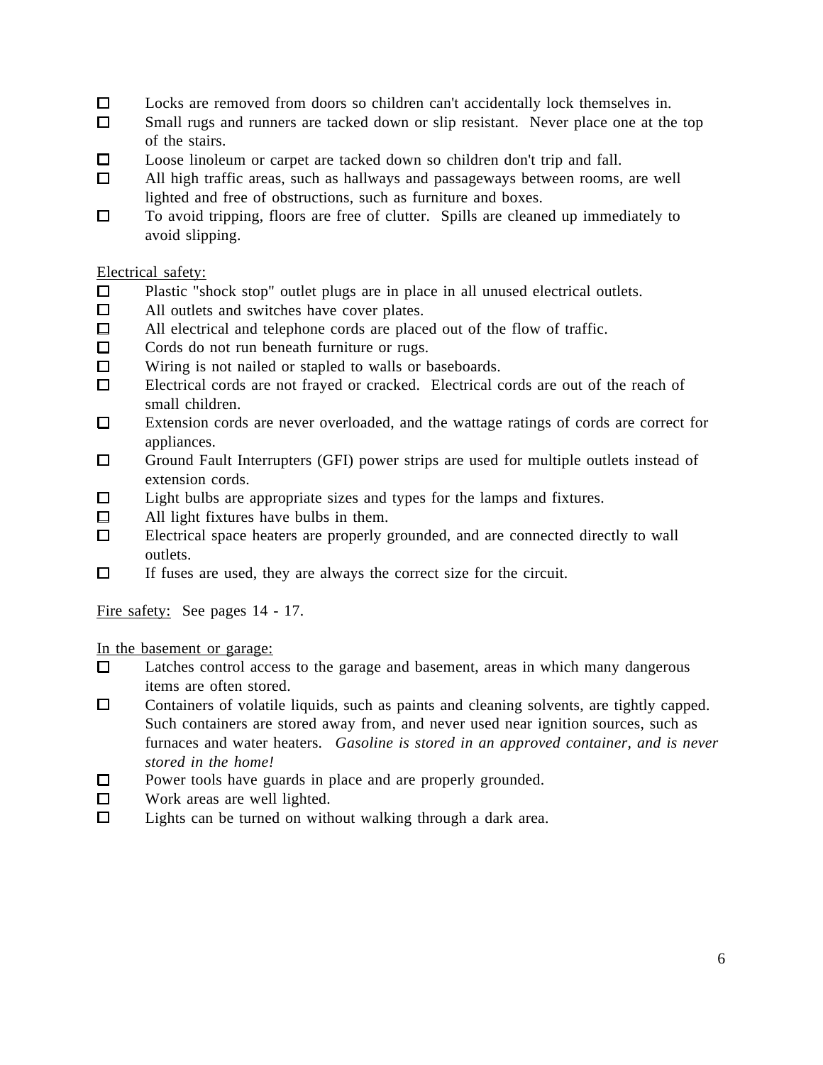- [ ] Locks are removed from doors so children can't accidentally lock themselves in.
- [ ] Small rugs and runners are tacked down or slip resistant. Never place one at the top of the stairs.
- [ ] Loose linoleum or carpet are tacked down so children don't trip and fall.
- [ ] All high traffic areas, such as hallways and passageways between rooms, are well lighted and free of obstructions, such as furniture and boxes.
- [ ] To avoid tripping, floors are free of clutter. Spills are cleaned up immediately to avoid slipping.

<u>Electrical safety:</u>

- [ ] Plastic "shock stop" outlet plugs are in place in all unused electrical outlets.
- [ ] All outlets and switches have cover plates.
- [ ] All electrical and telephone cords are placed out of the flow of traffic.
- [ ] Cords do not run beneath furniture or rugs.
- [ ] Wiring is not nailed or stapled to walls or baseboards.
- [ ] Electrical cords are not frayed or cracked. Electrical cords are out of the reach of small children.
- [ ] Extension cords are never overloaded, and the wattage ratings of cords are correct for appliances.
- [ ] Ground Fault Interrupters (GFI) power strips are used for multiple outlets instead of extension cords.
- [ ] Light bulbs are appropriate sizes and types for the lamps and fixtures.
- [ ] All light fixtures have bulbs in them.
- [ ] Electrical space heaters are properly grounded, and are connected directly to wall outlets.
- [ ] If fuses are used, they are always the correct size for the circuit.

<u>Fire safety:</u> See pages 14 - 17.

<u>In the basement or garage:</u>

- [ ] Latches control access to the garage and basement, areas in which many dangerous items are often stored.
- [ ] Containers of volatile liquids, such as paints and cleaning solvents, are tightly capped. Such containers are stored away from, and never used near ignition sources, such as furnaces and water heaters. *Gasoline is stored in an approved container, and is never stored in the home!*
- [ ] Power tools have guards in place and are properly grounded.
- [ ] Work areas are well lighted.
- [ ] Lights can be turned on without walking through a dark area.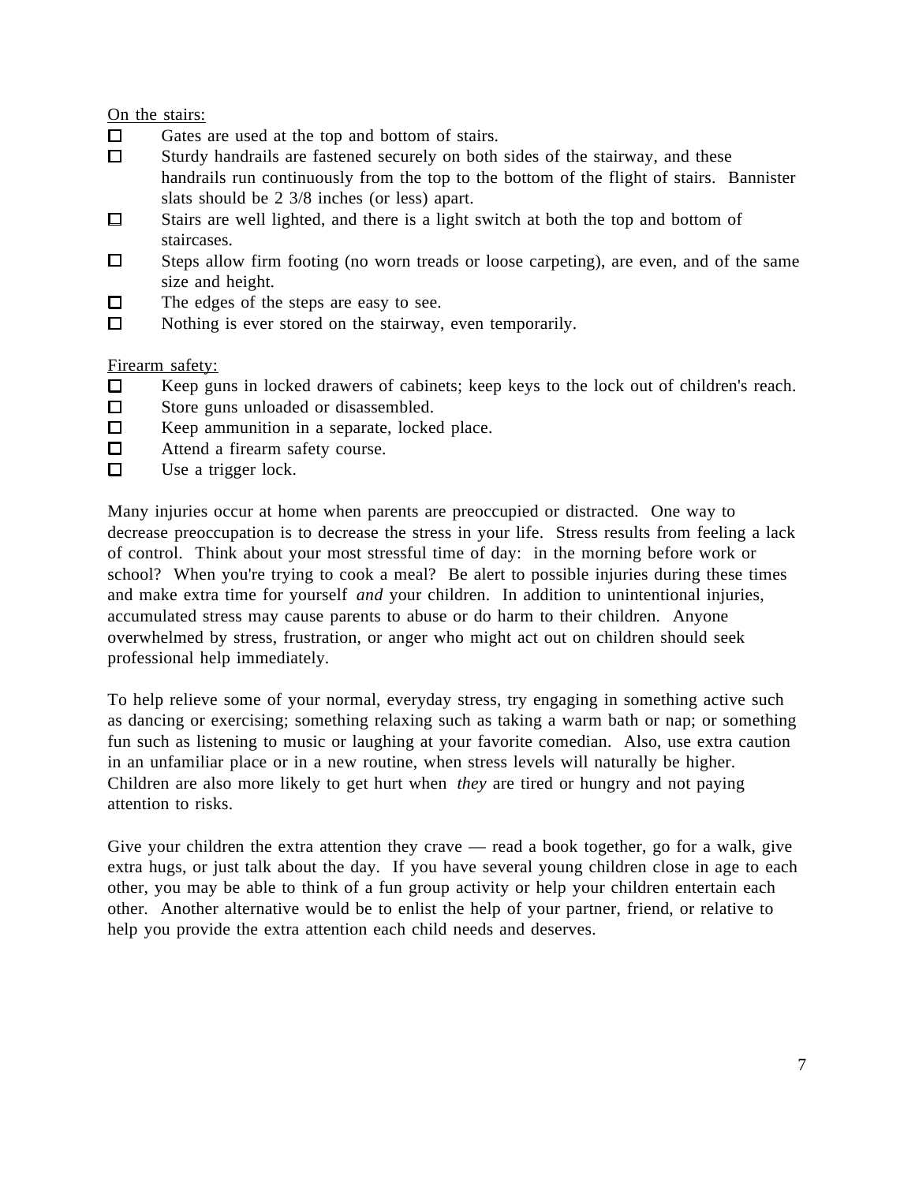<u>On the stairs:</u>

- ☐ Gates are used at the top and bottom of stairs.
- ☐ Sturdy handrails are fastened securely on both sides of the stairway, and these handrails run continuously from the top to the bottom of the flight of stairs. Bannister slats should be 2 3/8 inches (or less) apart.
- ☐ Stairs are well lighted, and there is a light switch at both the top and bottom of staircases.
- ☐ Steps allow firm footing (no worn treads or loose carpeting), are even, and of the same size and height.
- ☐ The edges of the steps are easy to see.
- ☐ Nothing is ever stored on the stairway, even temporarily.

<u>Firearm safety:</u>

- ☐ Keep guns in locked drawers of cabinets; keep keys to the lock out of children's reach.
- ☐ Store guns unloaded or disassembled.
- ☐ Keep ammunition in a separate, locked place.
- ☐ Attend a firearm safety course.
- ☐ Use a trigger lock.

Many injuries occur at home when parents are preoccupied or distracted. One way to decrease preoccupation is to decrease the stress in your life. Stress results from feeling a lack of control. Think about your most stressful time of day: in the morning before work or school? When you're trying to cook a meal? Be alert to possible injuries during these times and make extra time for yourself *and* your children. In addition to unintentional injuries, accumulated stress may cause parents to abuse or do harm to their children. Anyone overwhelmed by stress, frustration, or anger who might act out on children should seek professional help immediately.

To help relieve some of your normal, everyday stress, try engaging in something active such as dancing or exercising; something relaxing such as taking a warm bath or nap; or something fun such as listening to music or laughing at your favorite comedian. Also, use extra caution in an unfamiliar place or in a new routine, when stress levels will naturally be higher. Children are also more likely to get hurt when *they* are tired or hungry and not paying attention to risks.

Give your children the extra attention they crave — read a book together, go for a walk, give extra hugs, or just talk about the day. If you have several young children close in age to each other, you may be able to think of a fun group activity or help your children entertain each other. Another alternative would be to enlist the help of your partner, friend, or relative to help you provide the extra attention each child needs and deserves.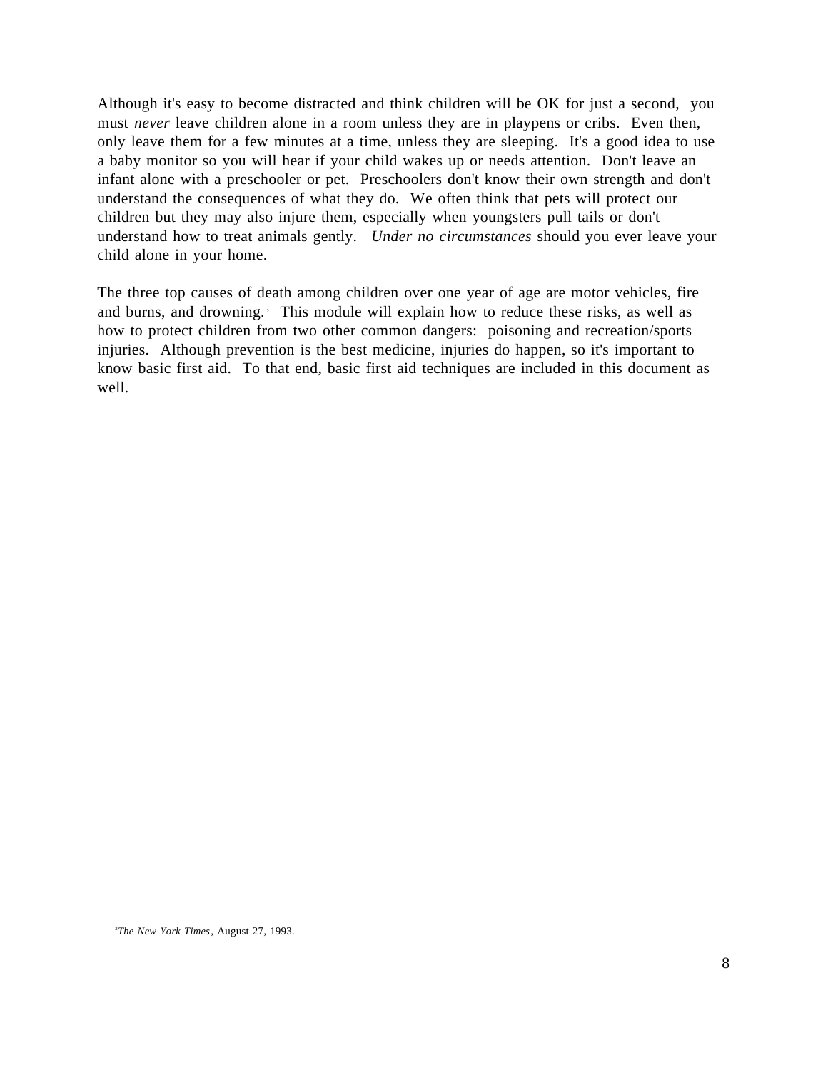Although it's easy to become distracted and think children will be OK for just a second, you must *never* leave children alone in a room unless they are in playpens or cribs. Even then, only leave them for a few minutes at a time, unless they are sleeping. It's a good idea to use a baby monitor so you will hear if your child wakes up or needs attention. Don't leave an infant alone with a preschooler or pet. Preschoolers don't know their own strength and don't understand the consequences of what they do. We often think that pets will protect our children but they may also injure them, especially when youngsters pull tails or don't understand how to treat animals gently. *Under no circumstances* should you ever leave your child alone in your home.

The three top causes of death among children over one year of age are motor vehicles, fire and burns, and drowning.[2] This module will explain how to reduce these risks, as well as how to protect children from two other common dangers: poisoning and recreation/sports injuries. Although prevention is the best medicine, injuries do happen, so it's important to know basic first aid. To that end, basic first aid techniques are included in this document as well.

---

[2] *The New York Times*, August 27, 1993.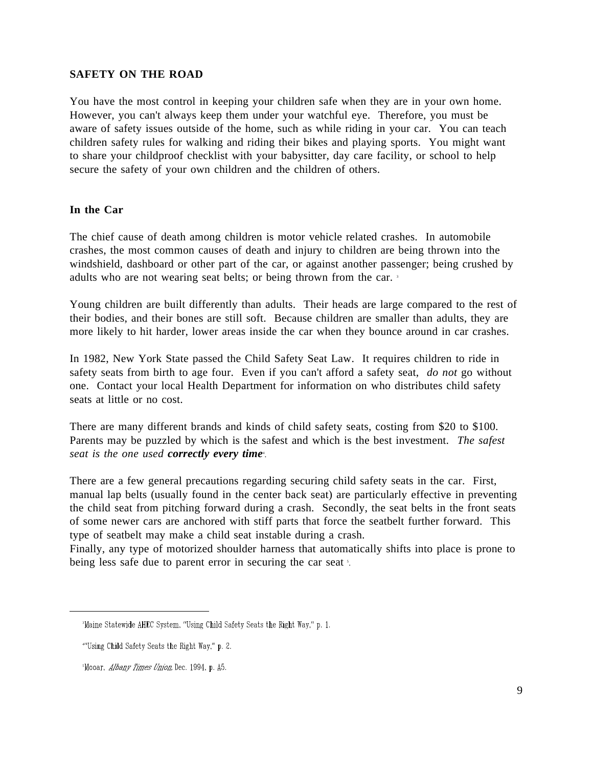## SAFETY ON THE ROAD

You have the most control in keeping your children safe when they are in your own home. However, you can't always keep them under your watchful eye. Therefore, you must be aware of safety issues outside of the home, such as while riding in your car. You can teach children safety rules for walking and riding their bikes and playing sports. You might want to share your childproof checklist with your babysitter, day care facility, or school to help secure the safety of your own children and the children of others.

### In the Car

The chief cause of death among children is motor vehicle related crashes. In automobile crashes, the most common causes of death and injury to children are being thrown into the windshield, dashboard or other part of the car, or against another passenger; being crushed by adults who are not wearing seat belts; or being thrown from the car. [3]

Young children are built differently than adults. Their heads are large compared to the rest of their bodies, and their bones are still soft. Because children are smaller than adults, they are more likely to hit harder, lower areas inside the car when they bounce around in car crashes.

In 1982, New York State passed the Child Safety Seat Law. It requires children to ride in safety seats from birth to age four. Even if you can't afford a safety seat, *do not* go without one. Contact your local Health Department for information on who distributes child safety seats at little or no cost.

There are many different brands and kinds of child safety seats, costing from $20 to $100. Parents may be puzzled by which is the safest and which is the best investment. *The safest seat is the one used **correctly every time***[4].

There are a few general precautions regarding securing child safety seats in the car. First, manual lap belts (usually found in the center back seat) are particularly effective in preventing the child seat from pitching forward during a crash. Secondly, the seat belts in the front seats of some newer cars are anchored with stiff parts that force the seatbelt further forward. This type of seatbelt may make a child seat instable during a crash.
Finally, any type of motorized shoulder harness that automatically shifts into place is prone to being less safe due to parent error in securing the car seat [5].

---

[3] Maine Statewide AHEC System, "Using Child Safety Seats the Right Way," p. 1.

[4] "Using Child Safety Seats the Right Way," p. 2.

[5] Mooar, *Albany Times Union*, Dec. 1994, p. A5.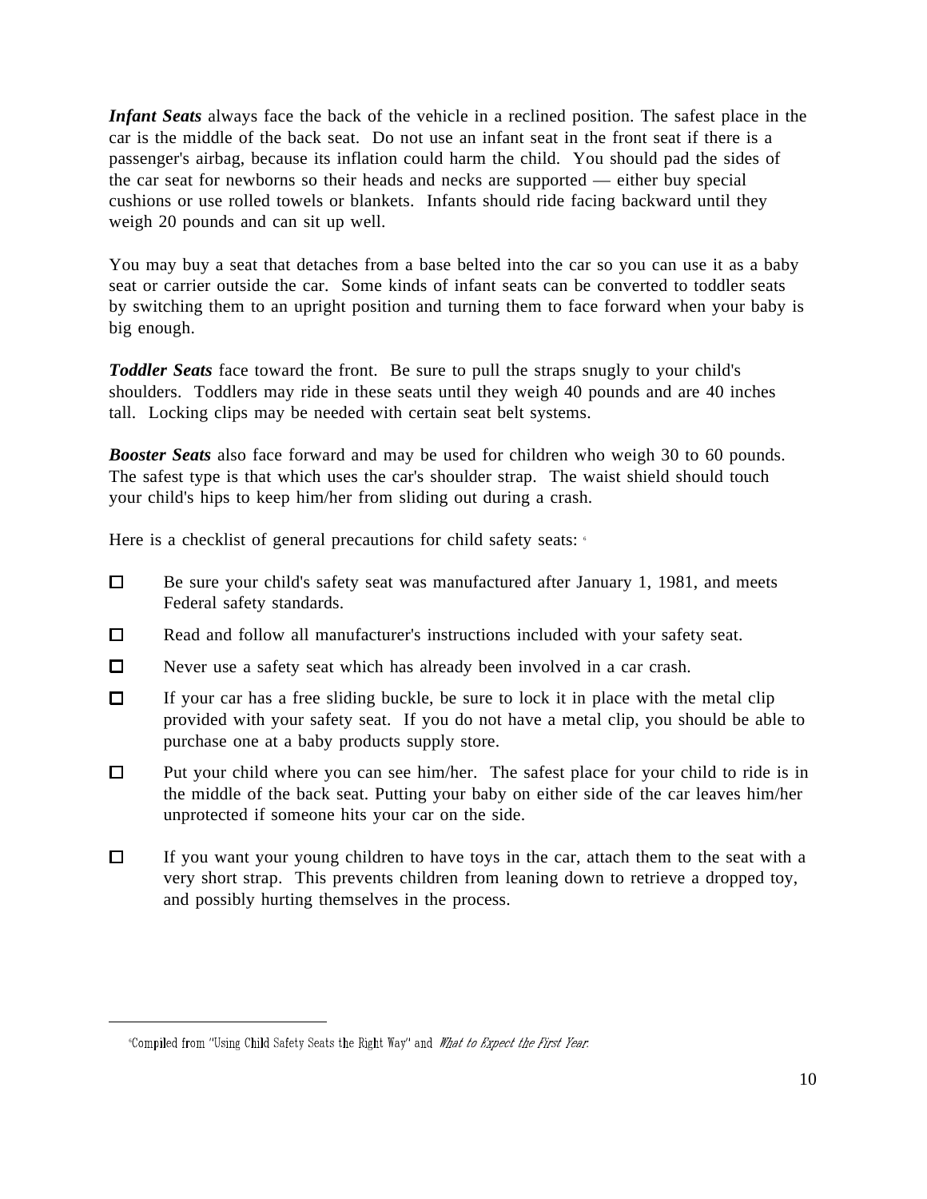***Infant Seats*** always face the back of the vehicle in a reclined position. The safest place in the car is the middle of the back seat. Do not use an infant seat in the front seat if there is a passenger's airbag, because its inflation could harm the child. You should pad the sides of the car seat for newborns so their heads and necks are supported — either buy special cushions or use rolled towels or blankets. Infants should ride facing backward until they weigh 20 pounds and can sit up well.

You may buy a seat that detaches from a base belted into the car so you can use it as a baby seat or carrier outside the car. Some kinds of infant seats can be converted to toddler seats by switching them to an upright position and turning them to face forward when your baby is big enough.

***Toddler Seats*** face toward the front. Be sure to pull the straps snugly to your child's shoulders. Toddlers may ride in these seats until they weigh 40 pounds and are 40 inches tall. Locking clips may be needed with certain seat belt systems.

***Booster Seats*** also face forward and may be used for children who weigh 30 to 60 pounds. The safest type is that which uses the car's shoulder strap. The waist shield should touch your child's hips to keep him/her from sliding out during a crash.

Here is a checklist of general precautions for child safety seats: [6]

- ☐ Be sure your child's safety seat was manufactured after January 1, 1981, and meets Federal safety standards.
- ☐ Read and follow all manufacturer's instructions included with your safety seat.
- ☐ Never use a safety seat which has already been involved in a car crash.
- ☐ If your car has a free sliding buckle, be sure to lock it in place with the metal clip provided with your safety seat. If you do not have a metal clip, you should be able to purchase one at a baby products supply store.
- ☐ Put your child where you can see him/her. The safest place for your child to ride is in the middle of the back seat. Putting your baby on either side of the car leaves him/her unprotected if someone hits your car on the side.
- ☐ If you want your young children to have toys in the car, attach them to the seat with a very short strap. This prevents children from leaning down to retrieve a dropped toy, and possibly hurting themselves in the process.

---

[6] Compiled from "Using Child Safety Seats the Right Way" and *What to Expect the First Year.*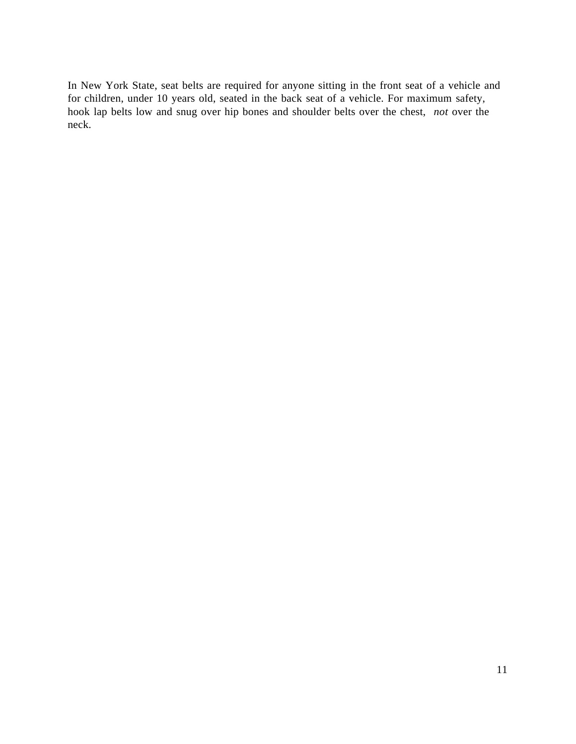In New York State, seat belts are required for anyone sitting in the front seat of a vehicle and for children, under 10 years old, seated in the back seat of a vehicle. For maximum safety, hook lap belts low and snug over hip bones and shoulder belts over the chest, *not* over the neck.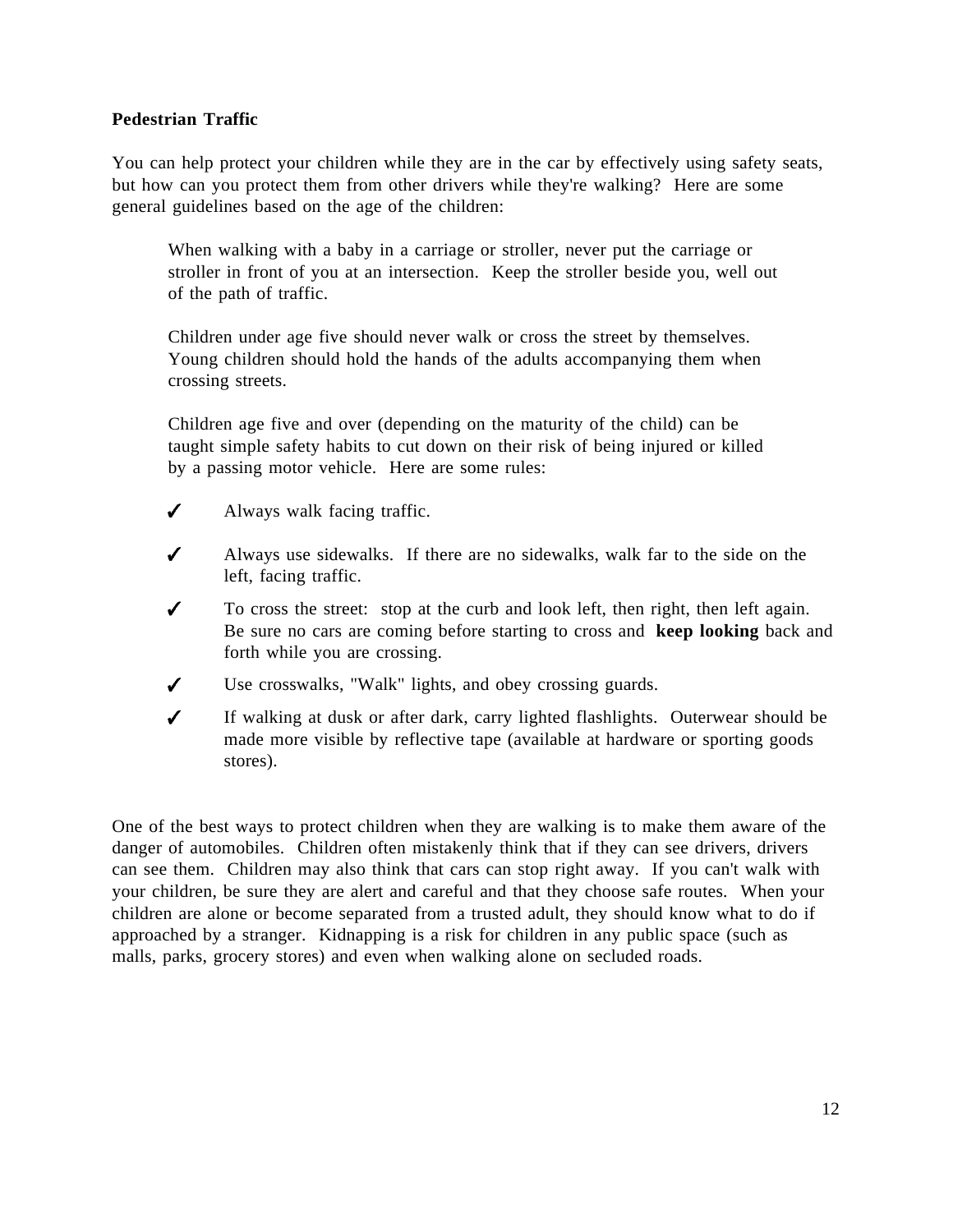**Pedestrian Traffic**

You can help protect your children while they are in the car by effectively using safety seats, but how can you protect them from other drivers while they're walking? Here are some general guidelines based on the age of the children:

> When walking with a baby in a carriage or stroller, never put the carriage or stroller in front of you at an intersection. Keep the stroller beside you, well out of the path of traffic.
>
> Children under age five should never walk or cross the street by themselves. Young children should hold the hands of the adults accompanying them when crossing streets.
>
> Children age five and over (depending on the maturity of the child) can be taught simple safety habits to cut down on their risk of being injured or killed by a passing motor vehicle. Here are some rules:

- ✓ Always walk facing traffic.
- ✓ Always use sidewalks. If there are no sidewalks, walk far to the side on the left, facing traffic.
- ✓ To cross the street: stop at the curb and look left, then right, then left again. Be sure no cars are coming before starting to cross and **keep looking** back and forth while you are crossing.
- ✓ Use crosswalks, "Walk" lights, and obey crossing guards.
- ✓ If walking at dusk or after dark, carry lighted flashlights. Outerwear should be made more visible by reflective tape (available at hardware or sporting goods stores).

One of the best ways to protect children when they are walking is to make them aware of the danger of automobiles. Children often mistakenly think that if they can see drivers, drivers can see them. Children may also think that cars can stop right away. If you can't walk with your children, be sure they are alert and careful and that they choose safe routes. When your children are alone or become separated from a trusted adult, they should know what to do if approached by a stranger. Kidnapping is a risk for children in any public space (such as malls, parks, grocery stores) and even when walking alone on secluded roads.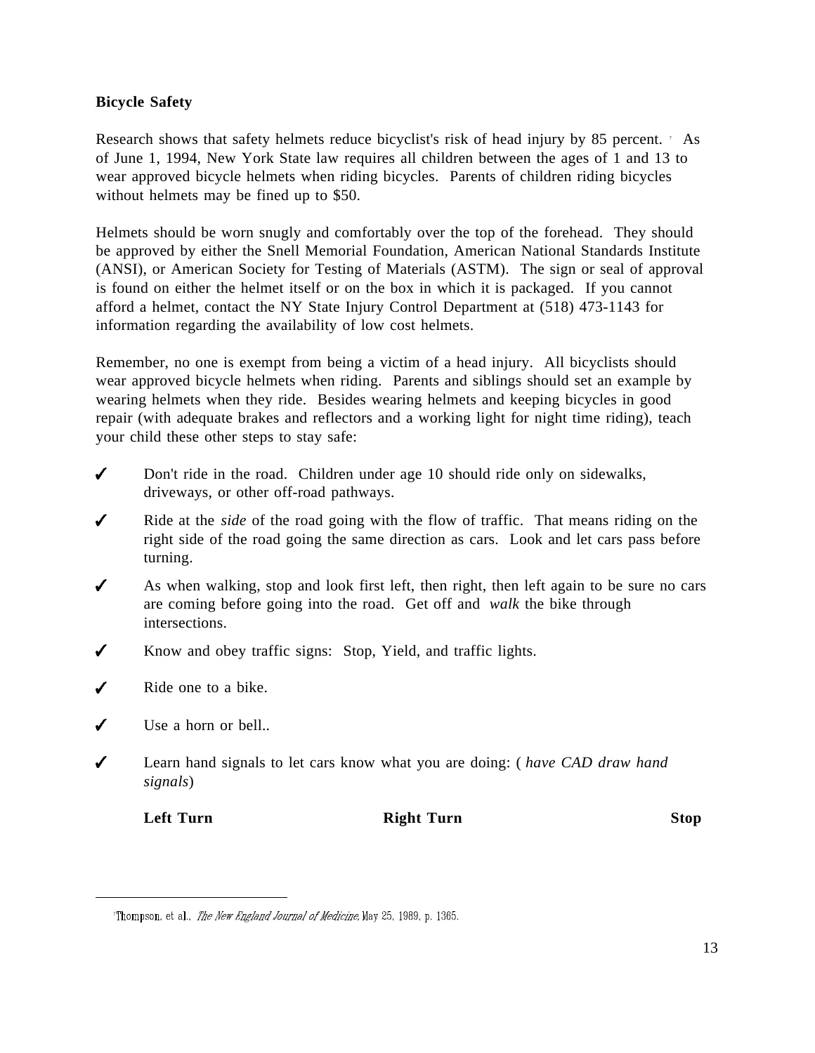**Bicycle Safety**

Research shows that safety helmets reduce bicyclist's risk of head injury by 85 percent. [7] As of June 1, 1994, New York State law requires all children between the ages of 1 and 13 to wear approved bicycle helmets when riding bicycles. Parents of children riding bicycles without helmets may be fined up to $50.

Helmets should be worn snugly and comfortably over the top of the forehead. They should be approved by either the Snell Memorial Foundation, American National Standards Institute (ANSI), or American Society for Testing of Materials (ASTM). The sign or seal of approval is found on either the helmet itself or on the box in which it is packaged. If you cannot afford a helmet, contact the NY State Injury Control Department at (518) 473-1143 for information regarding the availability of low cost helmets.

Remember, no one is exempt from being a victim of a head injury. All bicyclists should wear approved bicycle helmets when riding. Parents and siblings should set an example by wearing helmets when they ride. Besides wearing helmets and keeping bicycles in good repair (with adequate brakes and reflectors and a working light for night time riding), teach your child these other steps to stay safe:

- ✓ Don't ride in the road. Children under age 10 should ride only on sidewalks, driveways, or other off-road pathways.
- ✓ Ride at the *side* of the road going with the flow of traffic. That means riding on the right side of the road going the same direction as cars. Look and let cars pass before turning.
- ✓ As when walking, stop and look first left, then right, then left again to be sure no cars are coming before going into the road. Get off and *walk* the bike through intersections.
- ✓ Know and obey traffic signs: Stop, Yield, and traffic lights.
- ✓ Ride one to a bike.
- ✓ Use a horn or bell..
- ✓ Learn hand signals to let cars know what you are doing: ( *have CAD draw hand signals*)

**Left Turn** **Right Turn** **Stop**

---

[7] Thompson, et al., *The New England Journal of Medicine,* May 25, 1989, p. 1365.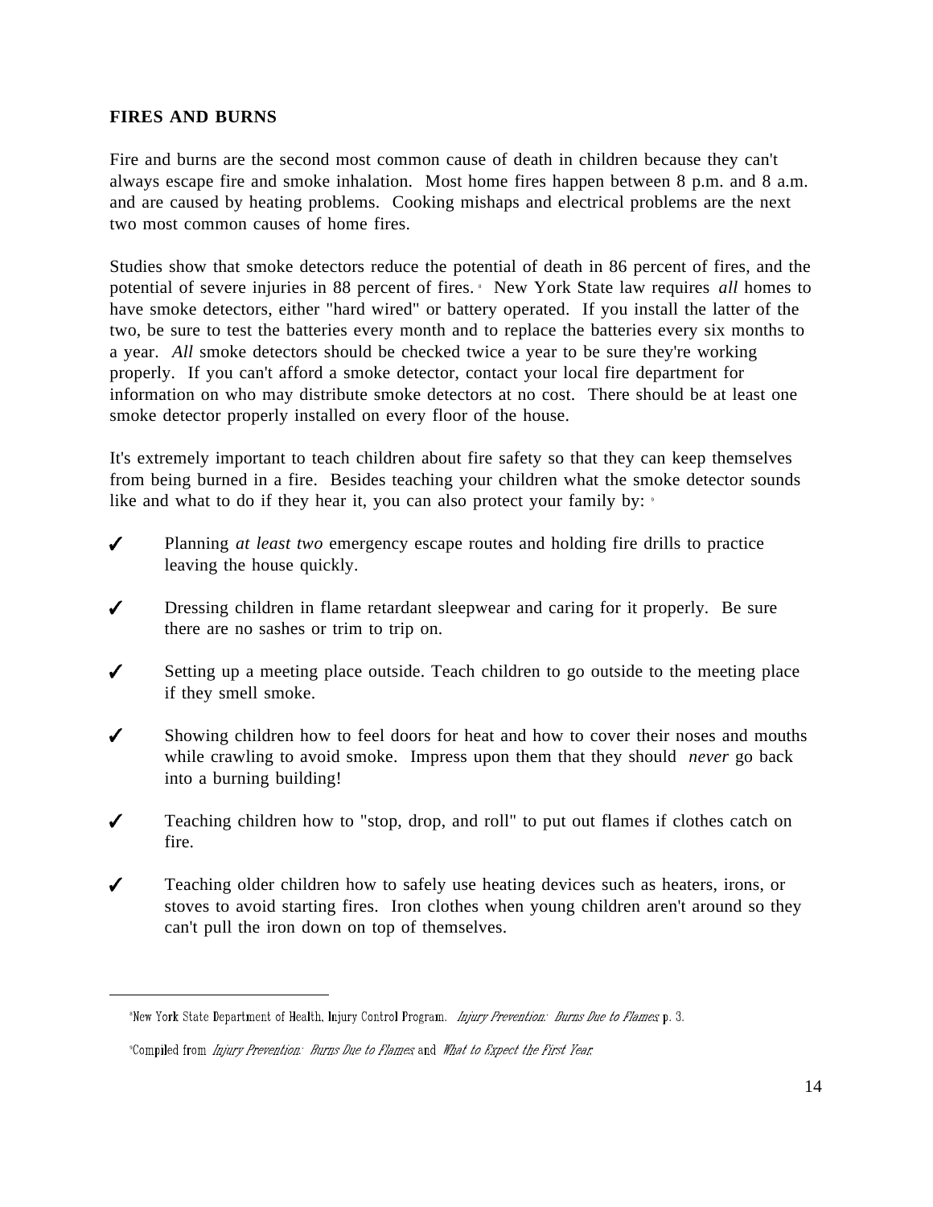## FIRES AND BURNS

Fire and burns are the second most common cause of death in children because they can't always escape fire and smoke inhalation. Most home fires happen between 8 p.m. and 8 a.m. and are caused by heating problems. Cooking mishaps and electrical problems are the next two most common causes of home fires.

Studies show that smoke detectors reduce the potential of death in 86 percent of fires, and the potential of severe injuries in 88 percent of fires.[8] New York State law requires *all* homes to have smoke detectors, either "hard wired" or battery operated. If you install the latter of the two, be sure to test the batteries every month and to replace the batteries every six months to a year. *All* smoke detectors should be checked twice a year to be sure they're working properly. If you can't afford a smoke detector, contact your local fire department for information on who may distribute smoke detectors at no cost. There should be at least one smoke detector properly installed on every floor of the house.

It's extremely important to teach children about fire safety so that they can keep themselves from being burned in a fire. Besides teaching your children what the smoke detector sounds like and what to do if they hear it, you can also protect your family by:[9]

- ✓ Planning *at least two* emergency escape routes and holding fire drills to practice leaving the house quickly.
- ✓ Dressing children in flame retardant sleepwear and caring for it properly. Be sure there are no sashes or trim to trip on.
- ✓ Setting up a meeting place outside. Teach children to go outside to the meeting place if they smell smoke.
- ✓ Showing children how to feel doors for heat and how to cover their noses and mouths while crawling to avoid smoke. Impress upon them that they should *never* go back into a burning building!
- ✓ Teaching children how to "stop, drop, and roll" to put out flames if clothes catch on fire.
- ✓ Teaching older children how to safely use heating devices such as heaters, irons, or stoves to avoid starting fires. Iron clothes when young children aren't around so they can't pull the iron down on top of themselves.

---

[8] New York State Department of Health, Injury Control Program. *Injury Prevention: Burns Due to Flames*, p. 3.

[9] Compiled from *Injury Prevention: Burns Due to Flames* and *What to Expect the First Year*.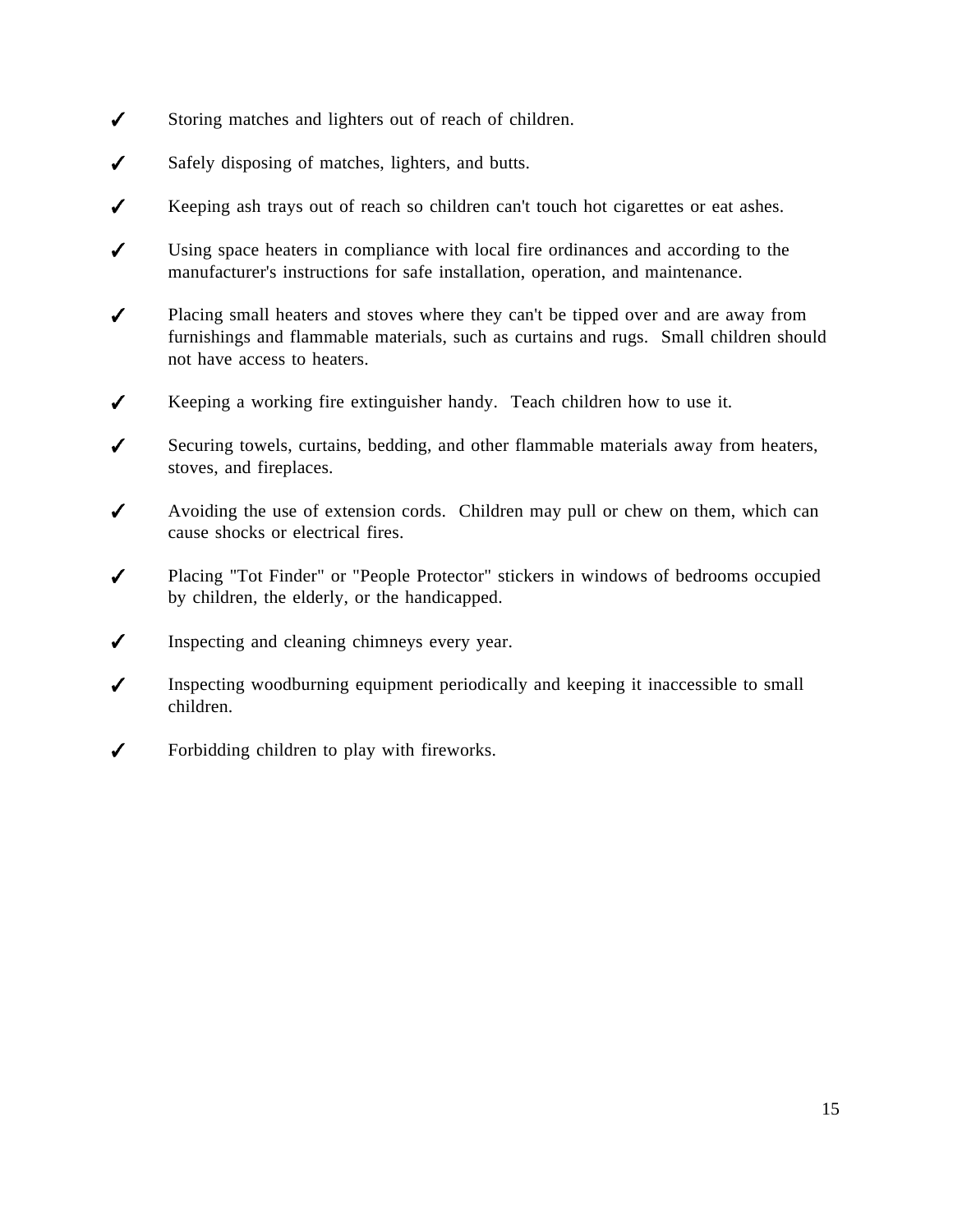- ✓ Storing matches and lighters out of reach of children.

- ✓ Safely disposing of matches, lighters, and butts.

- ✓ Keeping ash trays out of reach so children can't touch hot cigarettes or eat ashes.

- ✓ Using space heaters in compliance with local fire ordinances and according to the manufacturer's instructions for safe installation, operation, and maintenance.

- ✓ Placing small heaters and stoves where they can't be tipped over and are away from furnishings and flammable materials, such as curtains and rugs. Small children should not have access to heaters.

- ✓ Keeping a working fire extinguisher handy. Teach children how to use it.

- ✓ Securing towels, curtains, bedding, and other flammable materials away from heaters, stoves, and fireplaces.

- ✓ Avoiding the use of extension cords. Children may pull or chew on them, which can cause shocks or electrical fires.

- ✓ Placing "Tot Finder" or "People Protector" stickers in windows of bedrooms occupied by children, the elderly, or the handicapped.

- ✓ Inspecting and cleaning chimneys every year.

- ✓ Inspecting woodburning equipment periodically and keeping it inaccessible to small children.

- ✓ Forbidding children to play with fireworks.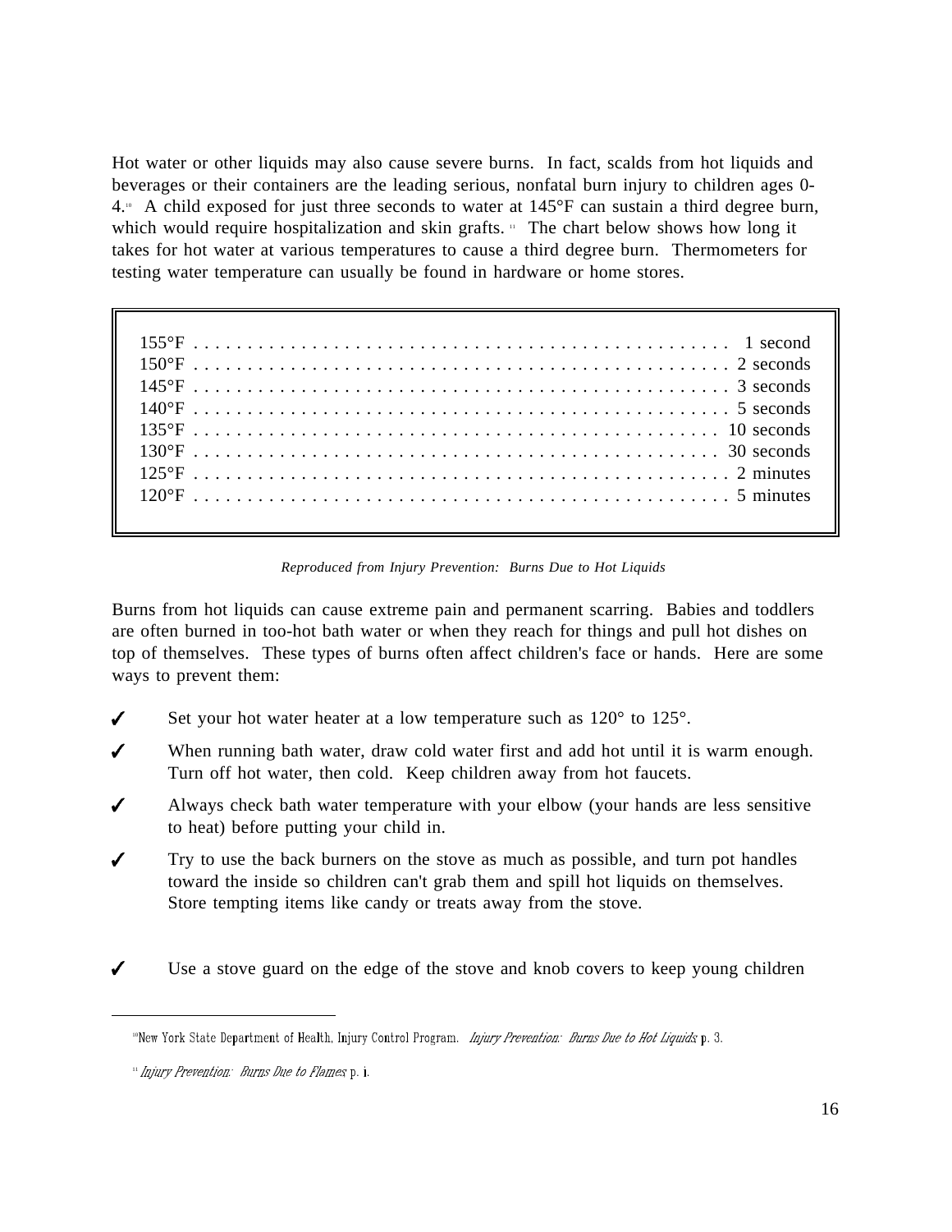Hot water or other liquids may also cause severe burns. In fact, scalds from hot liquids and beverages or their containers are the leading serious, nonfatal burn injury to children ages 0-4.[10] A child exposed for just three seconds to water at 145°F can sustain a third degree burn, which would require hospitalization and skin grafts.[11] The chart below shows how long it takes for hot water at various temperatures to cause a third degree burn. Thermometers for testing water temperature can usually be found in hardware or home stores.

| Temperature | Time |
|---|---|
| 155°F | 1 second |
| 150°F | 2 seconds |
| 145°F | 3 seconds |
| 140°F | 5 seconds |
| 135°F | 10 seconds |
| 130°F | 30 seconds |
| 125°F | 2 minutes |
| 120°F | 5 minutes |

*Reproduced from Injury Prevention: Burns Due to Hot Liquids*

Burns from hot liquids can cause extreme pain and permanent scarring. Babies and toddlers are often burned in too-hot bath water or when they reach for things and pull hot dishes on top of themselves. These types of burns often affect children's face or hands. Here are some ways to prevent them:

- ✓ Set your hot water heater at a low temperature such as 120° to 125°.
- ✓ When running bath water, draw cold water first and add hot until it is warm enough. Turn off hot water, then cold. Keep children away from hot faucets.
- ✓ Always check bath water temperature with your elbow (your hands are less sensitive to heat) before putting your child in.
- ✓ Try to use the back burners on the stove as much as possible, and turn pot handles toward the inside so children can't grab them and spill hot liquids on themselves. Store tempting items like candy or treats away from the stove.
- ✓ Use a stove guard on the edge of the stove and knob covers to keep young children

---

[10] New York State Department of Health, Injury Control Program. *Injury Prevention: Burns Due to Hot Liquids* p. 3.

[11] *Injury Prevention: Burns Due to Flames* p. i.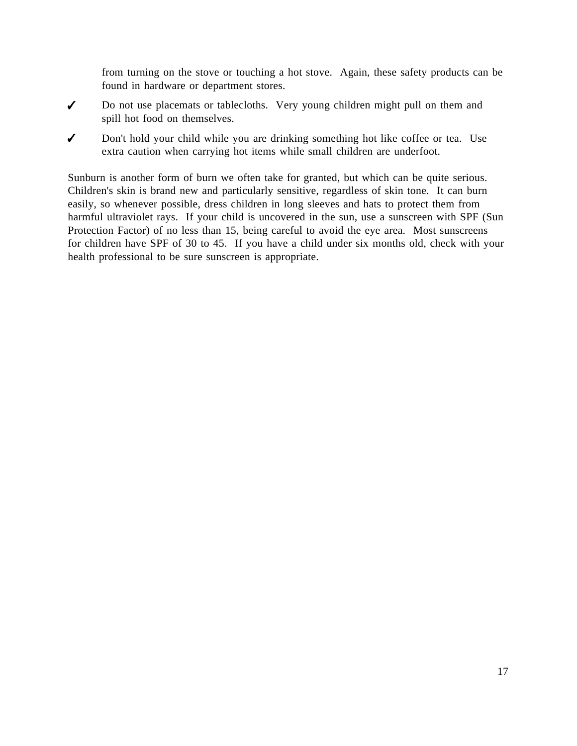from turning on the stove or touching a hot stove. Again, these safety products can be found in hardware or department stores.

- ✓ Do not use placemats or tablecloths. Very young children might pull on them and spill hot food on themselves.
- ✓ Don't hold your child while you are drinking something hot like coffee or tea. Use extra caution when carrying hot items while small children are underfoot.

Sunburn is another form of burn we often take for granted, but which can be quite serious. Children's skin is brand new and particularly sensitive, regardless of skin tone. It can burn easily, so whenever possible, dress children in long sleeves and hats to protect them from harmful ultraviolet rays. If your child is uncovered in the sun, use a sunscreen with SPF (Sun Protection Factor) of no less than 15, being careful to avoid the eye area. Most sunscreens for children have SPF of 30 to 45. If you have a child under six months old, check with your health professional to be sure sunscreen is appropriate.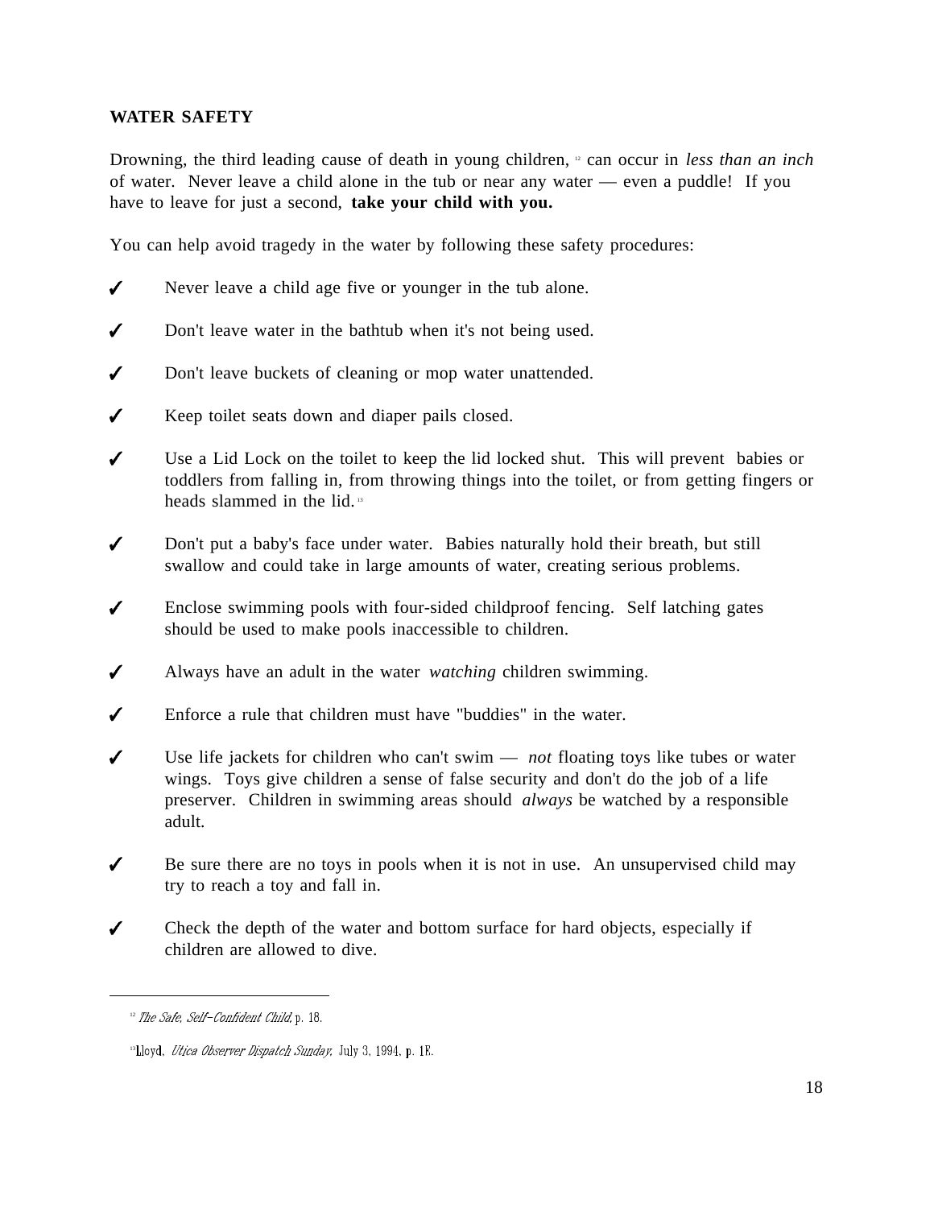## WATER SAFETY

Drowning, the third leading cause of death in young children, [12] can occur in *less than an inch* of water. Never leave a child alone in the tub or near any water — even a puddle! If you have to leave for just a second, **take your child with you.**

You can help avoid tragedy in the water by following these safety procedures:

- ✓ Never leave a child age five or younger in the tub alone.
- ✓ Don't leave water in the bathtub when it's not being used.
- ✓ Don't leave buckets of cleaning or mop water unattended.
- ✓ Keep toilet seats down and diaper pails closed.
- ✓ Use a Lid Lock on the toilet to keep the lid locked shut. This will prevent babies or toddlers from falling in, from throwing things into the toilet, or from getting fingers or heads slammed in the lid. [13]
- ✓ Don't put a baby's face under water. Babies naturally hold their breath, but still swallow and could take in large amounts of water, creating serious problems.
- ✓ Enclose swimming pools with four-sided childproof fencing. Self latching gates should be used to make pools inaccessible to children.
- ✓ Always have an adult in the water *watching* children swimming.
- ✓ Enforce a rule that children must have "buddies" in the water.
- ✓ Use life jackets for children who can't swim — *not* floating toys like tubes or water wings. Toys give children a sense of false security and don't do the job of a life preserver. Children in swimming areas should *always* be watched by a responsible adult.
- ✓ Be sure there are no toys in pools when it is not in use. An unsupervised child may try to reach a toy and fall in.
- ✓ Check the depth of the water and bottom surface for hard objects, especially if children are allowed to dive.

---

[12] *The Safe, Self-Confident Child,* p. 18.

[13] Lloyd, *Utica Observer Dispatch Sunday,* July 3, 1994, p. 1E.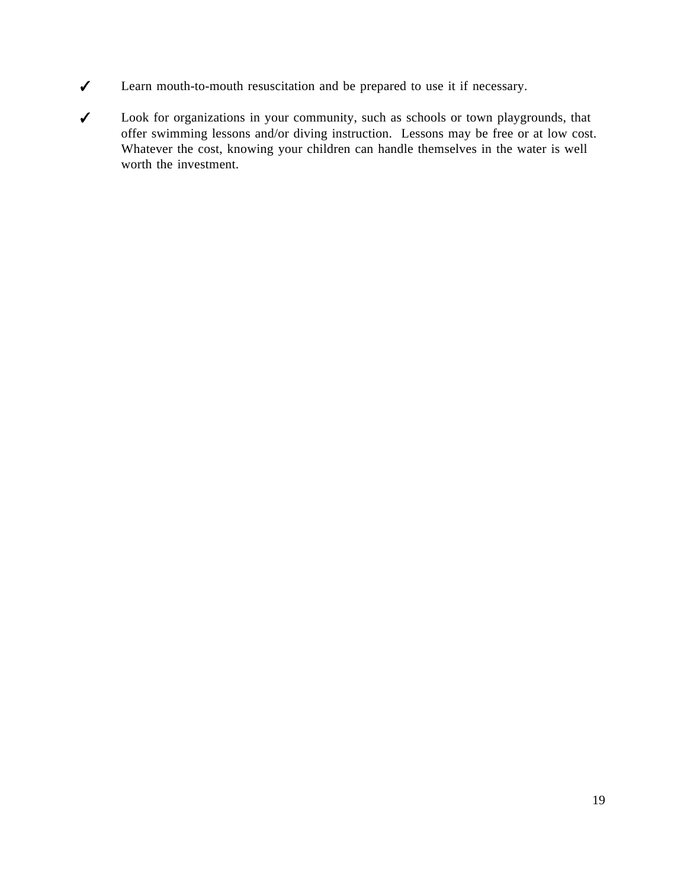- ✓ Learn mouth-to-mouth resuscitation and be prepared to use it if necessary.

- ✓ Look for organizations in your community, such as schools or town playgrounds, that offer swimming lessons and/or diving instruction. Lessons may be free or at low cost. Whatever the cost, knowing your children can handle themselves in the water is well worth the investment.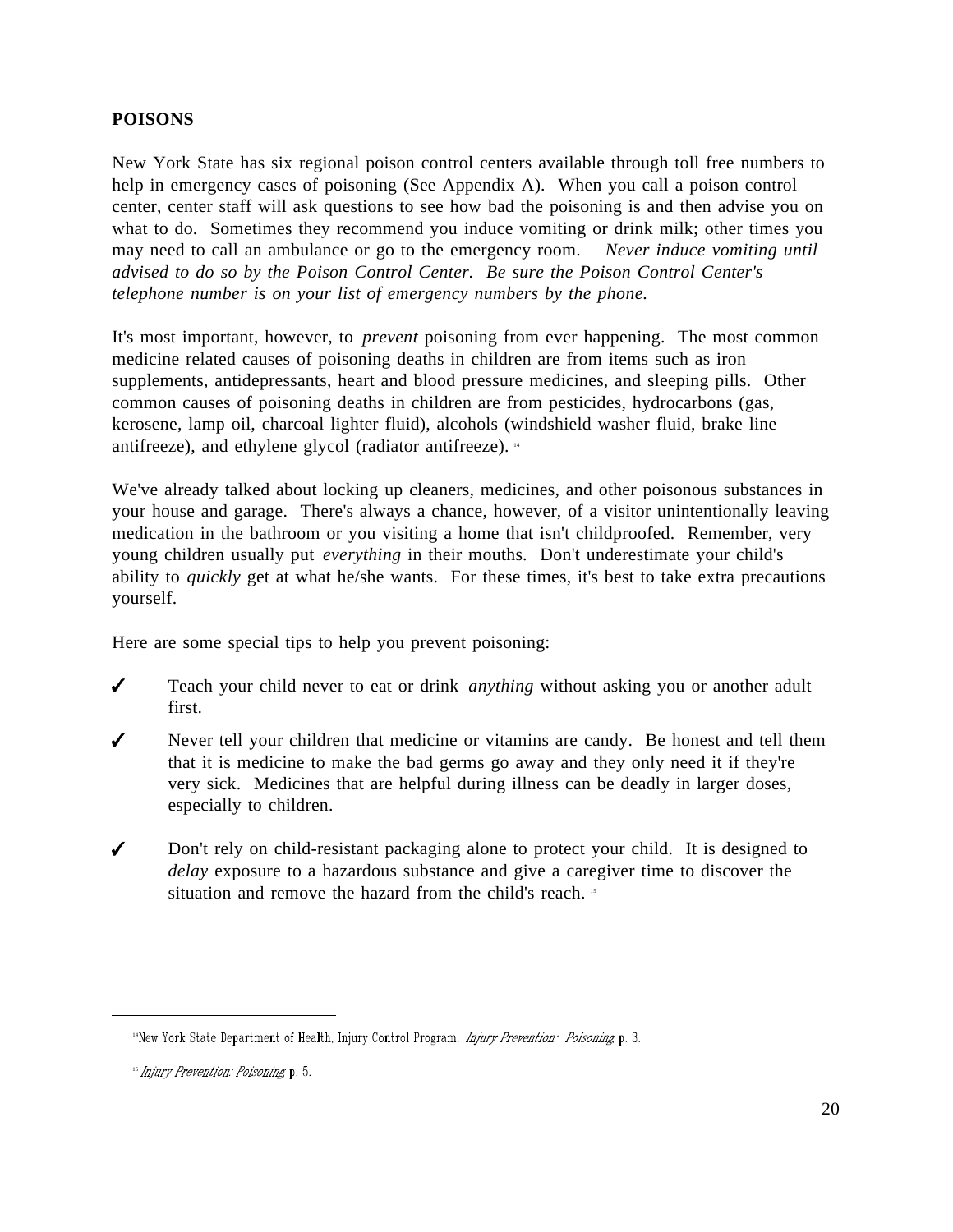## POISONS

New York State has six regional poison control centers available through toll free numbers to help in emergency cases of poisoning (See Appendix A). When you call a poison control center, center staff will ask questions to see how bad the poisoning is and then advise you on what to do. Sometimes they recommend you induce vomiting or drink milk; other times you may need to call an ambulance or go to the emergency room. *Never induce vomiting until advised to do so by the Poison Control Center. Be sure the Poison Control Center's telephone number is on your list of emergency numbers by the phone.*

It's most important, however, to *prevent* poisoning from ever happening. The most common medicine related causes of poisoning deaths in children are from items such as iron supplements, antidepressants, heart and blood pressure medicines, and sleeping pills. Other common causes of poisoning deaths in children are from pesticides, hydrocarbons (gas, kerosene, lamp oil, charcoal lighter fluid), alcohols (windshield washer fluid, brake line antifreeze), and ethylene glycol (radiator antifreeze).[14]

We've already talked about locking up cleaners, medicines, and other poisonous substances in your house and garage. There's always a chance, however, of a visitor unintentionally leaving medication in the bathroom or you visiting a home that isn't childproofed. Remember, very young children usually put *everything* in their mouths. Don't underestimate your child's ability to *quickly* get at what he/she wants. For these times, it's best to take extra precautions yourself.

Here are some special tips to help you prevent poisoning:

- ✓ Teach your child never to eat or drink *anything* without asking you or another adult first.
- ✓ Never tell your children that medicine or vitamins are candy. Be honest and tell them that it is medicine to make the bad germs go away and they only need it if they're very sick. Medicines that are helpful during illness can be deadly in larger doses, especially to children.
- ✓ Don't rely on child-resistant packaging alone to protect your child. It is designed to *delay* exposure to a hazardous substance and give a caregiver time to discover the situation and remove the hazard from the child's reach.[15]

---

[14] New York State Department of Health, Injury Control Program. *Injury Prevention: Poisoning* p. 3.

[15] *Injury Prevention: Poisoning* p. 5.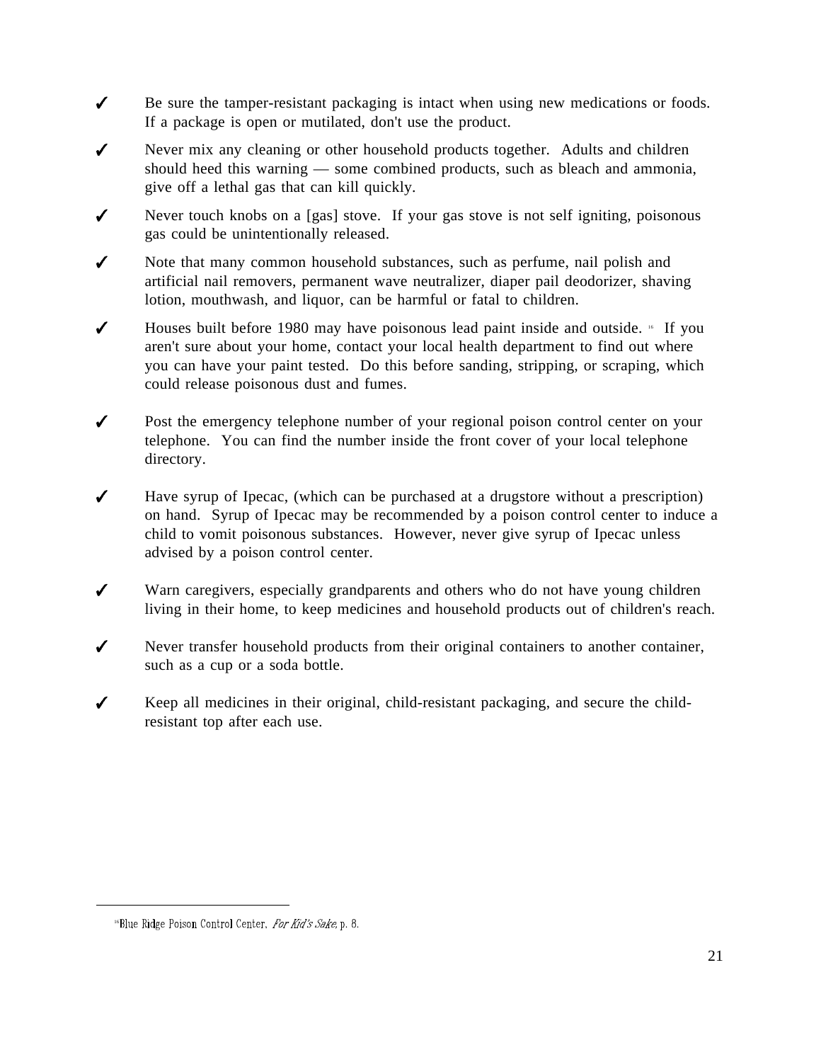- ✓ Be sure the tamper-resistant packaging is intact when using new medications or foods. If a package is open or mutilated, don't use the product.

- ✓ Never mix any cleaning or other household products together. Adults and children should heed this warning — some combined products, such as bleach and ammonia, give off a lethal gas that can kill quickly.

- ✓ Never touch knobs on a [gas] stove. If your gas stove is not self igniting, poisonous gas could be unintentionally released.

- ✓ Note that many common household substances, such as perfume, nail polish and artificial nail removers, permanent wave neutralizer, diaper pail deodorizer, shaving lotion, mouthwash, and liquor, can be harmful or fatal to children.

- ✓ Houses built before 1980 may have poisonous lead paint inside and outside.[16] If you aren't sure about your home, contact your local health department to find out where you can have your paint tested. Do this before sanding, stripping, or scraping, which could release poisonous dust and fumes.

- ✓ Post the emergency telephone number of your regional poison control center on your telephone. You can find the number inside the front cover of your local telephone directory.

- ✓ Have syrup of Ipecac, (which can be purchased at a drugstore without a prescription) on hand. Syrup of Ipecac may be recommended by a poison control center to induce a child to vomit poisonous substances. However, never give syrup of Ipecac unless advised by a poison control center.

- ✓ Warn caregivers, especially grandparents and others who do not have young children living in their home, to keep medicines and household products out of children's reach.

- ✓ Never transfer household products from their original containers to another container, such as a cup or a soda bottle.

- ✓ Keep all medicines in their original, child-resistant packaging, and secure the child-resistant top after each use.

---

[16] Blue Ridge Poison Control Center, *For Kid's Sake*, p. 8.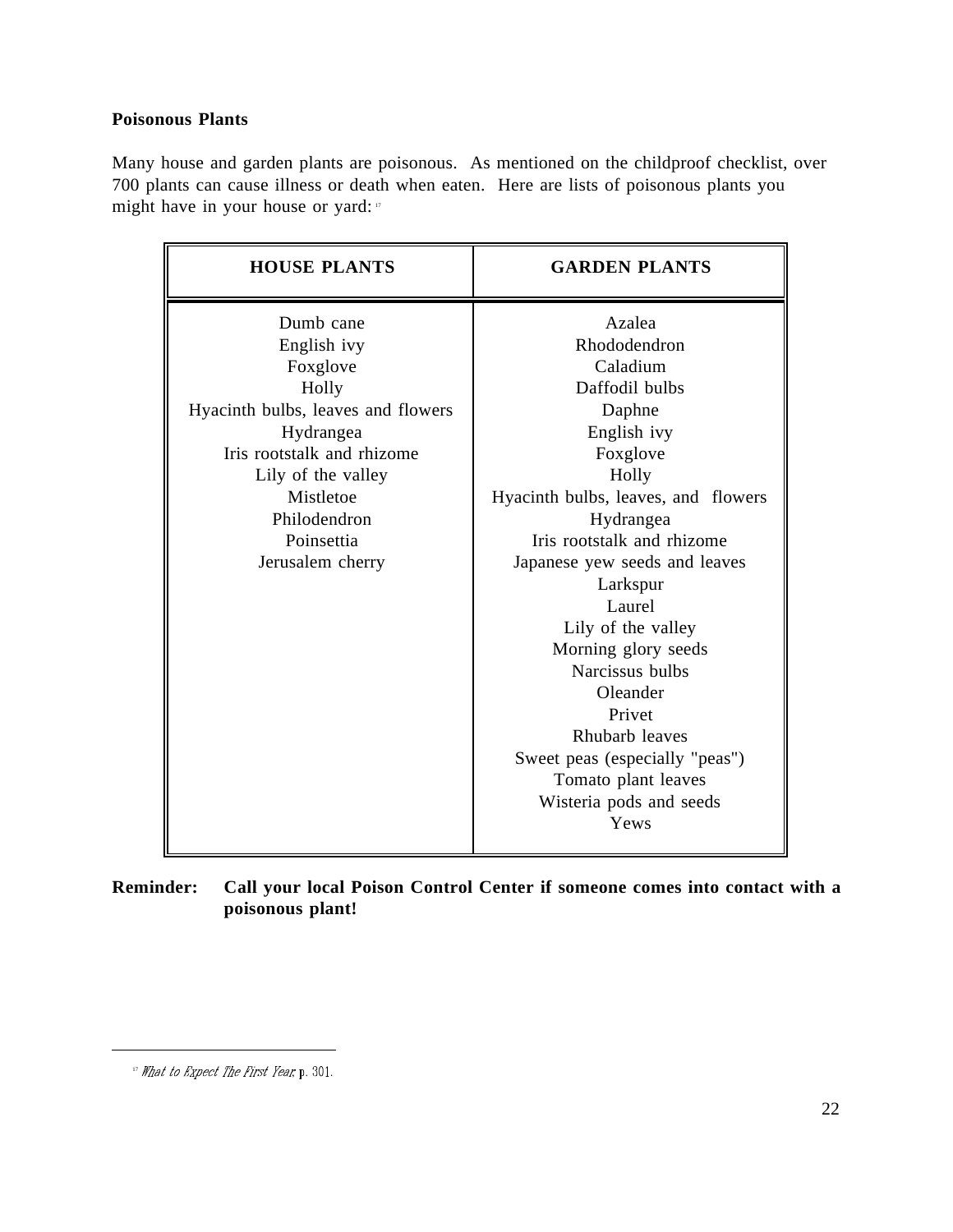**Poisonous Plants**

Many house and garden plants are poisonous. As mentioned on the childproof checklist, over 700 plants can cause illness or death when eaten. Here are lists of poisonous plants you might have in your house or yard:[17]

| HOUSE PLANTS | GARDEN PLANTS |
|---|---|
| Dumb cane | Azalea |
| English ivy | Rhododendron |
| Foxglove | Caladium |
| Holly | Daffodil bulbs |
| Hyacinth bulbs, leaves and flowers | Daphne |
| Hydrangea | English ivy |
| Iris rootstalk and rhizome | Foxglove |
| Lily of the valley | Holly |
| Mistletoe | Hyacinth bulbs, leaves, and flowers |
| Philodendron | Hydrangea |
| Poinsettia | Iris rootstalk and rhizome |
| Jerusalem cherry | Japanese yew seeds and leaves |
| | Larkspur |
| | Laurel |
| | Lily of the valley |
| | Morning glory seeds |
| | Narcissus bulbs |
| | Oleander |
| | Privet |
| | Rhubarb leaves |
| | Sweet peas (especially "peas") |
| | Tomato plant leaves |
| | Wisteria pods and seeds |
| | Yews |

**Reminder: Call your local Poison Control Center if someone comes into contact with a poisonous plant!**

[17] *What to Expect The First Year,* p. 301.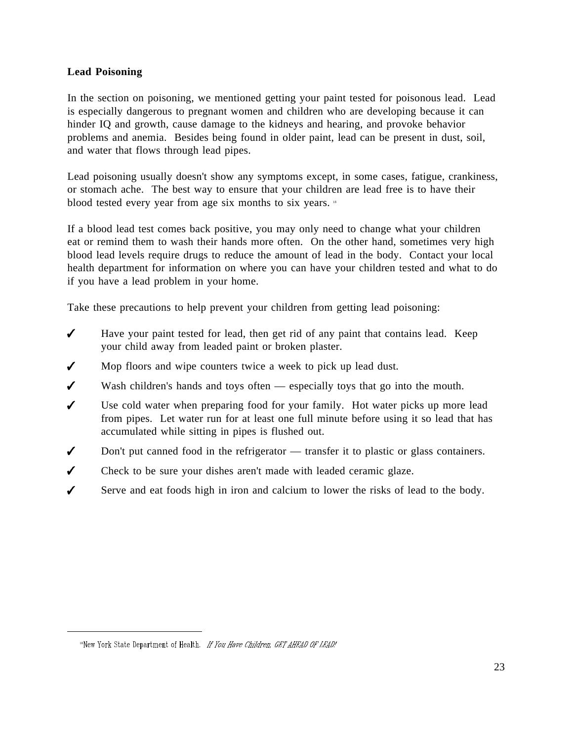**Lead Poisoning**

In the section on poisoning, we mentioned getting your paint tested for poisonous lead. Lead is especially dangerous to pregnant women and children who are developing because it can hinder IQ and growth, cause damage to the kidneys and hearing, and provoke behavior problems and anemia. Besides being found in older paint, lead can be present in dust, soil, and water that flows through lead pipes.

Lead poisoning usually doesn't show any symptoms except, in some cases, fatigue, crankiness, or stomach ache. The best way to ensure that your children are lead free is to have their blood tested every year from age six months to six years. [18]

If a blood lead test comes back positive, you may only need to change what your children eat or remind them to wash their hands more often. On the other hand, sometimes very high blood lead levels require drugs to reduce the amount of lead in the body. Contact your local health department for information on where you can have your children tested and what to do if you have a lead problem in your home.

Take these precautions to help prevent your children from getting lead poisoning:

- ✓ Have your paint tested for lead, then get rid of any paint that contains lead. Keep your child away from leaded paint or broken plaster.
- ✓ Mop floors and wipe counters twice a week to pick up lead dust.
- ✓ Wash children's hands and toys often — especially toys that go into the mouth.
- ✓ Use cold water when preparing food for your family. Hot water picks up more lead from pipes. Let water run for at least one full minute before using it so lead that has accumulated while sitting in pipes is flushed out.
- ✓ Don't put canned food in the refrigerator — transfer it to plastic or glass containers.
- ✓ Check to be sure your dishes aren't made with leaded ceramic glaze.
- ✓ Serve and eat foods high in iron and calcium to lower the risks of lead to the body.

---

[18] New York State Department of Health. *If You Have Children, GET AHEAD OF LEAD!*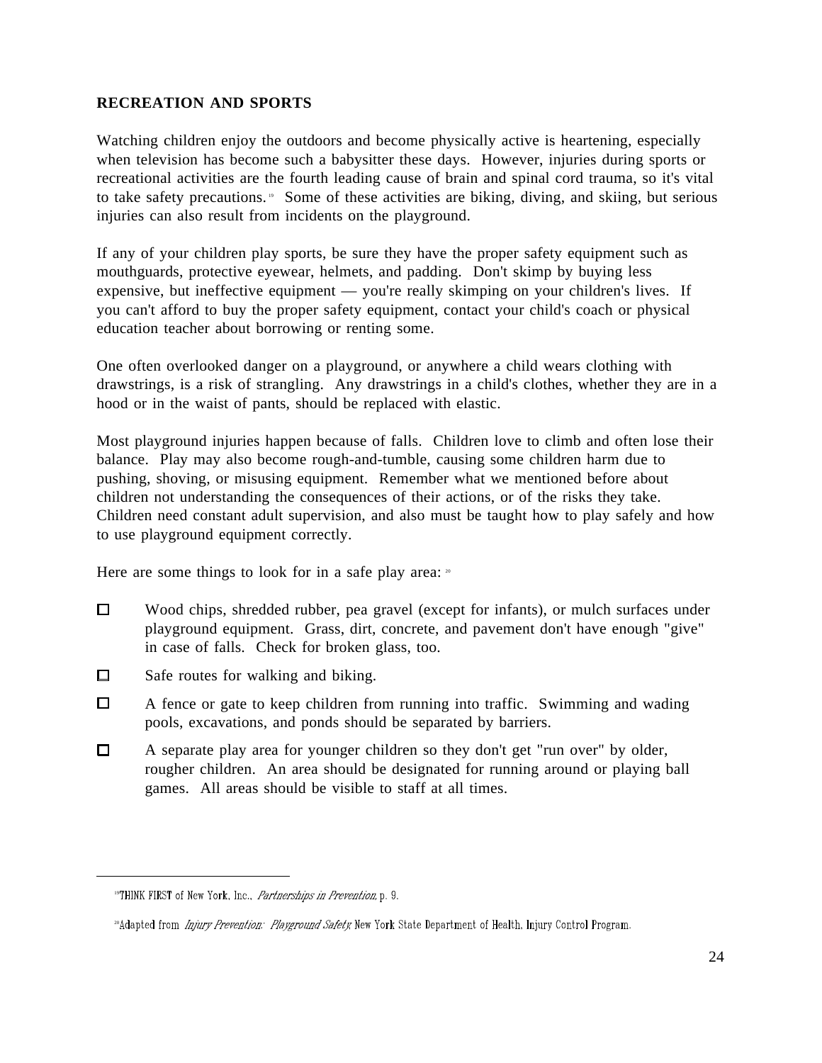## RECREATION AND SPORTS

Watching children enjoy the outdoors and become physically active is heartening, especially when television has become such a babysitter these days. However, injuries during sports or recreational activities are the fourth leading cause of brain and spinal cord trauma, so it's vital to take safety precautions.[19] Some of these activities are biking, diving, and skiing, but serious injuries can also result from incidents on the playground.

If any of your children play sports, be sure they have the proper safety equipment such as mouthguards, protective eyewear, helmets, and padding. Don't skimp by buying less expensive, but ineffective equipment — you're really skimping on your children's lives. If you can't afford to buy the proper safety equipment, contact your child's coach or physical education teacher about borrowing or renting some.

One often overlooked danger on a playground, or anywhere a child wears clothing with drawstrings, is a risk of strangling. Any drawstrings in a child's clothes, whether they are in a hood or in the waist of pants, should be replaced with elastic.

Most playground injuries happen because of falls. Children love to climb and often lose their balance. Play may also become rough-and-tumble, causing some children harm due to pushing, shoving, or misusing equipment. Remember what we mentioned before about children not understanding the consequences of their actions, or of the risks they take. Children need constant adult supervision, and also must be taught how to play safely and how to use playground equipment correctly.

Here are some things to look for in a safe play area:[20]

- ☐ Wood chips, shredded rubber, pea gravel (except for infants), or mulch surfaces under playground equipment. Grass, dirt, concrete, and pavement don't have enough "give" in case of falls. Check for broken glass, too.
- ☐ Safe routes for walking and biking.
- ☐ A fence or gate to keep children from running into traffic. Swimming and wading pools, excavations, and ponds should be separated by barriers.
- ☐ A separate play area for younger children so they don't get "run over" by older, rougher children. An area should be designated for running around or playing ball games. All areas should be visible to staff at all times.

---

[19] THINK FIRST of New York, Inc., *Partnerships in Prevention*, p. 9.

[20] Adapted from *Injury Prevention: Playground Safety*, New York State Department of Health, Injury Control Program.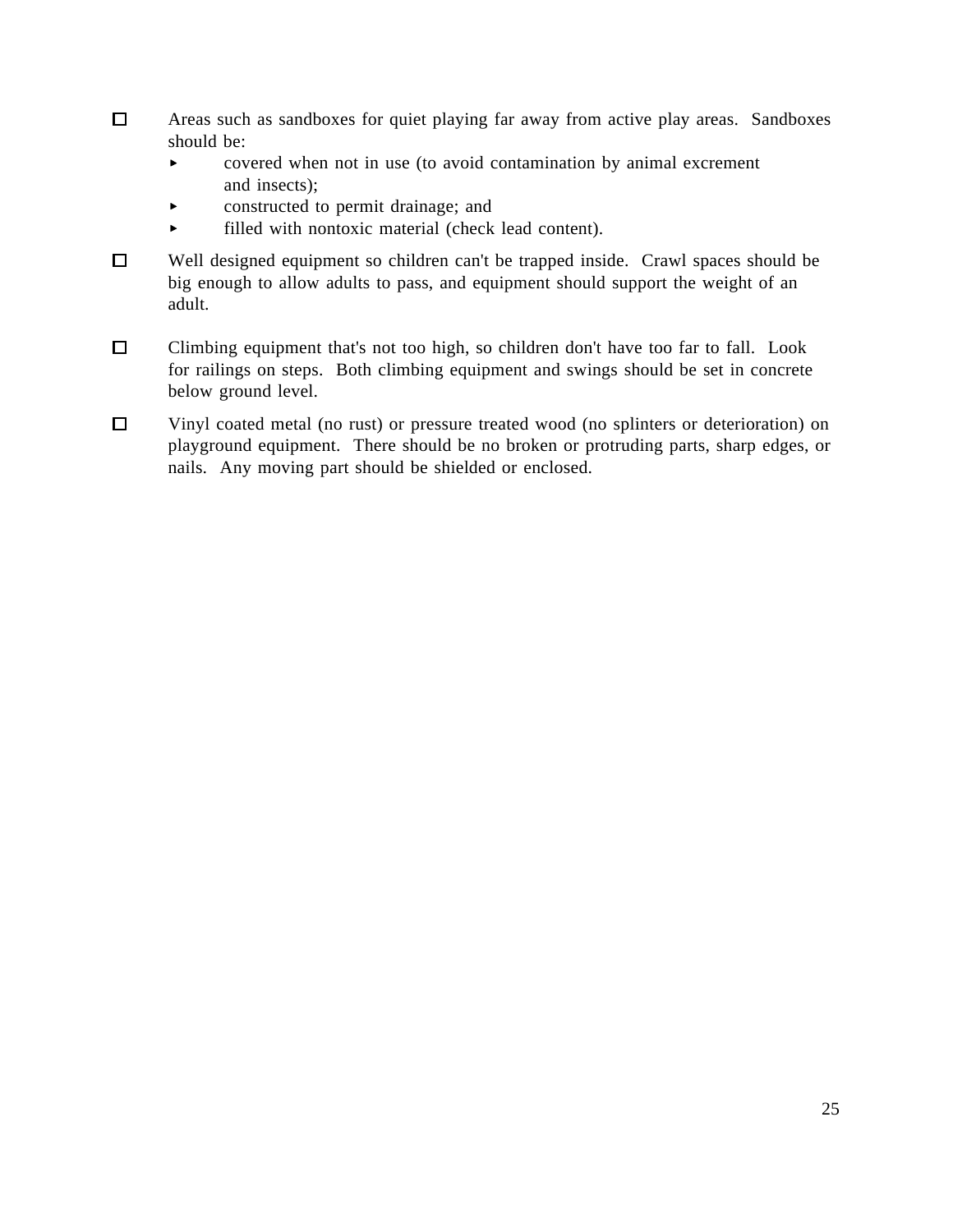- [ ] Areas such as sandboxes for quiet playing far away from active play areas. Sandboxes should be:
    - covered when not in use (to avoid contamination by animal excrement and insects);
    - constructed to permit drainage; and
    - filled with nontoxic material (check lead content).

- [ ] Well designed equipment so children can't be trapped inside. Crawl spaces should be big enough to allow adults to pass, and equipment should support the weight of an adult.

- [ ] Climbing equipment that's not too high, so children don't have too far to fall. Look for railings on steps. Both climbing equipment and swings should be set in concrete below ground level.

- [ ] Vinyl coated metal (no rust) or pressure treated wood (no splinters or deterioration) on playground equipment. There should be no broken or protruding parts, sharp edges, or nails. Any moving part should be shielded or enclosed.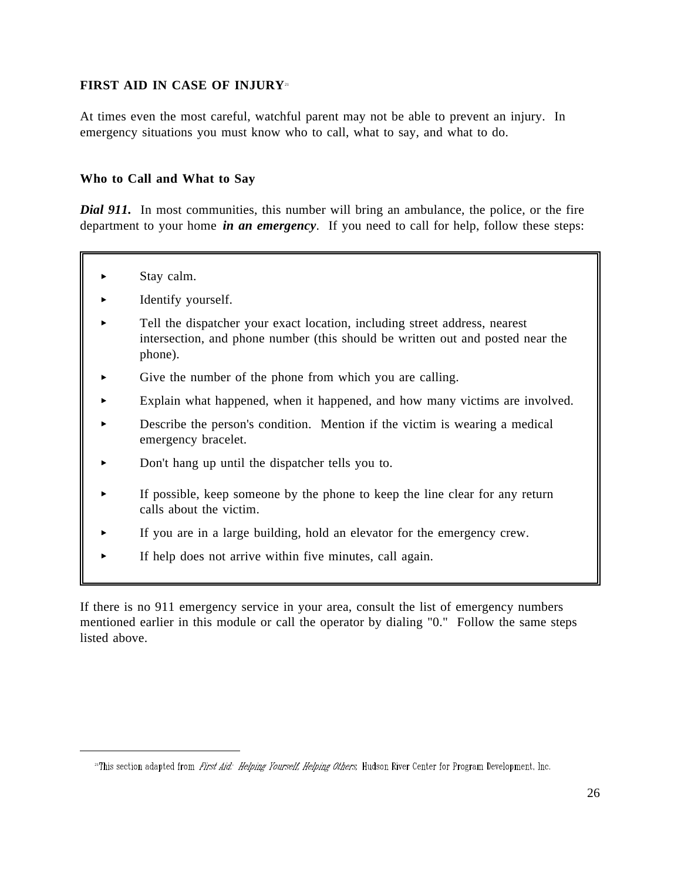## FIRST AID IN CASE OF INJURY[21]

At times even the most careful, watchful parent may not be able to prevent an injury. In emergency situations you must know who to call, what to say, and what to do.

### Who to Call and What to Say

***Dial 911.*** In most communities, this number will bring an ambulance, the police, or the fire department to your home ***in an emergency***. If you need to call for help, follow these steps:

- Stay calm.
- Identify yourself.
- Tell the dispatcher your exact location, including street address, nearest intersection, and phone number (this should be written out and posted near the phone).
- Give the number of the phone from which you are calling.
- Explain what happened, when it happened, and how many victims are involved.
- Describe the person's condition. Mention if the victim is wearing a medical emergency bracelet.
- Don't hang up until the dispatcher tells you to.
- If possible, keep someone by the phone to keep the line clear for any return calls about the victim.
- If you are in a large building, hold an elevator for the emergency crew.
- If help does not arrive within five minutes, call again.

If there is no 911 emergency service in your area, consult the list of emergency numbers mentioned earlier in this module or call the operator by dialing "0." Follow the same steps listed above.

---

[21] This section adapted from *First Aid: Helping Yourself, Helping Others,* Hudson River Center for Program Development, Inc.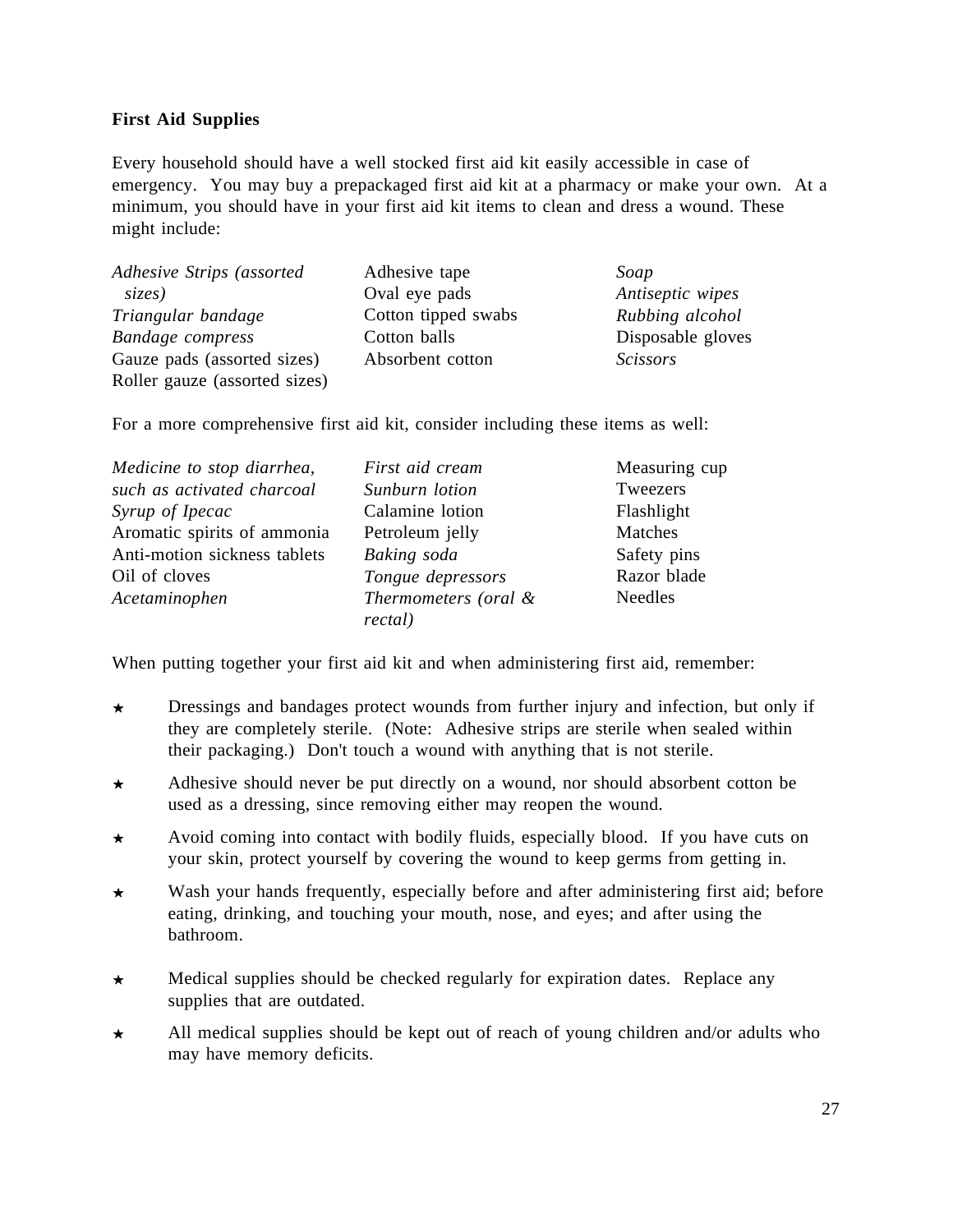**First Aid Supplies**

Every household should have a well stocked first aid kit easily accessible in case of emergency. You may buy a prepackaged first aid kit at a pharmacy or make your own. At a minimum, you should have in your first aid kit items to clean and dress a wound. These might include:

| | | |
|---|---|---|
| *Adhesive Strips (assorted sizes)* | Adhesive tape | *Soap* |
| *Triangular bandage* | Oval eye pads | *Antiseptic wipes* |
| *Bandage compress* | Cotton tipped swabs | *Rubbing alcohol* |
| Gauze pads (assorted sizes) | Cotton balls | Disposable gloves |
| Roller gauze (assorted sizes) | Absorbent cotton | *Scissors* |

For a more comprehensive first aid kit, consider including these items as well:

| | | |
|---|---|---|
| *Medicine to stop diarrhea, such as activated charcoal* | *First aid cream* | Measuring cup |
| *Syrup of Ipecac* | *Sunburn lotion* | Tweezers |
| Aromatic spirits of ammonia | Calamine lotion | Flashlight |
| Anti-motion sickness tablets | Petroleum jelly | Matches |
| Oil of cloves | *Baking soda* | Safety pins |
| *Acetaminophen* | *Tongue depressors* | Razor blade |
| | *Thermometers (oral & rectal)* | Needles |

When putting together your first aid kit and when administering first aid, remember:

- ★ Dressings and bandages protect wounds from further injury and infection, but only if they are completely sterile. (Note: Adhesive strips are sterile when sealed within their packaging.) Don't touch a wound with anything that is not sterile.
- ★ Adhesive should never be put directly on a wound, nor should absorbent cotton be used as a dressing, since removing either may reopen the wound.
- ★ Avoid coming into contact with bodily fluids, especially blood. If you have cuts on your skin, protect yourself by covering the wound to keep germs from getting in.
- ★ Wash your hands frequently, especially before and after administering first aid; before eating, drinking, and touching your mouth, nose, and eyes; and after using the bathroom.
- ★ Medical supplies should be checked regularly for expiration dates. Replace any supplies that are outdated.
- ★ All medical supplies should be kept out of reach of young children and/or adults who may have memory deficits.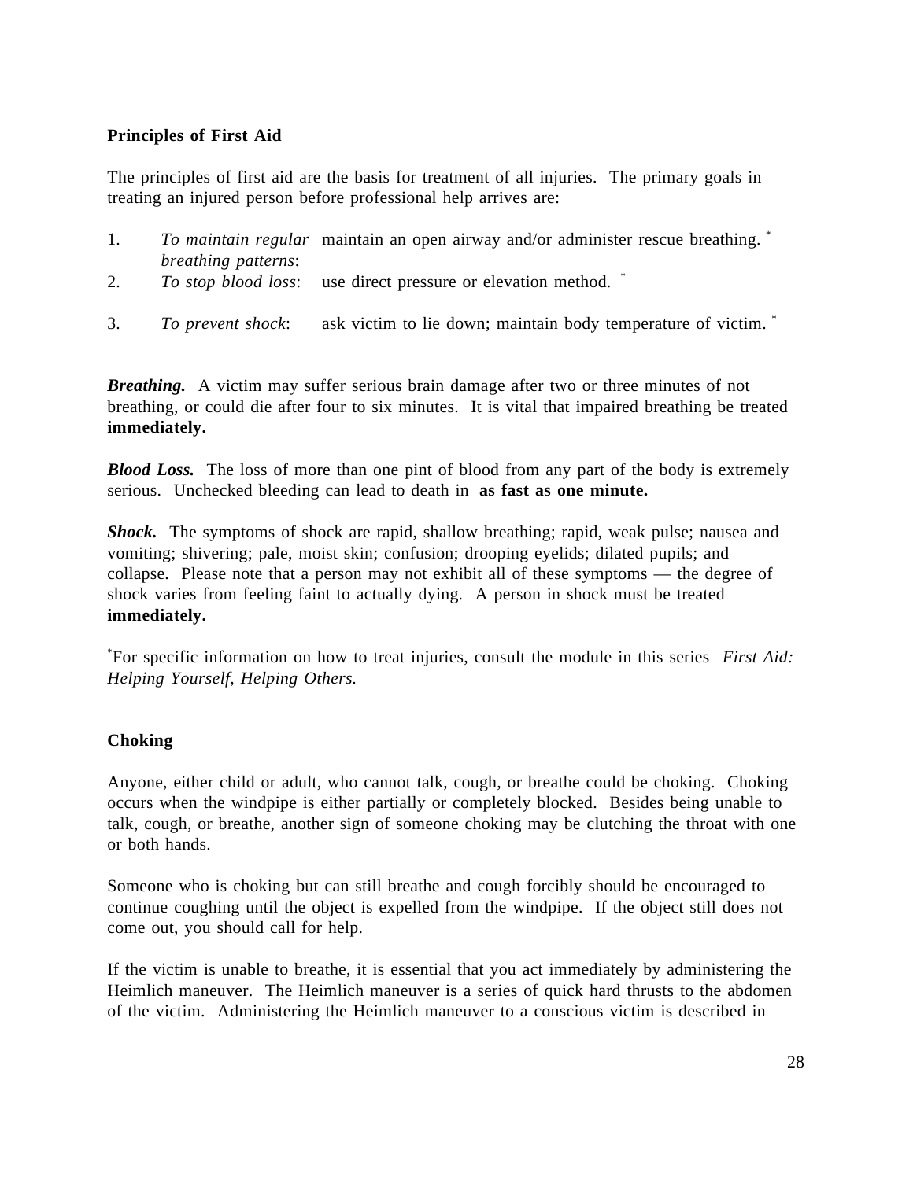**Principles of First Aid**

The principles of first aid are the basis for treatment of all injuries. The primary goals in treating an injured person before professional help arrives are:

1. *To maintain regular breathing patterns*: maintain an open airway and/or administer rescue breathing. *
2. *To stop blood loss*: use direct pressure or elevation method. *
3. *To prevent shock*: ask victim to lie down; maintain body temperature of victim. *

***Breathing.*** A victim may suffer serious brain damage after two or three minutes of not breathing, or could die after four to six minutes. It is vital that impaired breathing be treated **immediately.**

***Blood Loss.*** The loss of more than one pint of blood from any part of the body is extremely serious. Unchecked bleeding can lead to death in **as fast as one minute.**

***Shock.*** The symptoms of shock are rapid, shallow breathing; rapid, weak pulse; nausea and vomiting; shivering; pale, moist skin; confusion; drooping eyelids; dilated pupils; and collapse. Please note that a person may not exhibit all of these symptoms — the degree of shock varies from feeling faint to actually dying. A person in shock must be treated **immediately.**

*For specific information on how to treat injuries, consult the module in this series *First Aid: Helping Yourself, Helping Others.*

**Choking**

Anyone, either child or adult, who cannot talk, cough, or breathe could be choking. Choking occurs when the windpipe is either partially or completely blocked. Besides being unable to talk, cough, or breathe, another sign of someone choking may be clutching the throat with one or both hands.

Someone who is choking but can still breathe and cough forcibly should be encouraged to continue coughing until the object is expelled from the windpipe. If the object still does not come out, you should call for help.

If the victim is unable to breathe, it is essential that you act immediately by administering the Heimlich maneuver. The Heimlich maneuver is a series of quick hard thrusts to the abdomen of the victim. Administering the Heimlich maneuver to a conscious victim is described in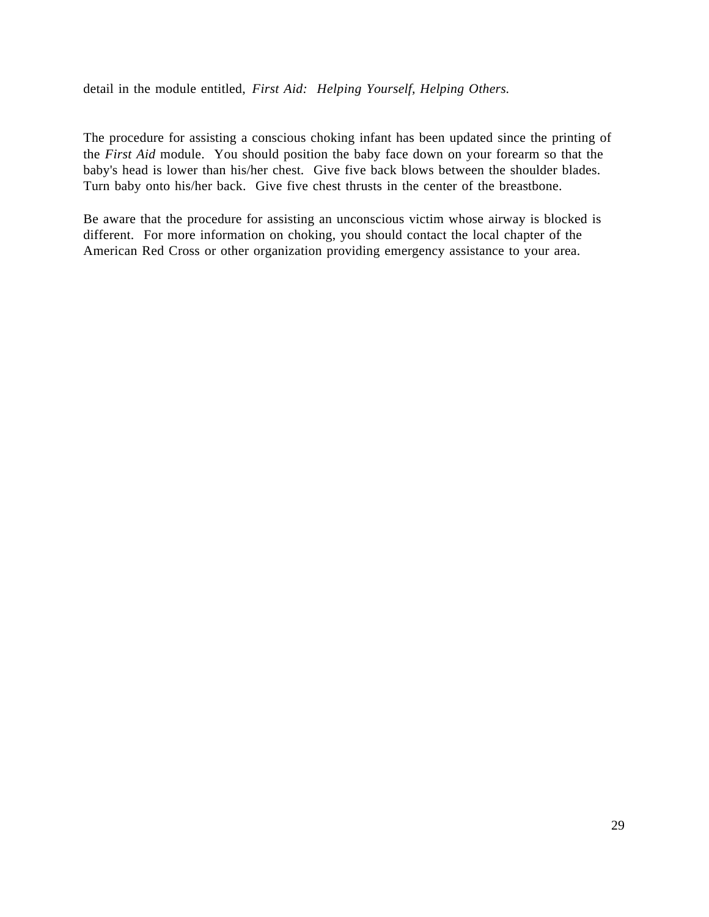detail in the module entitled, *First Aid: Helping Yourself, Helping Others.*

The procedure for assisting a conscious choking infant has been updated since the printing of the *First Aid* module. You should position the baby face down on your forearm so that the baby's head is lower than his/her chest. Give five back blows between the shoulder blades. Turn baby onto his/her back. Give five chest thrusts in the center of the breastbone.

Be aware that the procedure for assisting an unconscious victim whose airway is blocked is different. For more information on choking, you should contact the local chapter of the American Red Cross or other organization providing emergency assistance to your area.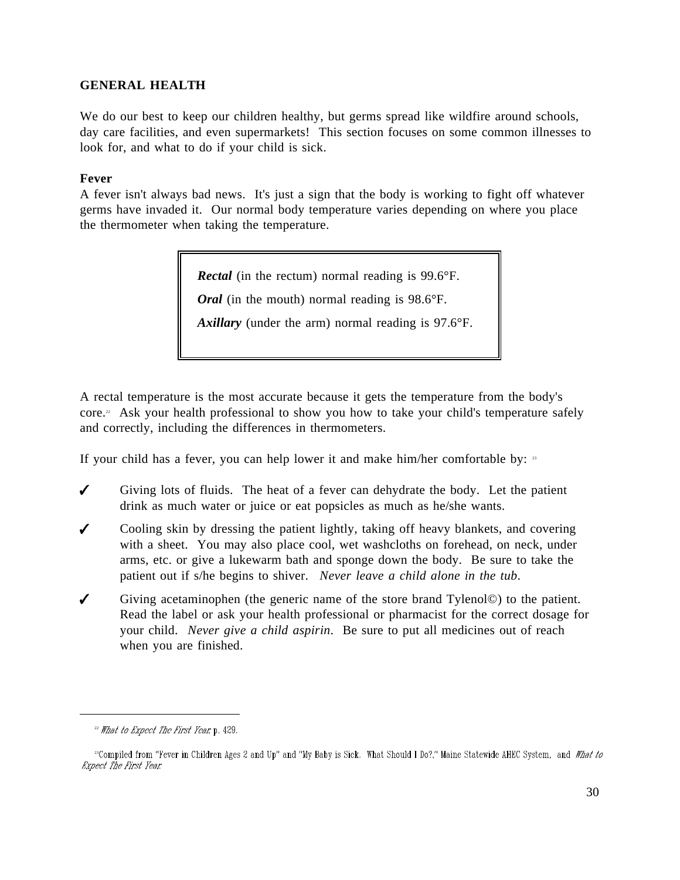## GENERAL HEALTH

We do our best to keep our children healthy, but germs spread like wildfire around schools, day care facilities, and even supermarkets! This section focuses on some common illnesses to look for, and what to do if your child is sick.

### Fever

A fever isn't always bad news. It's just a sign that the body is working to fight off whatever germs have invaded it. Our normal body temperature varies depending on where you place the thermometer when taking the temperature.

> ***Rectal*** (in the rectum) normal reading is 99.6°F.
>
> ***Oral*** (in the mouth) normal reading is 98.6°F.
>
> ***Axillary*** (under the arm) normal reading is 97.6°F.

A rectal temperature is the most accurate because it gets the temperature from the body's core.[22] Ask your health professional to show you how to take your child's temperature safely and correctly, including the differences in thermometers.

If your child has a fever, you can help lower it and make him/her comfortable by: [23]

- ✓ Giving lots of fluids. The heat of a fever can dehydrate the body. Let the patient drink as much water or juice or eat popsicles as much as he/she wants.
- ✓ Cooling skin by dressing the patient lightly, taking off heavy blankets, and covering with a sheet. You may also place cool, wet washcloths on forehead, on neck, under arms, etc. or give a lukewarm bath and sponge down the body. Be sure to take the patient out if s/he begins to shiver. *Never leave a child alone in the tub.*
- ✓ Giving acetaminophen (the generic name of the store brand Tylenol©) to the patient. Read the label or ask your health professional or pharmacist for the correct dosage for your child. *Never give a child aspirin*. Be sure to put all medicines out of reach when you are finished.

---

[22] *What to Expect The First Year*, p. 429.

[23] Compiled from "Fever in Children Ages 2 and Up" and "My Baby is Sick. What Should I Do?," Maine Statewide AHEC System, and *What to Expect The First Year*.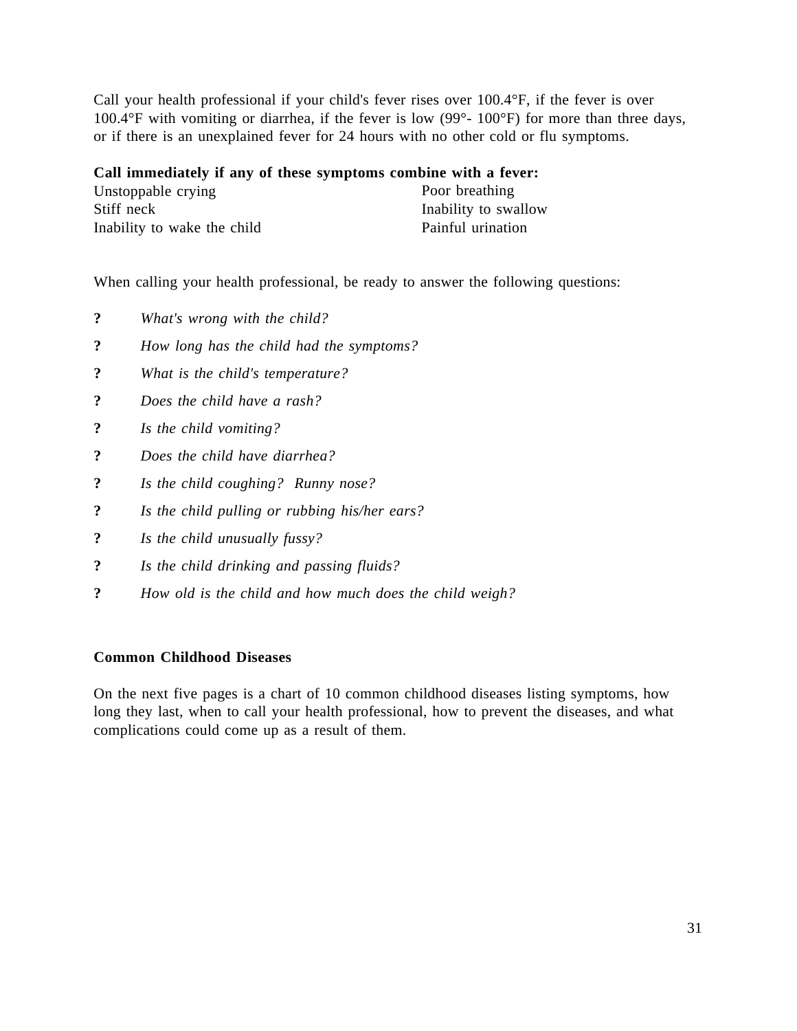Call your health professional if your child's fever rises over 100.4°F, if the fever is over 100.4°F with vomiting or diarrhea, if the fever is low (99°- 100°F) for more than three days, or if there is an unexplained fever for 24 hours with no other cold or flu symptoms.

**Call immediately if any of these symptoms combine with a fever:**

- Unstoppable crying
- Stiff neck
- Inability to wake the child
- Poor breathing
- Inability to swallow
- Painful urination

When calling your health professional, be ready to answer the following questions:

? *What's wrong with the child?*

? *How long has the child had the symptoms?*

? *What is the child's temperature?*

? *Does the child have a rash?*

? *Is the child vomiting?*

? *Does the child have diarrhea?*

? *Is the child coughing? Runny nose?*

? *Is the child pulling or rubbing his/her ears?*

? *Is the child unusually fussy?*

? *Is the child drinking and passing fluids?*

? *How old is the child and how much does the child weigh?*

**Common Childhood Diseases**

On the next five pages is a chart of 10 common childhood diseases listing symptoms, how long they last, when to call your health professional, how to prevent the diseases, and what complications could come up as a result of them.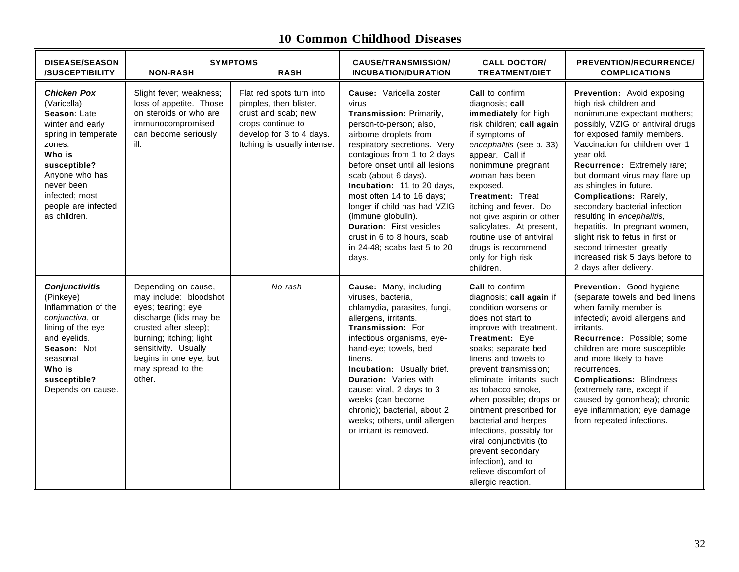# 10 Common Childhood Diseases

| DISEASE/SEASON /SUSCEPTIBILITY | SYMPTOMS NON-RASH | RASH | CAUSE/TRANSMISSION/ INCUBATION/DURATION | CALL DOCTOR/ TREATMENT/DIET | PREVENTION/RECURRENCE/ COMPLICATIONS |
|---|---|---|---|---|---|
| ***Chicken Pox*** (Varicella) **Season**: Late winter and early spring in temperate zones. **Who is susceptible?** Anyone who has never been infected; most people are infected as children. | Slight fever; weakness; loss of appetite. Those on steroids or who are immunocompromised can become seriously ill. | Flat red spots turn into pimples, then blister, crust and scab; new crops continue to develop for 3 to 4 days. Itching is usually intense. | **Cause:** Varicella zoster virus **Transmission:** Primarily, person-to-person; also, airborne droplets from respiratory secretions. Very contagious from 1 to 2 days before onset until all lesions scab (about 6 days). **Incubation:** 11 to 20 days, most often 14 to 16 days; longer if child has had VZIG (immune globulin). **Duration**: First vesicles crust in 6 to 8 hours, scab in 24-48; scabs last 5 to 20 days. | **Call** to confirm diagnosis; **call immediately** for high risk children; **call again** if symptoms of *encephalitis* (see p. 33) appear. Call if nonimmune pregnant woman has been exposed. **Treatment:** Treat itching and fever. Do not give aspirin or other salicylates. At present, routine use of antiviral drugs is recommend only for high risk children. | **Prevention:** Avoid exposing high risk children and nonimmune expectant mothers; possibly, VZIG or antiviral drugs for exposed family members. Vaccination for children over 1 year old. **Recurrence:** Extremely rare; but dormant virus may flare up as shingles in future. **Complications:** Rarely, secondary bacterial infection resulting in *encephalitis,* hepatitis. In pregnant women, slight risk to fetus in first or second trimester; greatly increased risk 5 days before to 2 days after delivery. |
| ***Conjunctivitis*** (Pinkeye) Inflammation of the *conjunctiva*, or lining of the eye and eyelids. **Season:** Not seasonal **Who is susceptible?** Depends on cause. | Depending on cause, may include: bloodshot eyes; tearing; eye discharge (lids may be crusted after sleep); burning; itching; light sensitivity. Usually begins in one eye, but may spread to the other. | *No rash* | **Cause:** Many, including viruses, bacteria, chlamydia, parasites, fungi, allergens, irritants. **Transmission:** For infectious organisms, eye-hand-eye; towels, bed linens. **Incubation:** Usually brief. **Duration:** Varies with cause: viral, 2 days to 3 weeks (can become chronic); bacterial, about 2 weeks; others, until allergen or irritant is removed. | **Call** to confirm diagnosis; **call again** if condition worsens or does not start to improve with treatment. **Treatment:** Eye soaks; separate bed linens and towels to prevent transmission; eliminate irritants, such as tobacco smoke, when possible; drops or ointment prescribed for bacterial and herpes infections, possibly for viral conjunctivitis (to prevent secondary infection), and to relieve discomfort of allergic reaction. | **Prevention:** Good hygiene (separate towels and bed linens when family member is infected); avoid allergens and irritants. **Recurrence:** Possible; some children are more susceptible and more likely to have recurrences. **Complications:** Blindness (extremely rare, except if caused by gonorrhea); chronic eye inflammation; eye damage from repeated infections. |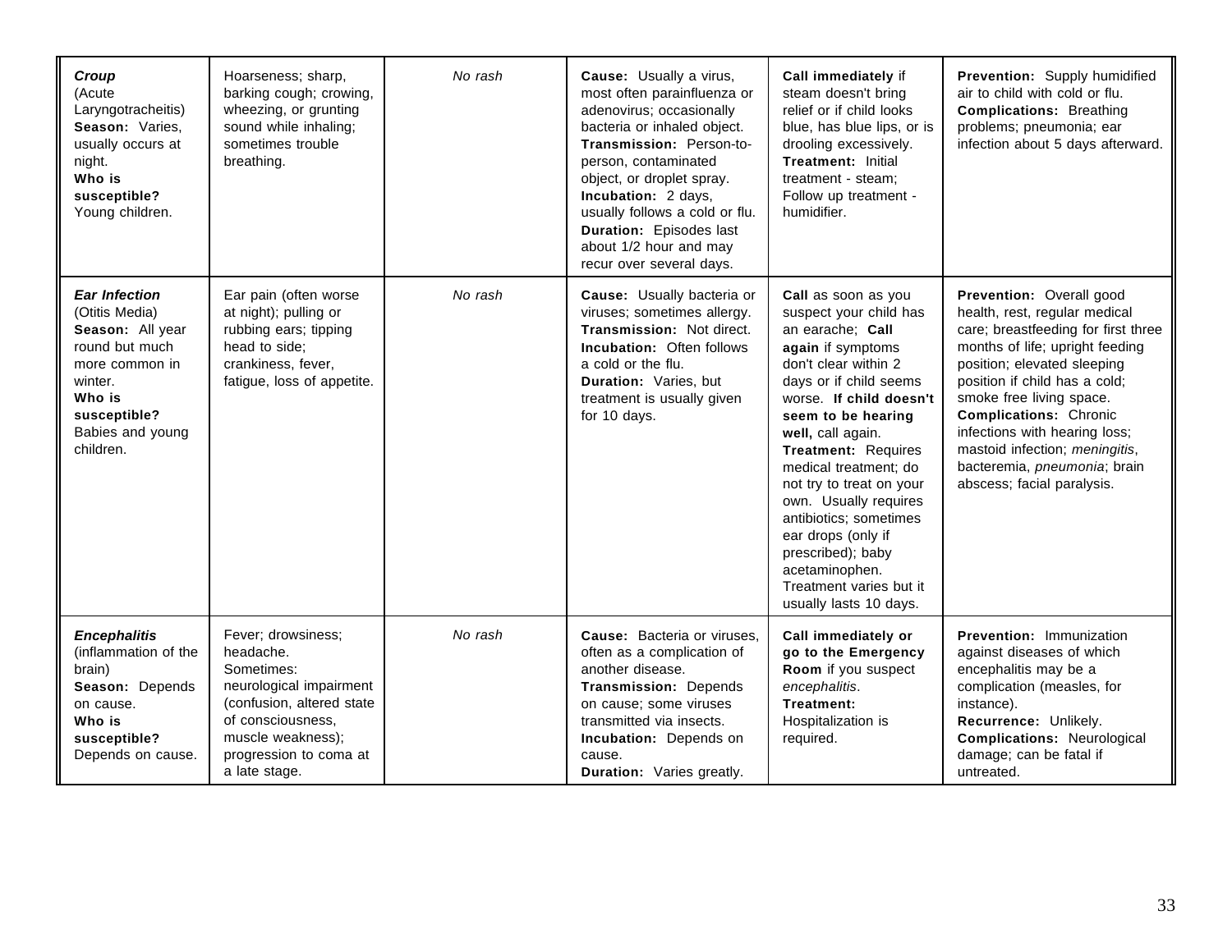| | | | | | |
|---|---|---|---|---|---|
| ***Croup*** (Acute Laryngotracheitis) **Season:** Varies, usually occurs at night. **Who is susceptible?** Young children. | Hoarseness; sharp, barking cough; crowing, wheezing, or grunting sound while inhaling; sometimes trouble breathing. | *No rash* | **Cause:** Usually a virus, most often parainfluenza or adenovirus; occasionally bacteria or inhaled object. **Transmission:** Person-to-person, contaminated object, or droplet spray. **Incubation:** 2 days, usually follows a cold or flu. **Duration:** Episodes last about 1/2 hour and may recur over several days. | **Call immediately** if steam doesn't bring relief or if child looks blue, has blue lips, or is drooling excessively. **Treatment:** Initial treatment - steam; Follow up treatment - humidifier. | **Prevention:** Supply humidified air to child with cold or flu. **Complications:** Breathing problems; pneumonia; ear infection about 5 days afterward. |
| ***Ear Infection*** (Otitis Media) **Season:** All year round but much more common in winter. **Who is susceptible?** Babies and young children. | Ear pain (often worse at night); pulling or rubbing ears; tipping head to side; crankiness, fever, fatigue, loss of appetite. | *No rash* | **Cause:** Usually bacteria or viruses; sometimes allergy. **Transmission:** Not direct. **Incubation:** Often follows a cold or the flu. **Duration:** Varies, but treatment is usually given for 10 days. | **Call** as soon as you suspect your child has an earache; **Call again** if symptoms don't clear within 2 days or if child seems worse. **If child doesn't seem to be hearing well,** call again. **Treatment:** Requires medical treatment; do not try to treat on your own. Usually requires antibiotics; sometimes ear drops (only if prescribed); baby acetaminophen. Treatment varies but it usually lasts 10 days. | **Prevention:** Overall good health, rest, regular medical care; breastfeeding for first three months of life; upright feeding position; elevated sleeping position if child has a cold; smoke free living space. **Complications:** Chronic infections with hearing loss; mastoid infection; *meningitis*, bacteremia, *pneumonia*; brain abscess; facial paralysis. |
| ***Encephalitis*** (inflammation of the brain) **Season:** Depends on cause. **Who is susceptible?** Depends on cause. | Fever; drowsiness; headache. Sometimes: neurological impairment (confusion, altered state of consciousness, muscle weakness); progression to coma at a late stage. | *No rash* | **Cause:** Bacteria or viruses, often as a complication of another disease. **Transmission:** Depends on cause; some viruses transmitted via insects. **Incubation:** Depends on cause. **Duration:** Varies greatly. | **Call immediately or go to the Emergency Room** if you suspect *encephalitis*. **Treatment:** Hospitalization is required. | **Prevention:** Immunization against diseases of which encephalitis may be a complication (measles, for instance). **Recurrence:** Unlikely. **Complications:** Neurological damage; can be fatal if untreated. |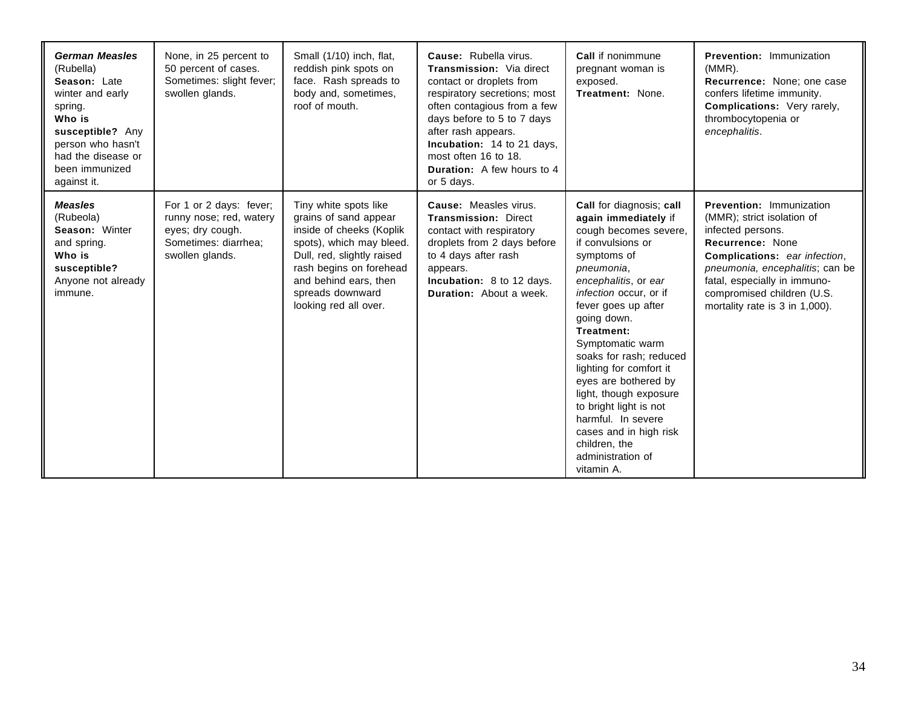| | | | | | |
|---|---|---|---|---|---|
| ***German Measles*** (Rubella) **Season:** Late winter and early spring. **Who is susceptible?** Any person who hasn't had the disease or been immunized against it. | None, in 25 percent to 50 percent of cases. Sometimes: slight fever; swollen glands. | Small (1/10) inch, flat, reddish pink spots on face. Rash spreads to body and, sometimes, roof of mouth. | **Cause:** Rubella virus. **Transmission:** Via direct contact or droplets from respiratory secretions; most often contagious from a few days before to 5 to 7 days after rash appears. **Incubation:** 14 to 21 days, most often 16 to 18. **Duration:** A few hours to 4 or 5 days. | **Call** if nonimmune pregnant woman is exposed. **Treatment:** None. | **Prevention:** Immunization (MMR). **Recurrence:** None; one case confers lifetime immunity. **Complications:** Very rarely, thrombocytopenia or *encephalitis*. |
| ***Measles*** (Rubeola) **Season:** Winter and spring. **Who is susceptible?** Anyone not already immune. | For 1 or 2 days: fever; runny nose; red, watery eyes; dry cough. Sometimes: diarrhea; swollen glands. | Tiny white spots like grains of sand appear inside of cheeks (Koplik spots), which may bleed. Dull, red, slightly raised rash begins on forehead and behind ears, then spreads downward looking red all over. | **Cause:** Measles virus. **Transmission:** Direct contact with respiratory droplets from 2 days before to 4 days after rash appears. **Incubation:** 8 to 12 days. **Duration:** About a week. | **Call** for diagnosis; **call again immediately** if cough becomes severe, if convulsions or symptoms of *pneumonia*, *encephalitis*, or *ear infection* occur, or if fever goes up after going down. **Treatment:** Symptomatic warm soaks for rash; reduced lighting for comfort it eyes are bothered by light, though exposure to bright light is not harmful. In severe cases and in high risk children, the administration of vitamin A. | **Prevention:** Immunization (MMR); strict isolation of infected persons. **Recurrence:** None **Complications:** *ear infection*, *pneumonia, encephalitis*; can be fatal, especially in immuno-compromised children (U.S. mortality rate is 3 in 1,000). |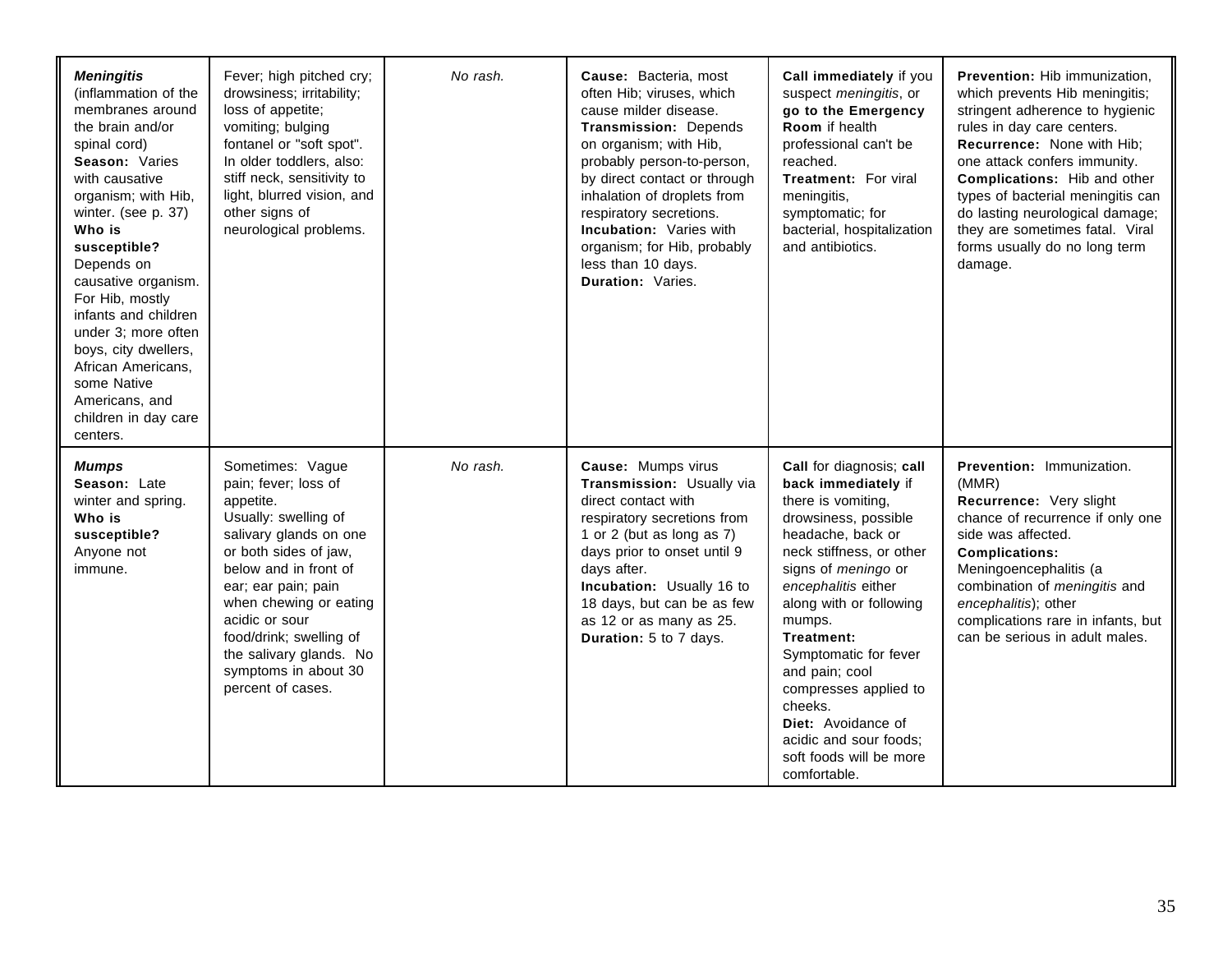| | | | | | |
|---|---|---|---|---|---|
| ***Meningitis*** (inflammation of the membranes around the brain and/or spinal cord) **Season:** Varies with causative organism; with Hib, winter. (see p. 37) **Who is susceptible?** Depends on causative organism. For Hib, mostly infants and children under 3; more often boys, city dwellers, African Americans, some Native Americans, and children in day care centers. | Fever; high pitched cry; drowsiness; irritability; loss of appetite; vomiting; bulging fontanel or "soft spot". In older toddlers, also: stiff neck, sensitivity to light, blurred vision, and other signs of neurological problems. | *No rash.* | **Cause:** Bacteria, most often Hib; viruses, which cause milder disease. **Transmission:** Depends on organism; with Hib, probably person-to-person, by direct contact or through inhalation of droplets from respiratory secretions. **Incubation:** Varies with organism; for Hib, probably less than 10 days. **Duration:** Varies. | **Call immediately** if you suspect *meningitis*, or **go to the Emergency Room** if health professional can't be reached. **Treatment:** For viral meningitis, symptomatic; for bacterial, hospitalization and antibiotics. | **Prevention:** Hib immunization, which prevents Hib meningitis; stringent adherence to hygienic rules in day care centers. **Recurrence:** None with Hib; one attack confers immunity. **Complications:** Hib and other types of bacterial meningitis can do lasting neurological damage; they are sometimes fatal. Viral forms usually do no long term damage. |
| ***Mumps*** **Season:** Late winter and spring. **Who is susceptible?** Anyone not immune. | Sometimes: Vague pain; fever; loss of appetite. Usually: swelling of salivary glands on one or both sides of jaw, below and in front of ear; ear pain; pain when chewing or eating acidic or sour food/drink; swelling of the salivary glands. No symptoms in about 30 percent of cases. | *No rash.* | **Cause:** Mumps virus **Transmission:** Usually via direct contact with respiratory secretions from 1 or 2 (but as long as 7) days prior to onset until 9 days after. **Incubation:** Usually 16 to 18 days, but can be as few as 12 or as many as 25. **Duration:** 5 to 7 days. | **Call** for diagnosis; **call back immediately** if there is vomiting, drowsiness, possible headache, back or neck stiffness, or other signs of *meningo* or *encephalitis* either along with or following mumps. **Treatment:** Symptomatic for fever and pain; cool compresses applied to cheeks. **Diet:** Avoidance of acidic and sour foods; soft foods will be more comfortable. | **Prevention:** Immunization. (MMR) **Recurrence:** Very slight chance of recurrence if only one side was affected. **Complications:** Meningoencephalitis (a combination of *meningitis* and *encephalitis*); other complications rare in infants, but can be serious in adult males. |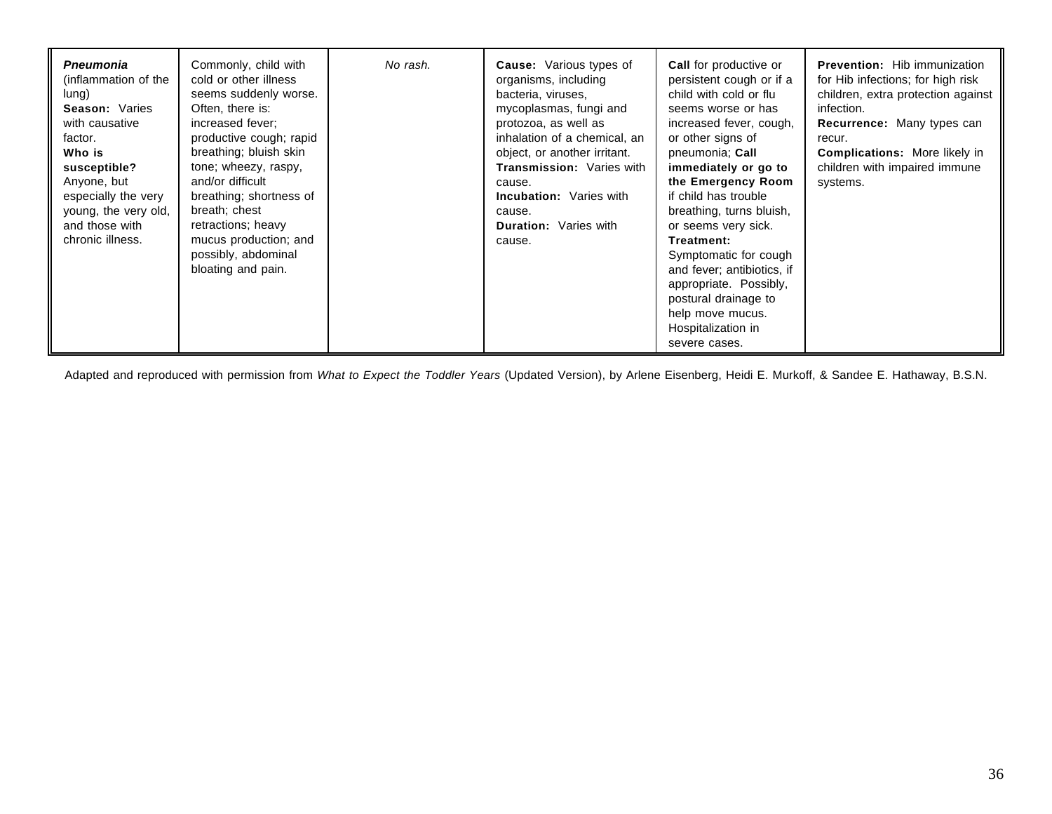| | | | | | |
|---|---|---|---|---|---|
| ***Pneumonia*** (inflammation of the lung)<br>**Season:** Varies with causative factor.<br>**Who is susceptible?** Anyone, but especially the very young, the very old, and those with chronic illness. | Commonly, child with cold or other illness seems suddenly worse. Often, there is: increased fever; productive cough; rapid breathing; bluish skin tone; wheezy, raspy, and/or difficult breathing; shortness of breath; chest retractions; heavy mucus production; and possibly, abdominal bloating and pain. | *No rash.* | **Cause:** Various types of organisms, including bacteria, viruses, mycoplasmas, fungi and protozoa, as well as inhalation of a chemical, an object, or another irritant.<br>**Transmission:** Varies with cause.<br>**Incubation:** Varies with cause.<br>**Duration:** Varies with cause. | **Call** for productive or persistent cough or if a child with cold or flu seems worse or has increased fever, cough, or other signs of pneumonia; **Call immediately or go to the Emergency Room** if child has trouble breathing, turns bluish, or seems very sick.<br>**Treatment:** Symptomatic for cough and fever; antibiotics, if appropriate. Possibly, postural drainage to help move mucus. Hospitalization in severe cases. | **Prevention:** Hib immunization for Hib infections; for high risk children, extra protection against infection.<br>**Recurrence:** Many types can recur.<br>**Complications:** More likely in children with impaired immune systems. |

Adapted and reproduced with permission from *What to Expect the Toddler Years* (Updated Version), by Arlene Eisenberg, Heidi E. Murkoff, & Sandee E. Hathaway, B.S.N.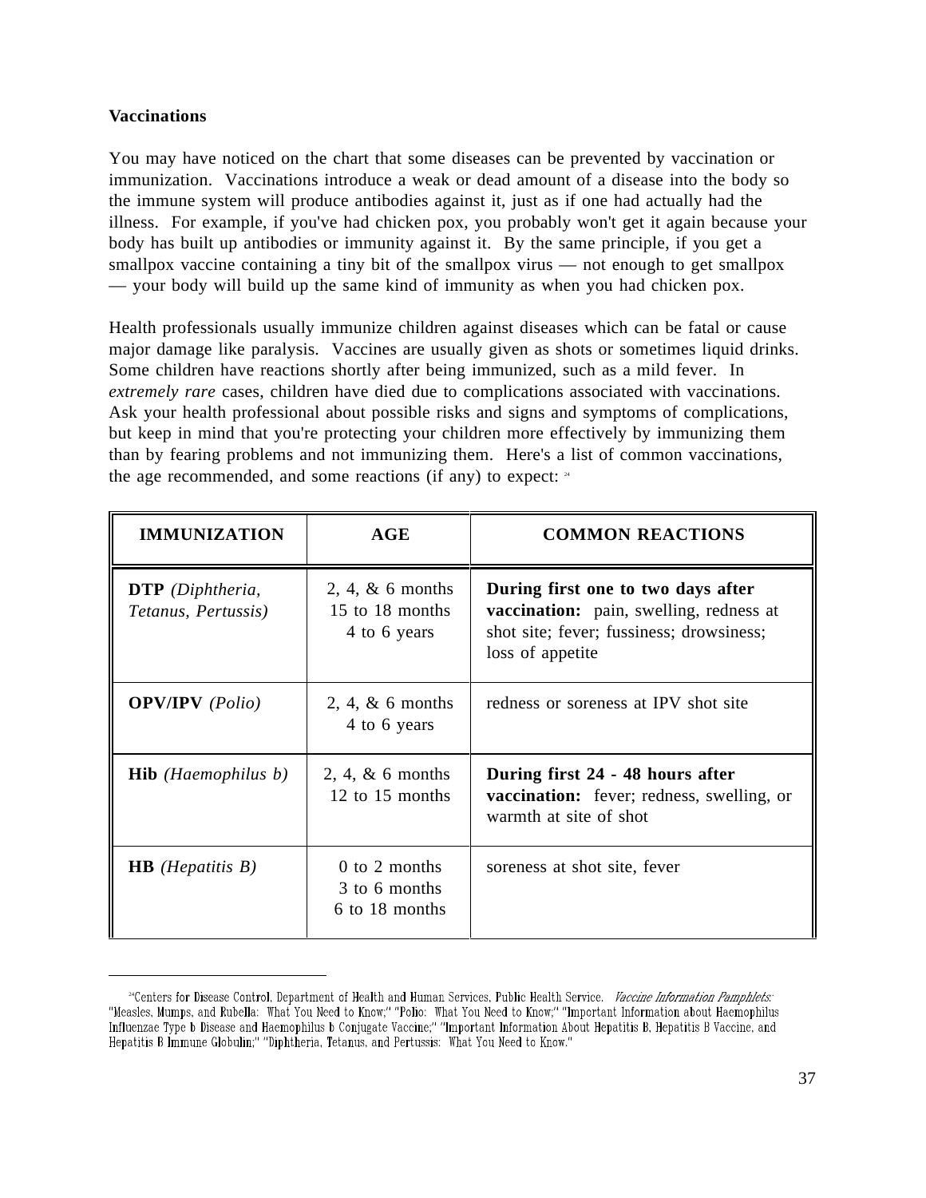### Vaccinations

You may have noticed on the chart that some diseases can be prevented by vaccination or immunization. Vaccinations introduce a weak or dead amount of a disease into the body so the immune system will produce antibodies against it, just as if one had actually had the illness. For example, if you've had chicken pox, you probably won't get it again because your body has built up antibodies or immunity against it. By the same principle, if you get a smallpox vaccine containing a tiny bit of the smallpox virus — not enough to get smallpox — your body will build up the same kind of immunity as when you had chicken pox.

Health professionals usually immunize children against diseases which can be fatal or cause major damage like paralysis. Vaccines are usually given as shots or sometimes liquid drinks. Some children have reactions shortly after being immunized, such as a mild fever. In *extremely rare* cases, children have died due to complications associated with vaccinations. Ask your health professional about possible risks and signs and symptoms of complications, but keep in mind that you're protecting your children more effectively by immunizing them than by fearing problems and not immunizing them. Here's a list of common vaccinations, the age recommended, and some reactions (if any) to expect: [24]

| IMMUNIZATION | AGE | COMMON REACTIONS |
|---|---|---|
| **DTP** *(Diphtheria, Tetanus, Pertussis)* | 2, 4, & 6 months<br>15 to 18 months<br>4 to 6 years | **During first one to two days after vaccination:** pain, swelling, redness at shot site; fever; fussiness; drowsiness; loss of appetite |
| **OPV/IPV** *(Polio)* | 2, 4, & 6 months<br>4 to 6 years | redness or soreness at IPV shot site |
| **Hib** *(Haemophilus b)* | 2, 4, & 6 months<br>12 to 15 months | **During first 24 - 48 hours after vaccination:** fever; redness, swelling, or warmth at site of shot |
| **HB** *(Hepatitis B)* | 0 to 2 months<br>3 to 6 months<br>6 to 18 months | soreness at shot site, fever |

---

[24] Centers for Disease Control, Department of Health and Human Services, Public Health Service. *Vaccine Information Pamphlets:* "Measles, Mumps, and Rubella: What You Need to Know;" "Polio: What You Need to Know;" "Important Information about Haemophilus Influenzae Type b Disease and Haemophilus b Conjugate Vaccine;" "Important Information About Hepatitis B, Hepatitis B Vaccine, and Hepatitis B Immune Globulin;" "Diphtheria, Tetanus, and Pertussis: What You Need to Know."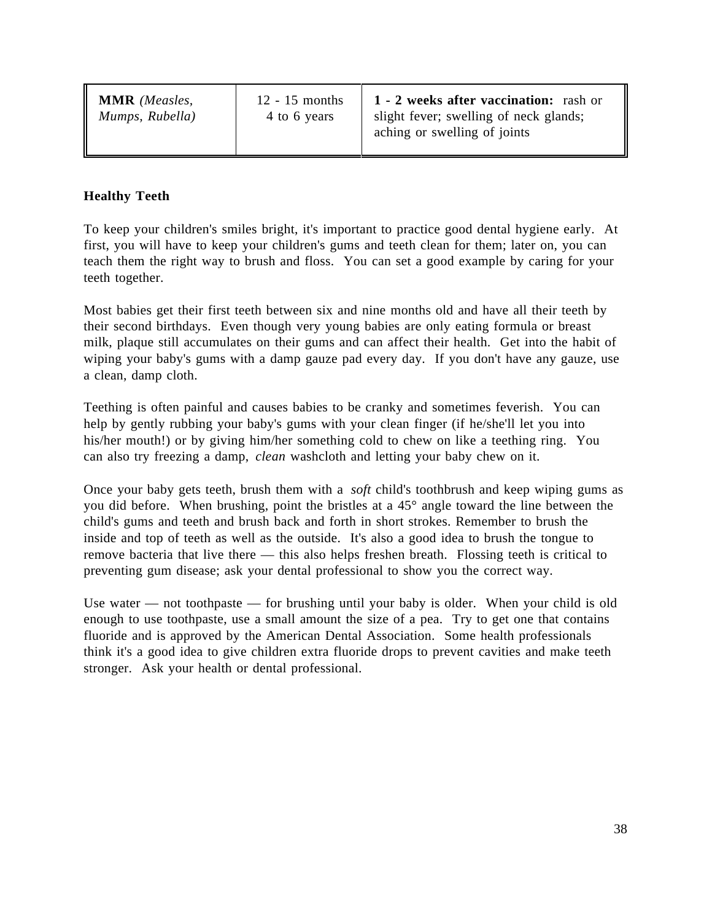| **MMR** *(Measles, Mumps, Rubella)* | 12 - 15 months<br>4 to 6 years | **1 - 2 weeks after vaccination:** rash or slight fever; swelling of neck glands; aching or swelling of joints |
|---|---|---|

**Healthy Teeth**

To keep your children's smiles bright, it's important to practice good dental hygiene early. At first, you will have to keep your children's gums and teeth clean for them; later on, you can teach them the right way to brush and floss. You can set a good example by caring for your teeth together.

Most babies get their first teeth between six and nine months old and have all their teeth by their second birthdays. Even though very young babies are only eating formula or breast milk, plaque still accumulates on their gums and can affect their health. Get into the habit of wiping your baby's gums with a damp gauze pad every day. If you don't have any gauze, use a clean, damp cloth.

Teething is often painful and causes babies to be cranky and sometimes feverish. You can help by gently rubbing your baby's gums with your clean finger (if he/she'll let you into his/her mouth!) or by giving him/her something cold to chew on like a teething ring. You can also try freezing a damp, *clean* washcloth and letting your baby chew on it.

Once your baby gets teeth, brush them with a *soft* child's toothbrush and keep wiping gums as you did before. When brushing, point the bristles at a 45° angle toward the line between the child's gums and teeth and brush back and forth in short strokes. Remember to brush the inside and top of teeth as well as the outside. It's also a good idea to brush the tongue to remove bacteria that live there — this also helps freshen breath. Flossing teeth is critical to preventing gum disease; ask your dental professional to show you the correct way.

Use water — not toothpaste — for brushing until your baby is older. When your child is old enough to use toothpaste, use a small amount the size of a pea. Try to get one that contains fluoride and is approved by the American Dental Association. Some health professionals think it's a good idea to give children extra fluoride drops to prevent cavities and make teeth stronger. Ask your health or dental professional.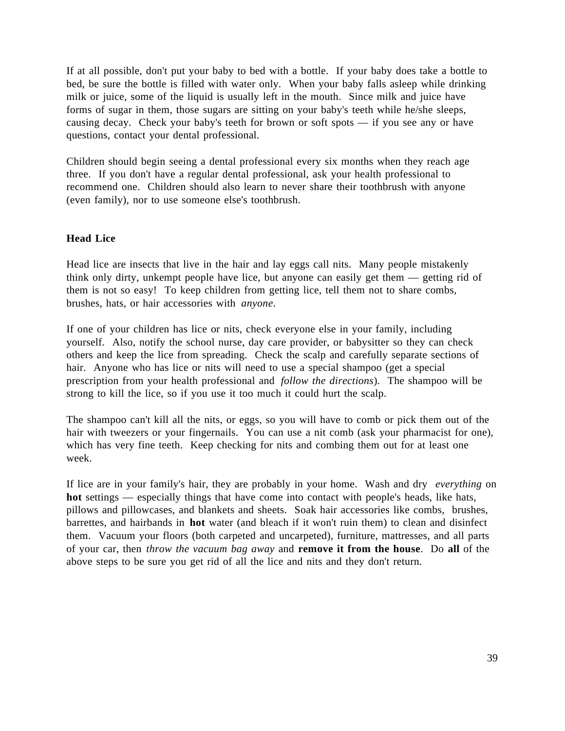If at all possible, don't put your baby to bed with a bottle.  If your baby does take a bottle to bed, be sure the bottle is filled with water only.  When your baby falls asleep while drinking milk or juice, some of the liquid is usually left in the mouth.  Since milk and juice have forms of sugar in them, those sugars are sitting on your baby's teeth while he/she sleeps, causing decay.  Check your baby's teeth for brown or soft spots — if you see any or have questions, contact your dental professional.

Children should begin seeing a dental professional every six months when they reach age three.  If you don't have a regular dental professional, ask your health professional to recommend one.  Children should also learn to never share their toothbrush with anyone (even family), nor to use someone else's toothbrush.

**Head Lice**

Head lice are insects that live in the hair and lay eggs call nits.  Many people mistakenly think only dirty, unkempt people have lice, but anyone can easily get them — getting rid of them is not so easy!  To keep children from getting lice, tell them not to share combs, brushes, hats, or hair accessories with *anyone*.

If one of your children has lice or nits, check everyone else in your family, including yourself.  Also, notify the school nurse, day care provider, or babysitter so they can check others and keep the lice from spreading.  Check the scalp and carefully separate sections of hair.  Anyone who has lice or nits will need to use a special shampoo (get a special prescription from your health professional and *follow the directions*).  The shampoo will be strong to kill the lice, so if you use it too much it could hurt the scalp.

The shampoo can't kill all the nits, or eggs, so you will have to comb or pick them out of the hair with tweezers or your fingernails.  You can use a nit comb (ask your pharmacist for one), which has very fine teeth.  Keep checking for nits and combing them out for at least one week.

If lice are in your family's hair, they are probably in your home.  Wash and dry *everything* on **hot** settings — especially things that have come into contact with people's heads, like hats, pillows and pillowcases, and blankets and sheets.  Soak hair accessories like combs, brushes, barrettes, and hairbands in **hot** water (and bleach if it won't ruin them) to clean and disinfect them.  Vacuum your floors (both carpeted and uncarpeted), furniture, mattresses, and all parts of your car, then *throw the vacuum bag away* and **remove it from the house**.  Do **all** of the above steps to be sure you get rid of all the lice and nits and they don't return.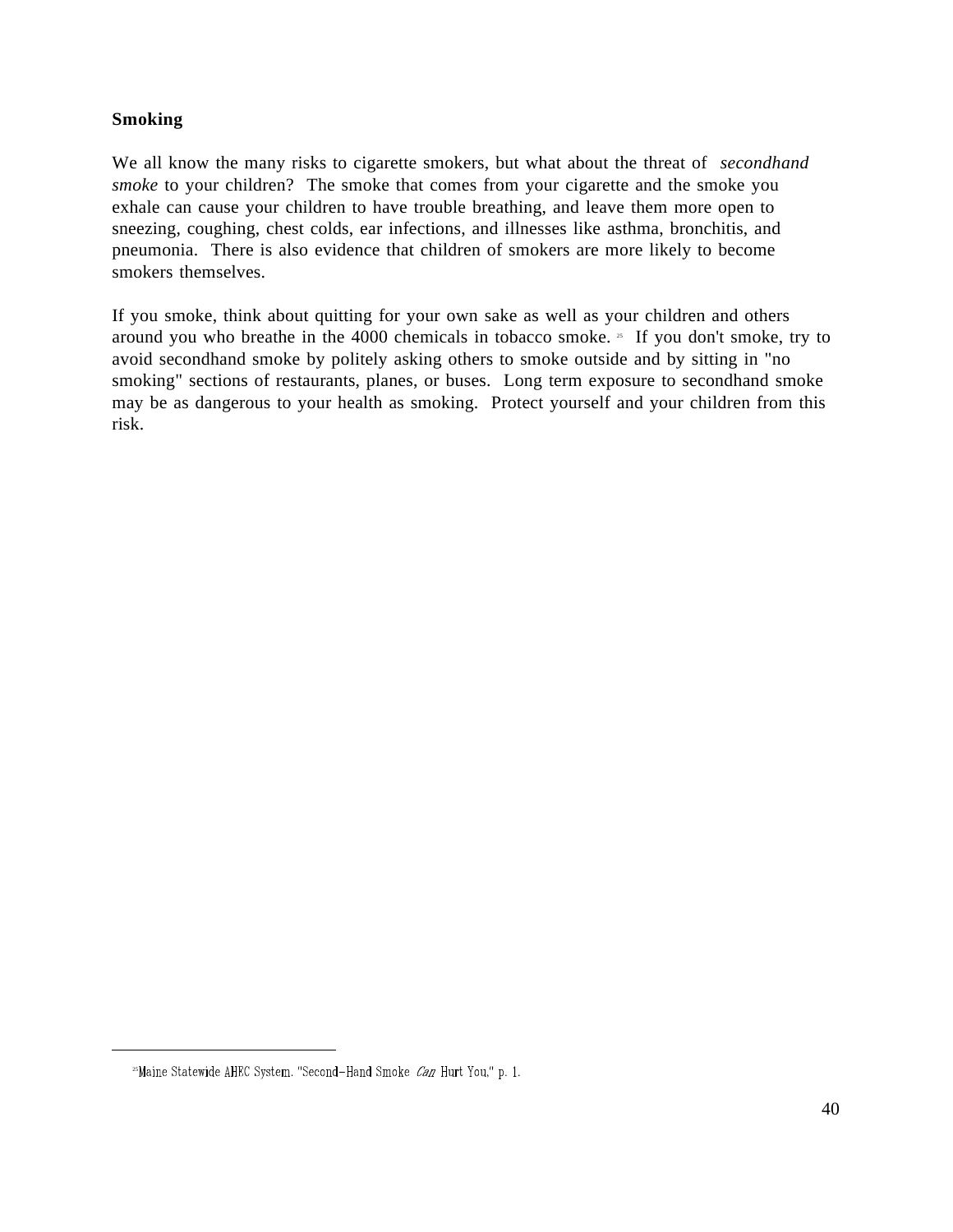**Smoking**

We all know the many risks to cigarette smokers, but what about the threat of *secondhand smoke* to your children? The smoke that comes from your cigarette and the smoke you exhale can cause your children to have trouble breathing, and leave them more open to sneezing, coughing, chest colds, ear infections, and illnesses like asthma, bronchitis, and pneumonia. There is also evidence that children of smokers are more likely to become smokers themselves.

If you smoke, think about quitting for your own sake as well as your children and others around you who breathe in the 4000 chemicals in tobacco smoke.[25] If you don't smoke, try to avoid secondhand smoke by politely asking others to smoke outside and by sitting in "no smoking" sections of restaurants, planes, or buses. Long term exposure to secondhand smoke may be as dangerous to your health as smoking. Protect yourself and your children from this risk.

---

[25] Maine Statewide AHEC System. "Second-Hand Smoke *Can* Hurt You," p. 1.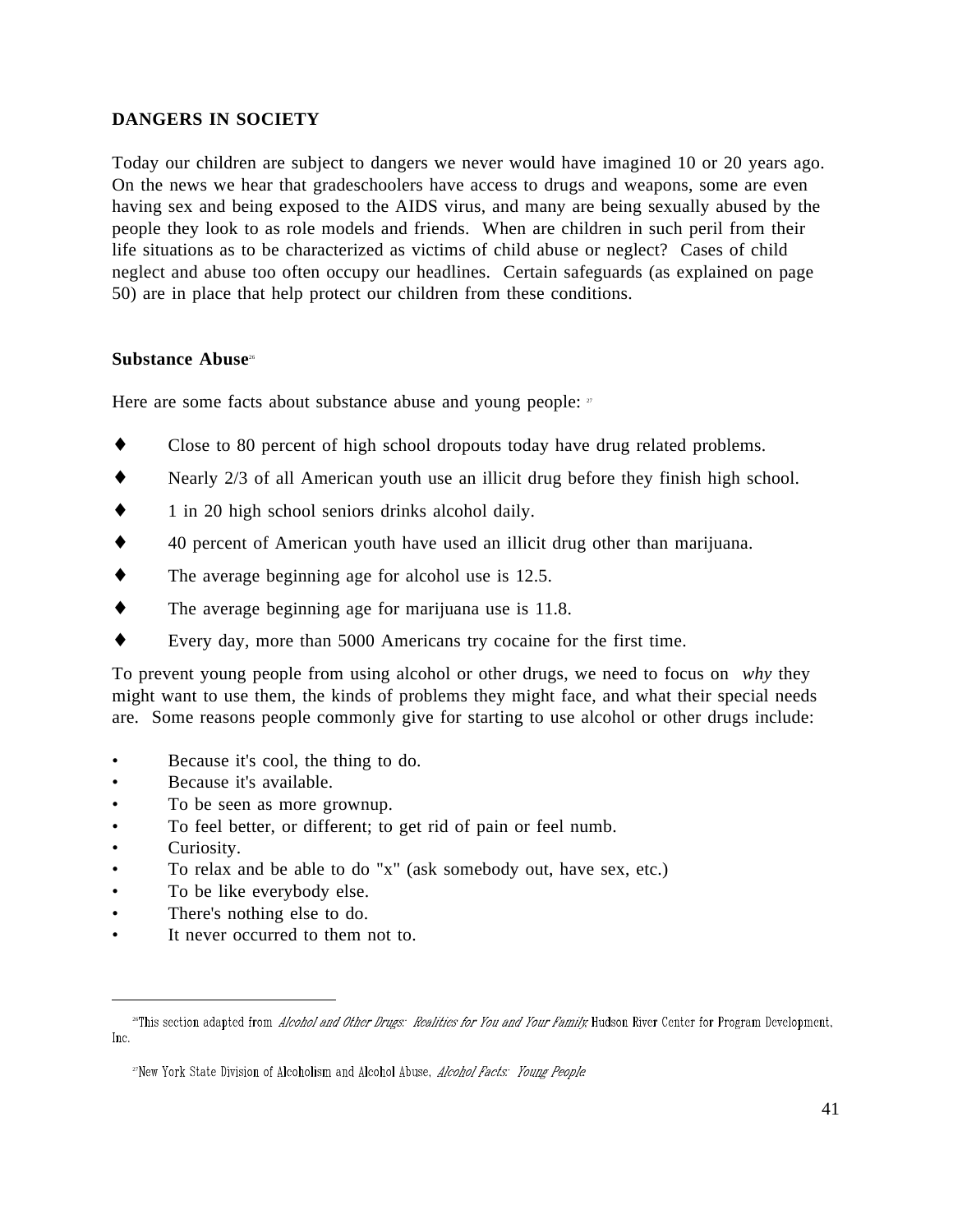## DANGERS IN SOCIETY

Today our children are subject to dangers we never would have imagined 10 or 20 years ago. On the news we hear that gradeschoolers have access to drugs and weapons, some are even having sex and being exposed to the AIDS virus, and many are being sexually abused by the people they look to as role models and friends. When are children in such peril from their life situations as to be characterized as victims of child abuse or neglect? Cases of child neglect and abuse too often occupy our headlines. Certain safeguards (as explained on page 50) are in place that help protect our children from these conditions.

### Substance Abuse[26]

Here are some facts about substance abuse and young people: [27]

- Close to 80 percent of high school dropouts today have drug related problems.
- Nearly 2/3 of all American youth use an illicit drug before they finish high school.
- 1 in 20 high school seniors drinks alcohol daily.
- 40 percent of American youth have used an illicit drug other than marijuana.
- The average beginning age for alcohol use is 12.5.
- The average beginning age for marijuana use is 11.8.
- Every day, more than 5000 Americans try cocaine for the first time.

To prevent young people from using alcohol or other drugs, we need to focus on *why* they might want to use them, the kinds of problems they might face, and what their special needs are. Some reasons people commonly give for starting to use alcohol or other drugs include:

- Because it's cool, the thing to do.
- Because it's available.
- To be seen as more grownup.
- To feel better, or different; to get rid of pain or feel numb.
- Curiosity.
- To relax and be able to do "x" (ask somebody out, have sex, etc.)
- To be like everybody else.
- There's nothing else to do.
- It never occurred to them not to.

---

[26] This section adapted from *Alcohol and Other Drugs: Realities for You and Your Family*, Hudson River Center for Program Development, Inc.

[27] New York State Division of Alcoholism and Alcohol Abuse, *Alcohol Facts: Young People*.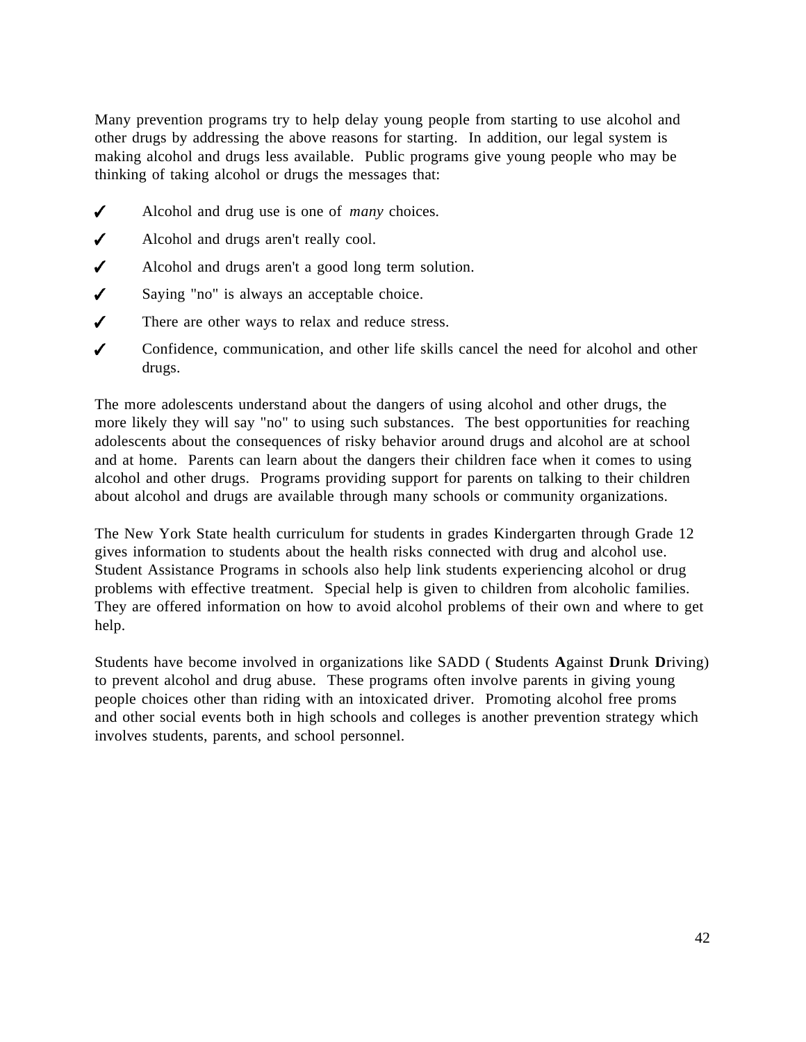Many prevention programs try to help delay young people from starting to use alcohol and other drugs by addressing the above reasons for starting. In addition, our legal system is making alcohol and drugs less available. Public programs give young people who may be thinking of taking alcohol or drugs the messages that:

- ✓ Alcohol and drug use is one of *many* choices.
- ✓ Alcohol and drugs aren't really cool.
- ✓ Alcohol and drugs aren't a good long term solution.
- ✓ Saying "no" is always an acceptable choice.
- ✓ There are other ways to relax and reduce stress.
- ✓ Confidence, communication, and other life skills cancel the need for alcohol and other drugs.

The more adolescents understand about the dangers of using alcohol and other drugs, the more likely they will say "no" to using such substances. The best opportunities for reaching adolescents about the consequences of risky behavior around drugs and alcohol are at school and at home. Parents can learn about the dangers their children face when it comes to using alcohol and other drugs. Programs providing support for parents on talking to their children about alcohol and drugs are available through many schools or community organizations.

The New York State health curriculum for students in grades Kindergarten through Grade 12 gives information to students about the health risks connected with drug and alcohol use. Student Assistance Programs in schools also help link students experiencing alcohol or drug problems with effective treatment. Special help is given to children from alcoholic families. They are offered information on how to avoid alcohol problems of their own and where to get help.

Students have become involved in organizations like SADD ( **S**tudents **A**gainst **D**runk **D**riving) to prevent alcohol and drug abuse. These programs often involve parents in giving young people choices other than riding with an intoxicated driver. Promoting alcohol free proms and other social events both in high schools and colleges is another prevention strategy which involves students, parents, and school personnel.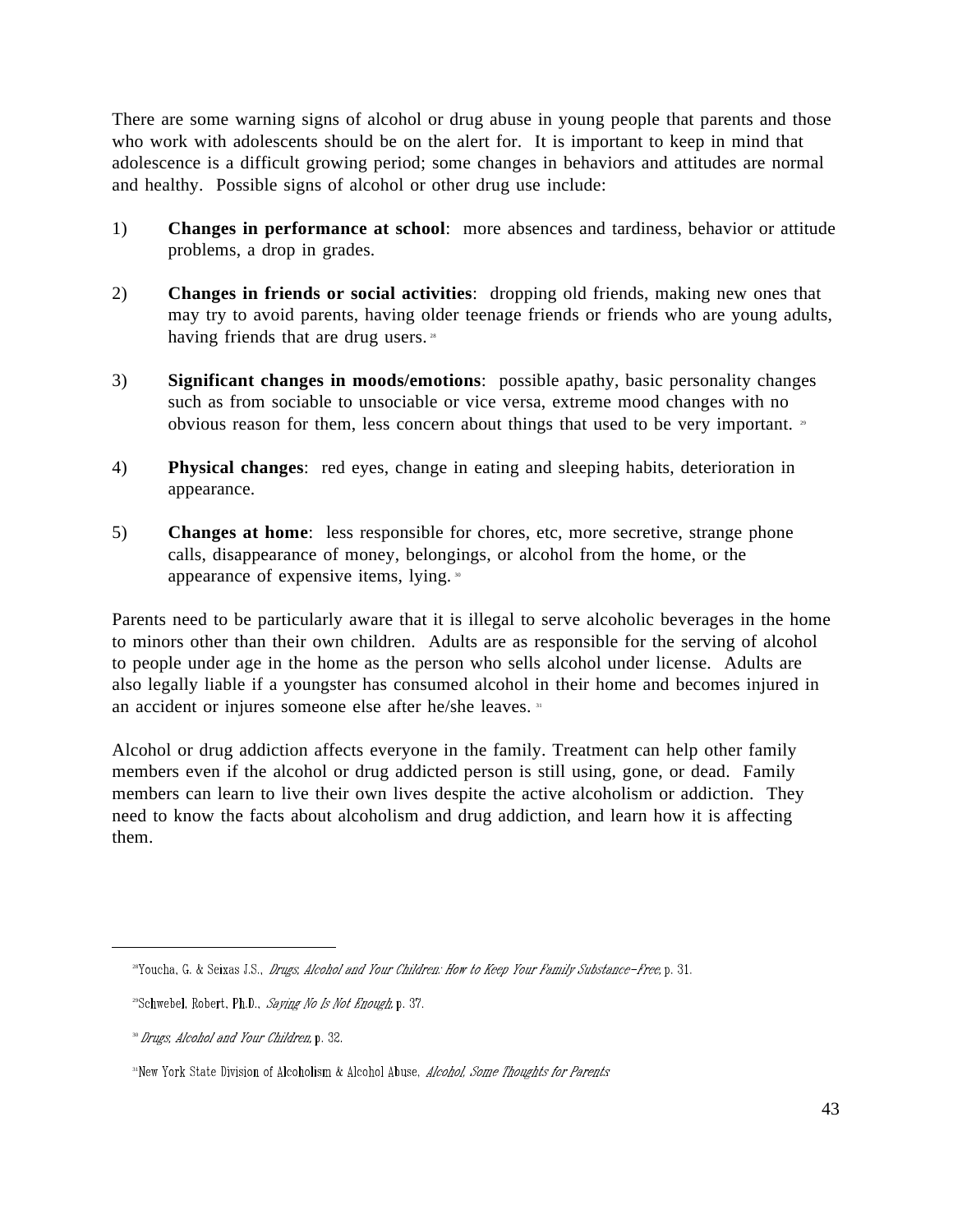There are some warning signs of alcohol or drug abuse in young people that parents and those who work with adolescents should be on the alert for. It is important to keep in mind that adolescence is a difficult growing period; some changes in behaviors and attitudes are normal and healthy. Possible signs of alcohol or other drug use include:

1) **Changes in performance at school**: more absences and tardiness, behavior or attitude problems, a drop in grades.

2) **Changes in friends or social activities**: dropping old friends, making new ones that may try to avoid parents, having older teenage friends or friends who are young adults, having friends that are drug users. [28]

3) **Significant changes in moods/emotions**: possible apathy, basic personality changes such as from sociable to unsociable or vice versa, extreme mood changes with no obvious reason for them, less concern about things that used to be very important. [29]

4) **Physical changes**: red eyes, change in eating and sleeping habits, deterioration in appearance.

5) **Changes at home**: less responsible for chores, etc, more secretive, strange phone calls, disappearance of money, belongings, or alcohol from the home, or the appearance of expensive items, lying. [30]

Parents need to be particularly aware that it is illegal to serve alcoholic beverages in the home to minors other than their own children. Adults are as responsible for the serving of alcohol to people under age in the home as the person who sells alcohol under license. Adults are also legally liable if a youngster has consumed alcohol in their home and becomes injured in an accident or injures someone else after he/she leaves. [31]

Alcohol or drug addiction affects everyone in the family. Treatment can help other family members even if the alcohol or drug addicted person is still using, gone, or dead. Family members can learn to live their own lives despite the active alcoholism or addiction. They need to know the facts about alcoholism and drug addiction, and learn how it is affecting them.

---

[28] Youcha, G. & Seixas J.S., *Drugs, Alcohol and Your Children: How to Keep Your Family Substance-Free*, p. 31.

[29] Schwebel, Robert, Ph.D., *Saying No Is Not Enough*, p. 37.

[30] *Drugs, Alcohol and Your Children*, p. 32.

[31] New York State Division of Alcoholism & Alcohol Abuse, *Alcohol, Some Thoughts for Parents*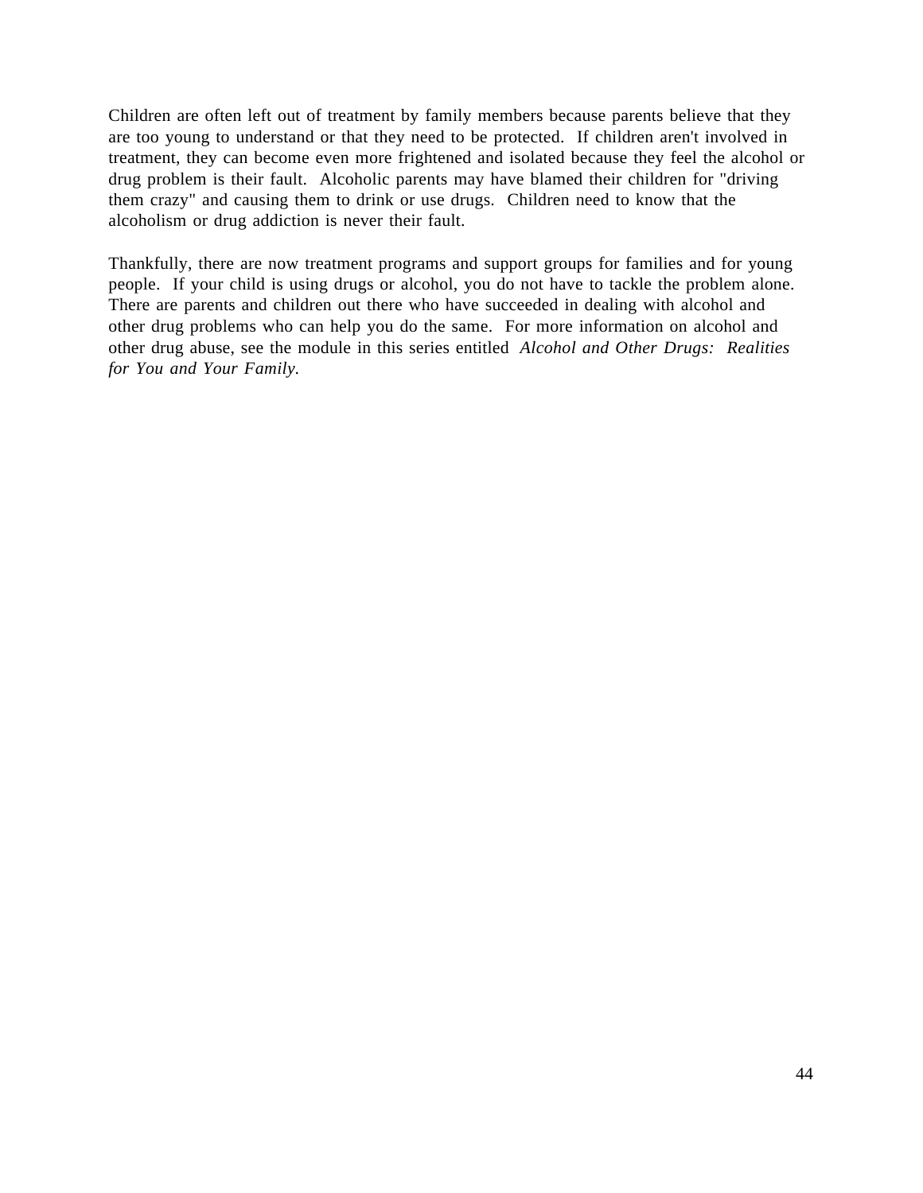Children are often left out of treatment by family members because parents believe that they are too young to understand or that they need to be protected. If children aren't involved in treatment, they can become even more frightened and isolated because they feel the alcohol or drug problem is their fault. Alcoholic parents may have blamed their children for "driving them crazy" and causing them to drink or use drugs. Children need to know that the alcoholism or drug addiction is never their fault.

Thankfully, there are now treatment programs and support groups for families and for young people. If your child is using drugs or alcohol, you do not have to tackle the problem alone. There are parents and children out there who have succeeded in dealing with alcohol and other drug problems who can help you do the same. For more information on alcohol and other drug abuse, see the module in this series entitled *Alcohol and Other Drugs: Realities for You and Your Family.*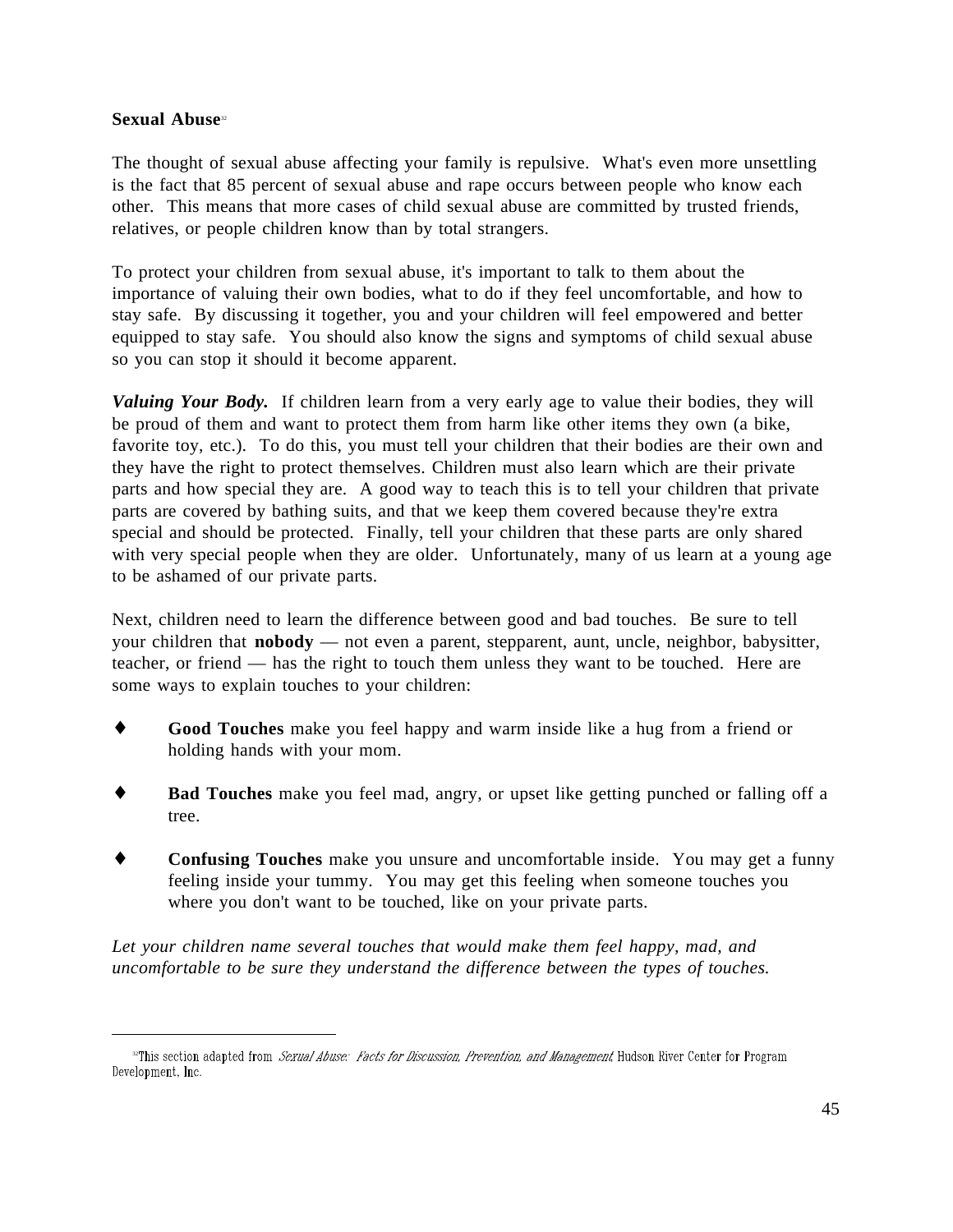**Sexual Abuse**[32]

The thought of sexual abuse affecting your family is repulsive. What's even more unsettling is the fact that 85 percent of sexual abuse and rape occurs between people who know each other. This means that more cases of child sexual abuse are committed by trusted friends, relatives, or people children know than by total strangers.

To protect your children from sexual abuse, it's important to talk to them about the importance of valuing their own bodies, what to do if they feel uncomfortable, and how to stay safe. By discussing it together, you and your children will feel empowered and better equipped to stay safe. You should also know the signs and symptoms of child sexual abuse so you can stop it should it become apparent.

***Valuing Your Body.*** If children learn from a very early age to value their bodies, they will be proud of them and want to protect them from harm like other items they own (a bike, favorite toy, etc.). To do this, you must tell your children that their bodies are their own and they have the right to protect themselves. Children must also learn which are their private parts and how special they are. A good way to teach this is to tell your children that private parts are covered by bathing suits, and that we keep them covered because they're extra special and should be protected. Finally, tell your children that these parts are only shared with very special people when they are older. Unfortunately, many of us learn at a young age to be ashamed of our private parts.

Next, children need to learn the difference between good and bad touches. Be sure to tell your children that **nobody** — not even a parent, stepparent, aunt, uncle, neighbor, babysitter, teacher, or friend — has the right to touch them unless they want to be touched. Here are some ways to explain touches to your children:

- **Good Touches** make you feel happy and warm inside like a hug from a friend or holding hands with your mom.
- **Bad Touches** make you feel mad, angry, or upset like getting punched or falling off a tree.
- **Confusing Touches** make you unsure and uncomfortable inside. You may get a funny feeling inside your tummy. You may get this feeling when someone touches you where you don't want to be touched, like on your private parts.

*Let your children name several touches that would make them feel happy, mad, and uncomfortable to be sure they understand the difference between the types of touches.*

---

[32] This section adapted from *Sexual Abuse: Facts for Discussion, Prevention, and Management*, Hudson River Center for Program Development, Inc.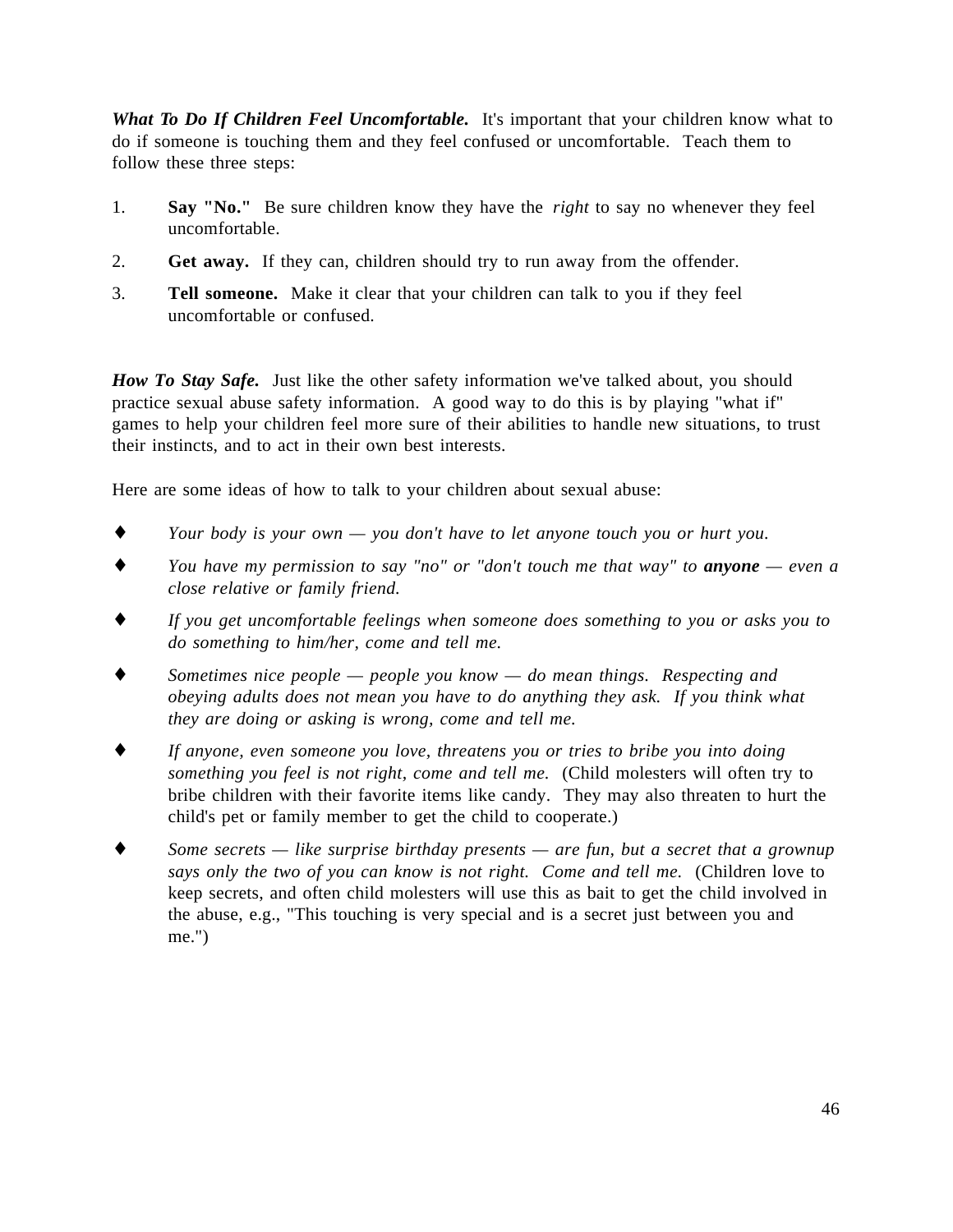***What To Do If Children Feel Uncomfortable.*** It's important that your children know what to do if someone is touching them and they feel confused or uncomfortable. Teach them to follow these three steps:

1. **Say "No."** Be sure children know they have the *right* to say no whenever they feel uncomfortable.
2. **Get away.** If they can, children should try to run away from the offender.
3. **Tell someone.** Make it clear that your children can talk to you if they feel uncomfortable or confused.

***How To Stay Safe.*** Just like the other safety information we've talked about, you should practice sexual abuse safety information. A good way to do this is by playing "what if" games to help your children feel more sure of their abilities to handle new situations, to trust their instincts, and to act in their own best interests.

Here are some ideas of how to talk to your children about sexual abuse:

- *Your body is your own — you don't have to let anyone touch you or hurt you.*
- *You have my permission to say "no" or "don't touch me that way" to* ***anyone*** *— even a close relative or family friend.*
- *If you get uncomfortable feelings when someone does something to you or asks you to do something to him/her, come and tell me.*
- *Sometimes nice people — people you know — do mean things. Respecting and obeying adults does not mean you have to do anything they ask. If you think what they are doing or asking is wrong, come and tell me.*
- *If anyone, even someone you love, threatens you or tries to bribe you into doing something you feel is not right, come and tell me.* (Child molesters will often try to bribe children with their favorite items like candy. They may also threaten to hurt the child's pet or family member to get the child to cooperate.)
- *Some secrets — like surprise birthday presents — are fun, but a secret that a grownup says only the two of you can know is not right. Come and tell me.* (Children love to keep secrets, and often child molesters will use this as bait to get the child involved in the abuse, e.g., "This touching is very special and is a secret just between you and me.")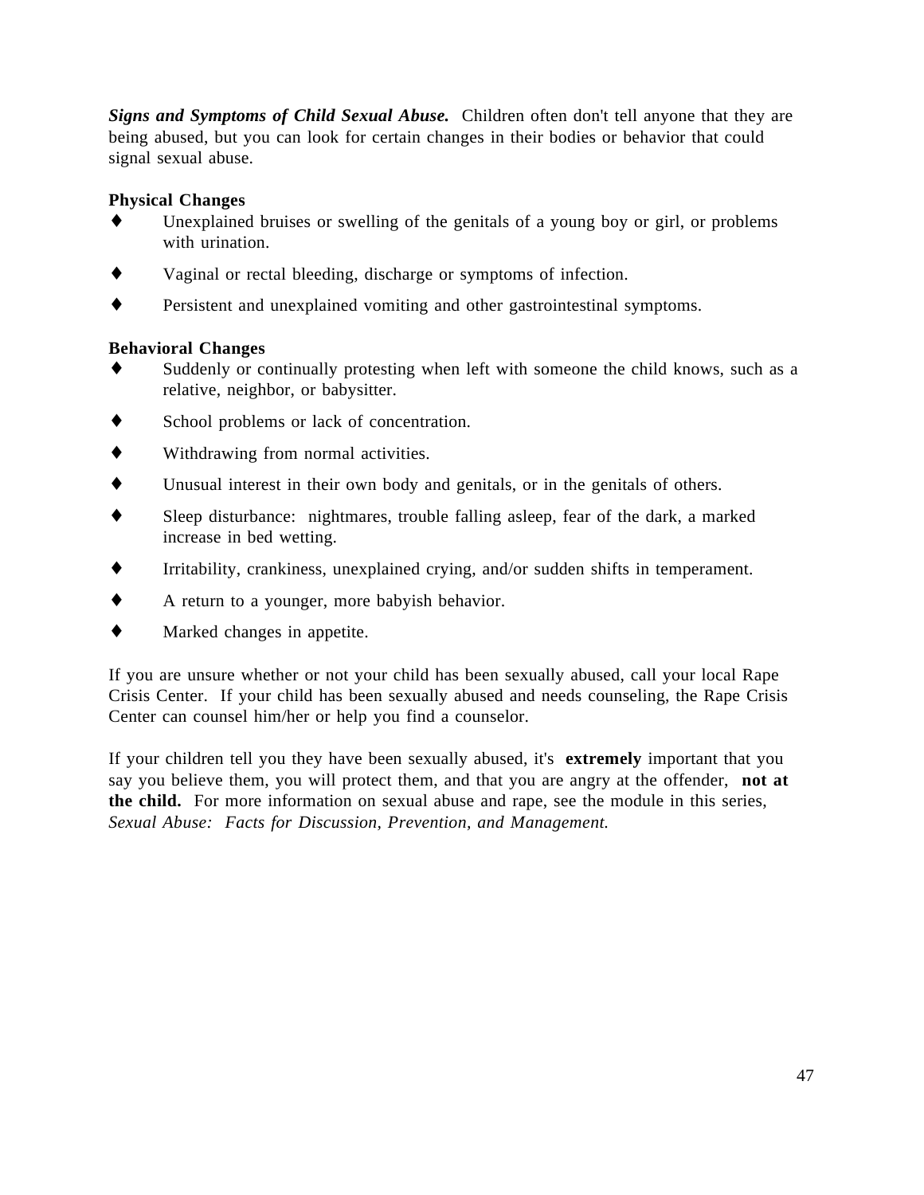***Signs and Symptoms of Child Sexual Abuse.*** Children often don't tell anyone that they are being abused, but you can look for certain changes in their bodies or behavior that could signal sexual abuse.

**Physical Changes**

- Unexplained bruises or swelling of the genitals of a young boy or girl, or problems with urination.
- Vaginal or rectal bleeding, discharge or symptoms of infection.
- Persistent and unexplained vomiting and other gastrointestinal symptoms.

**Behavioral Changes**

- Suddenly or continually protesting when left with someone the child knows, such as a relative, neighbor, or babysitter.
- School problems or lack of concentration.
- Withdrawing from normal activities.
- Unusual interest in their own body and genitals, or in the genitals of others.
- Sleep disturbance: nightmares, trouble falling asleep, fear of the dark, a marked increase in bed wetting.
- Irritability, crankiness, unexplained crying, and/or sudden shifts in temperament.
- A return to a younger, more babyish behavior.
- Marked changes in appetite.

If you are unsure whether or not your child has been sexually abused, call your local Rape Crisis Center. If your child has been sexually abused and needs counseling, the Rape Crisis Center can counsel him/her or help you find a counselor.

If your children tell you they have been sexually abused, it's **extremely** important that you say you believe them, you will protect them, and that you are angry at the offender, **not at the child.** For more information on sexual abuse and rape, see the module in this series, *Sexual Abuse: Facts for Discussion, Prevention, and Management.*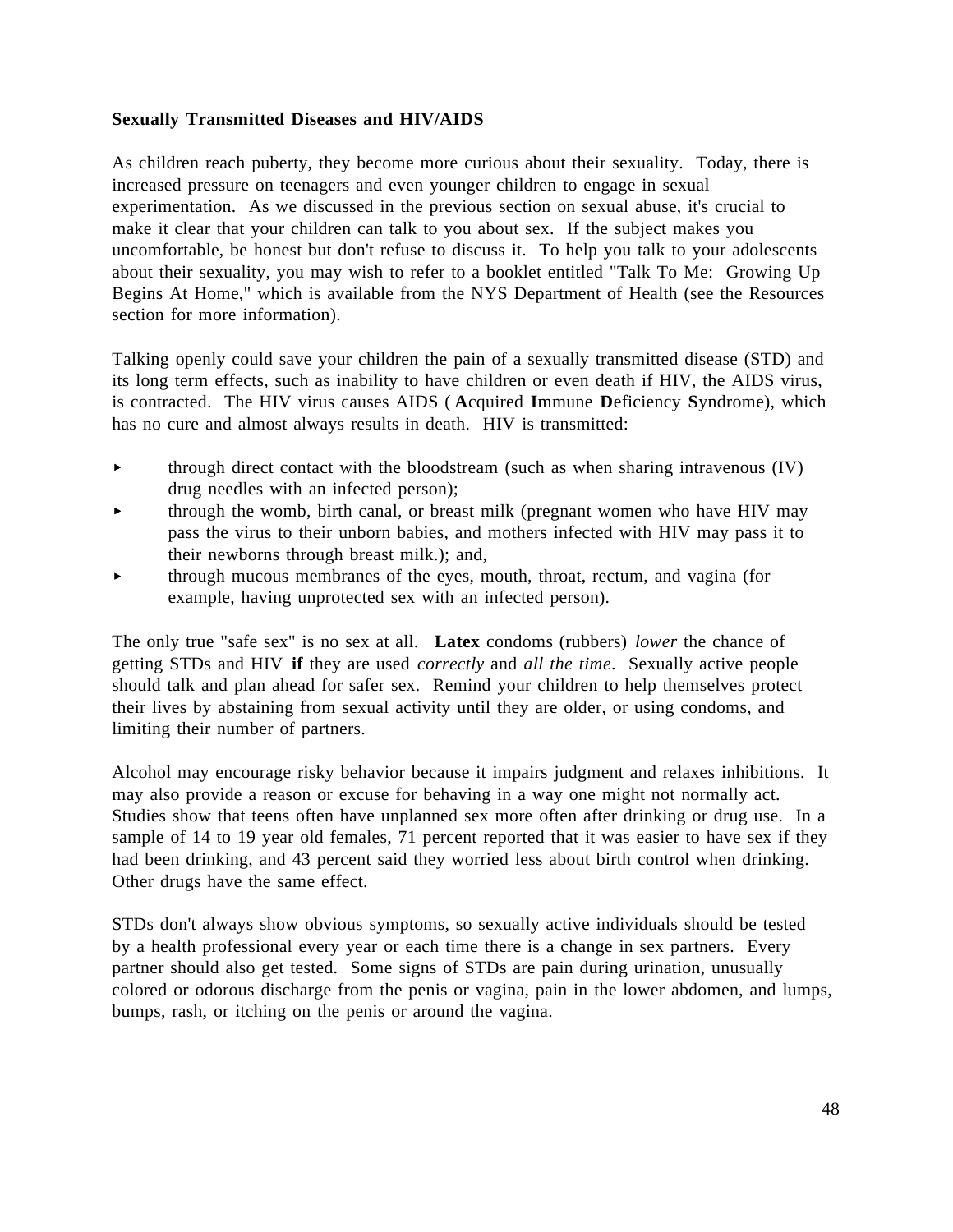**Sexually Transmitted Diseases and HIV/AIDS**

As children reach puberty, they become more curious about their sexuality. Today, there is increased pressure on teenagers and even younger children to engage in sexual experimentation. As we discussed in the previous section on sexual abuse, it's crucial to make it clear that your children can talk to you about sex. If the subject makes you uncomfortable, be honest but don't refuse to discuss it. To help you talk to your adolescents about their sexuality, you may wish to refer to a booklet entitled "Talk To Me: Growing Up Begins At Home," which is available from the NYS Department of Health (see the Resources section for more information).

Talking openly could save your children the pain of a sexually transmitted disease (STD) and its long term effects, such as inability to have children or even death if HIV, the AIDS virus, is contracted. The HIV virus causes AIDS ( **A**cquired **I**mmune **D**eficiency **S**yndrome), which has no cure and almost always results in death. HIV is transmitted:

- through direct contact with the bloodstream (such as when sharing intravenous (IV) drug needles with an infected person);
- through the womb, birth canal, or breast milk (pregnant women who have HIV may pass the virus to their unborn babies, and mothers infected with HIV may pass it to their newborns through breast milk.); and,
- through mucous membranes of the eyes, mouth, throat, rectum, and vagina (for example, having unprotected sex with an infected person).

The only true "safe sex" is no sex at all. **Latex** condoms (rubbers) *lower* the chance of getting STDs and HIV **if** they are used *correctly* and *all the time*. Sexually active people should talk and plan ahead for safer sex. Remind your children to help themselves protect their lives by abstaining from sexual activity until they are older, or using condoms, and limiting their number of partners.

Alcohol may encourage risky behavior because it impairs judgment and relaxes inhibitions. It may also provide a reason or excuse for behaving in a way one might not normally act. Studies show that teens often have unplanned sex more often after drinking or drug use. In a sample of 14 to 19 year old females, 71 percent reported that it was easier to have sex if they had been drinking, and 43 percent said they worried less about birth control when drinking. Other drugs have the same effect.

STDs don't always show obvious symptoms, so sexually active individuals should be tested by a health professional every year or each time there is a change in sex partners. Every partner should also get tested. Some signs of STDs are pain during urination, unusually colored or odorous discharge from the penis or vagina, pain in the lower abdomen, and lumps, bumps, rash, or itching on the penis or around the vagina.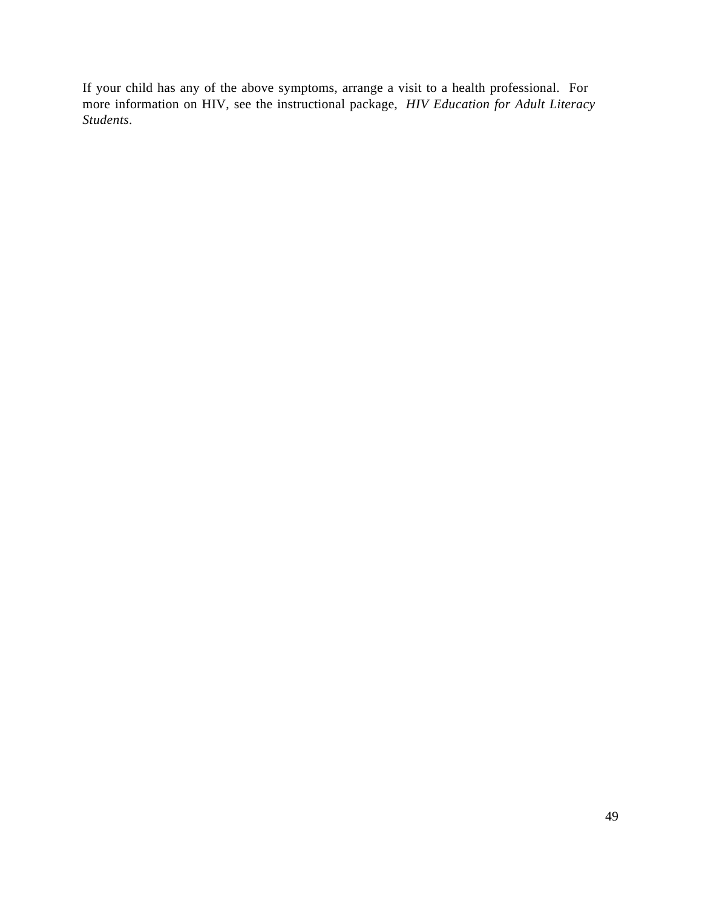If your child has any of the above symptoms, arrange a visit to a health professional. For more information on HIV, see the instructional package, *HIV Education for Adult Literacy Students*.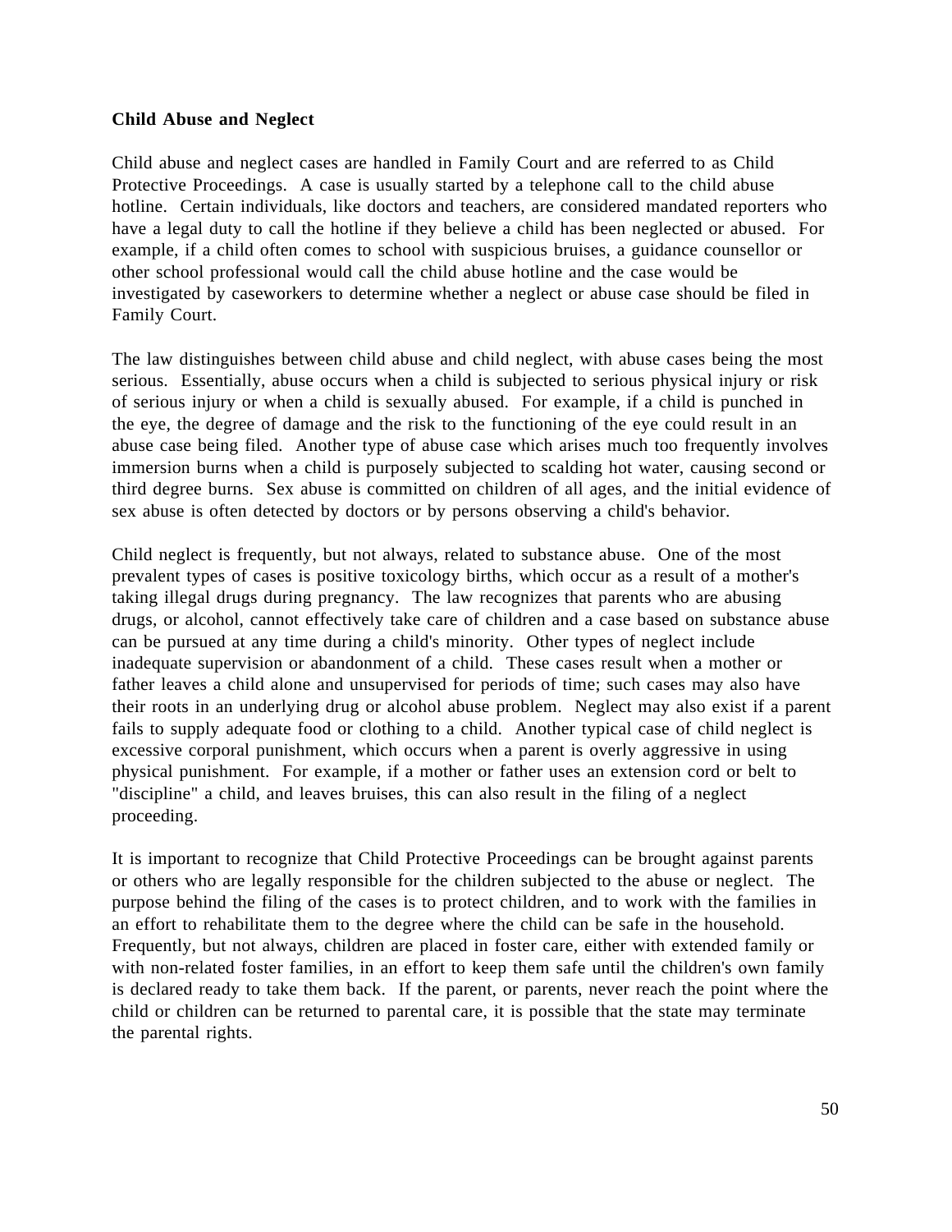**Child Abuse and Neglect**

Child abuse and neglect cases are handled in Family Court and are referred to as Child Protective Proceedings. A case is usually started by a telephone call to the child abuse hotline. Certain individuals, like doctors and teachers, are considered mandated reporters who have a legal duty to call the hotline if they believe a child has been neglected or abused. For example, if a child often comes to school with suspicious bruises, a guidance counsellor or other school professional would call the child abuse hotline and the case would be investigated by caseworkers to determine whether a neglect or abuse case should be filed in Family Court.

The law distinguishes between child abuse and child neglect, with abuse cases being the most serious. Essentially, abuse occurs when a child is subjected to serious physical injury or risk of serious injury or when a child is sexually abused. For example, if a child is punched in the eye, the degree of damage and the risk to the functioning of the eye could result in an abuse case being filed. Another type of abuse case which arises much too frequently involves immersion burns when a child is purposely subjected to scalding hot water, causing second or third degree burns. Sex abuse is committed on children of all ages, and the initial evidence of sex abuse is often detected by doctors or by persons observing a child's behavior.

Child neglect is frequently, but not always, related to substance abuse. One of the most prevalent types of cases is positive toxicology births, which occur as a result of a mother's taking illegal drugs during pregnancy. The law recognizes that parents who are abusing drugs, or alcohol, cannot effectively take care of children and a case based on substance abuse can be pursued at any time during a child's minority. Other types of neglect include inadequate supervision or abandonment of a child. These cases result when a mother or father leaves a child alone and unsupervised for periods of time; such cases may also have their roots in an underlying drug or alcohol abuse problem. Neglect may also exist if a parent fails to supply adequate food or clothing to a child. Another typical case of child neglect is excessive corporal punishment, which occurs when a parent is overly aggressive in using physical punishment. For example, if a mother or father uses an extension cord or belt to "discipline" a child, and leaves bruises, this can also result in the filing of a neglect proceeding.

It is important to recognize that Child Protective Proceedings can be brought against parents or others who are legally responsible for the children subjected to the abuse or neglect. The purpose behind the filing of the cases is to protect children, and to work with the families in an effort to rehabilitate them to the degree where the child can be safe in the household. Frequently, but not always, children are placed in foster care, either with extended family or with non-related foster families, in an effort to keep them safe until the children's own family is declared ready to take them back. If the parent, or parents, never reach the point where the child or children can be returned to parental care, it is possible that the state may terminate the parental rights.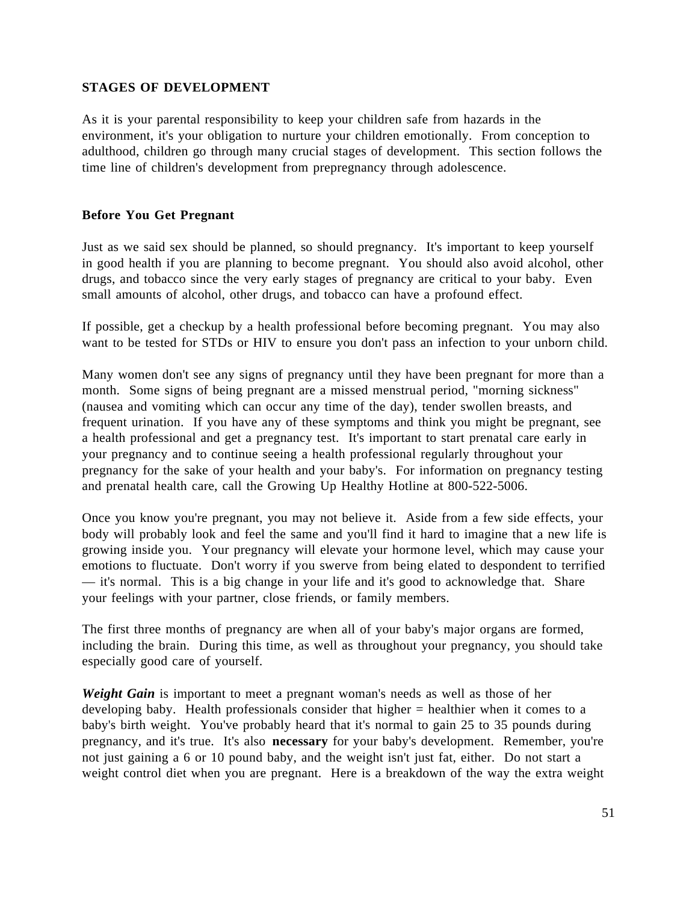## STAGES OF DEVELOPMENT

As it is your parental responsibility to keep your children safe from hazards in the environment, it's your obligation to nurture your children emotionally. From conception to adulthood, children go through many crucial stages of development. This section follows the time line of children's development from prepregnancy through adolescence.

### Before You Get Pregnant

Just as we said sex should be planned, so should pregnancy. It's important to keep yourself in good health if you are planning to become pregnant. You should also avoid alcohol, other drugs, and tobacco since the very early stages of pregnancy are critical to your baby. Even small amounts of alcohol, other drugs, and tobacco can have a profound effect.

If possible, get a checkup by a health professional before becoming pregnant. You may also want to be tested for STDs or HIV to ensure you don't pass an infection to your unborn child.

Many women don't see any signs of pregnancy until they have been pregnant for more than a month. Some signs of being pregnant are a missed menstrual period, "morning sickness" (nausea and vomiting which can occur any time of the day), tender swollen breasts, and frequent urination. If you have any of these symptoms and think you might be pregnant, see a health professional and get a pregnancy test. It's important to start prenatal care early in your pregnancy and to continue seeing a health professional regularly throughout your pregnancy for the sake of your health and your baby's. For information on pregnancy testing and prenatal health care, call the Growing Up Healthy Hotline at 800-522-5006.

Once you know you're pregnant, you may not believe it. Aside from a few side effects, your body will probably look and feel the same and you'll find it hard to imagine that a new life is growing inside you. Your pregnancy will elevate your hormone level, which may cause your emotions to fluctuate. Don't worry if you swerve from being elated to despondent to terrified — it's normal. This is a big change in your life and it's good to acknowledge that. Share your feelings with your partner, close friends, or family members.

The first three months of pregnancy are when all of your baby's major organs are formed, including the brain. During this time, as well as throughout your pregnancy, you should take especially good care of yourself.

***Weight Gain*** is important to meet a pregnant woman's needs as well as those of her developing baby. Health professionals consider that higher = healthier when it comes to a baby's birth weight. You've probably heard that it's normal to gain 25 to 35 pounds during pregnancy, and it's true. It's also **necessary** for your baby's development. Remember, you're not just gaining a 6 or 10 pound baby, and the weight isn't just fat, either. Do not start a weight control diet when you are pregnant. Here is a breakdown of the way the extra weight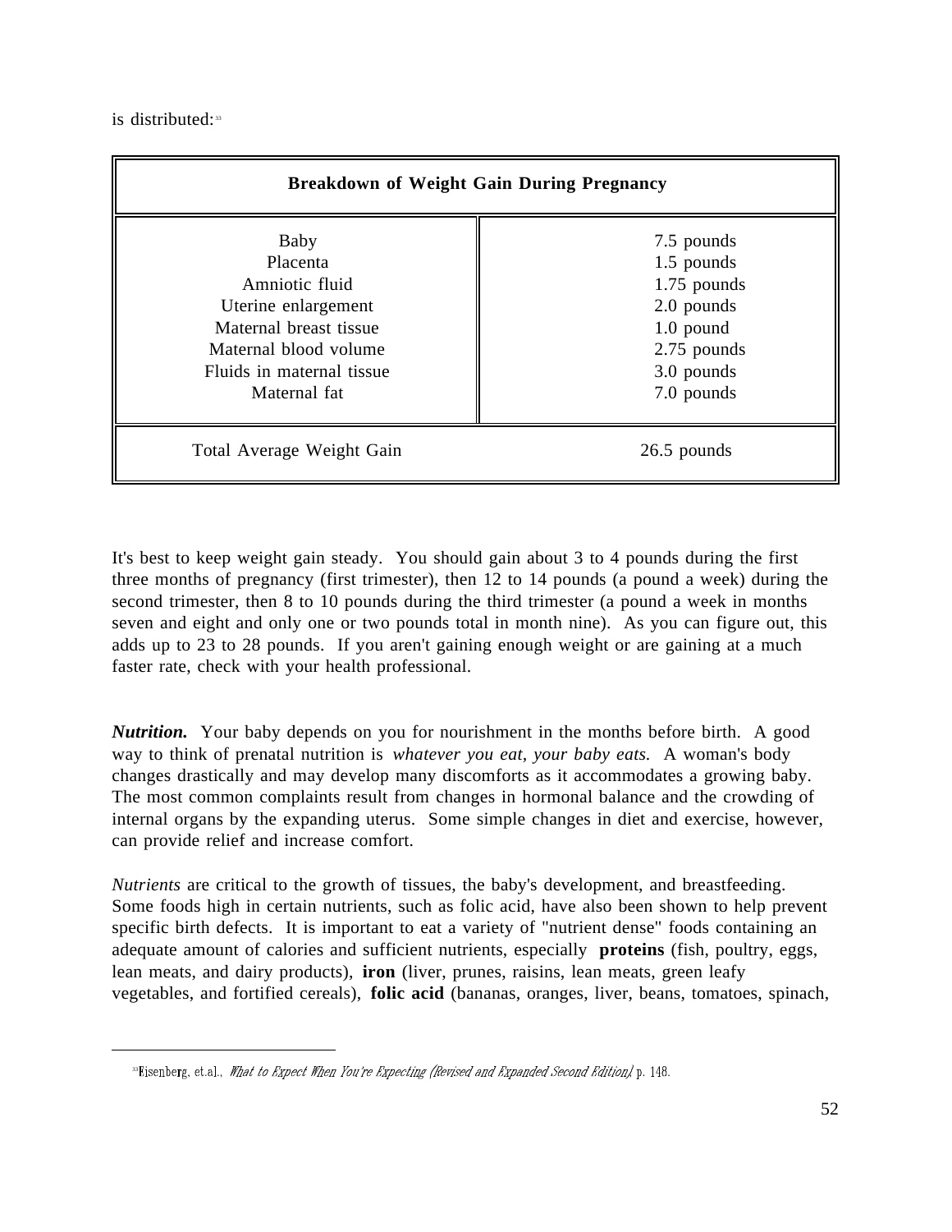is distributed:[33]

| Breakdown of Weight Gain During Pregnancy | |
|---|---|
| Baby | 7.5 pounds |
| Placenta | 1.5 pounds |
| Amniotic fluid | 1.75 pounds |
| Uterine enlargement | 2.0 pounds |
| Maternal breast tissue | 1.0 pound |
| Maternal blood volume | 2.75 pounds |
| Fluids in maternal tissue | 3.0 pounds |
| Maternal fat | 7.0 pounds |
| Total Average Weight Gain | 26.5 pounds |

It's best to keep weight gain steady. You should gain about 3 to 4 pounds during the first three months of pregnancy (first trimester), then 12 to 14 pounds (a pound a week) during the second trimester, then 8 to 10 pounds during the third trimester (a pound a week in months seven and eight and only one or two pounds total in month nine). As you can figure out, this adds up to 23 to 28 pounds. If you aren't gaining enough weight or are gaining at a much faster rate, check with your health professional.

***Nutrition.*** Your baby depends on you for nourishment in the months before birth. A good way to think of prenatal nutrition is *whatever you eat, your baby eats.* A woman's body changes drastically and may develop many discomforts as it accommodates a growing baby. The most common complaints result from changes in hormonal balance and the crowding of internal organs by the expanding uterus. Some simple changes in diet and exercise, however, can provide relief and increase comfort.

*Nutrients* are critical to the growth of tissues, the baby's development, and breastfeeding. Some foods high in certain nutrients, such as folic acid, have also been shown to help prevent specific birth defects. It is important to eat a variety of "nutrient dense" foods containing an adequate amount of calories and sufficient nutrients, especially **proteins** (fish, poultry, eggs, lean meats, and dairy products), **iron** (liver, prunes, raisins, lean meats, green leafy vegetables, and fortified cereals), **folic acid** (bananas, oranges, liver, beans, tomatoes, spinach,

---

[33] Eisenberg, et.al., *What to Expect When You're Expecting (Revised and Expanded Second Edition)*, p. 148.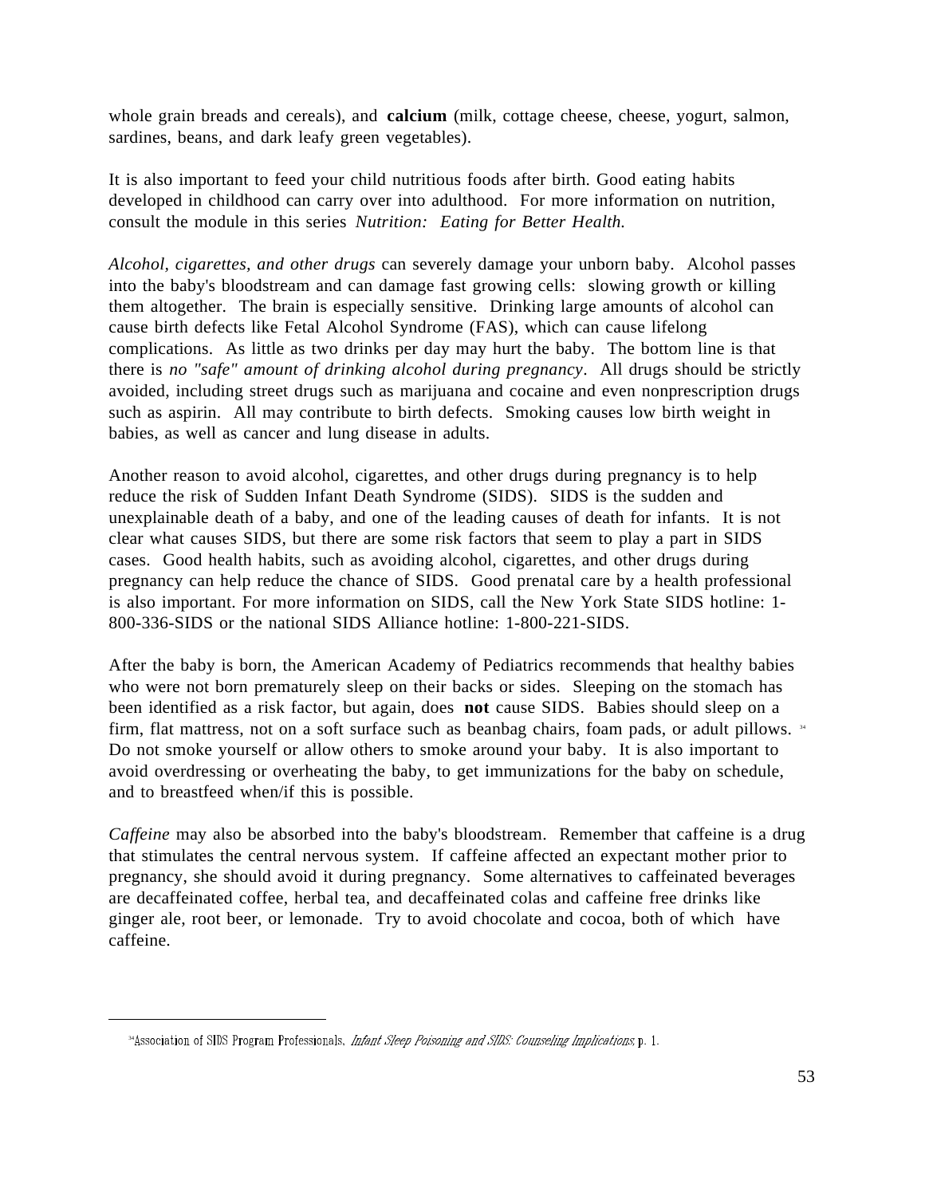whole grain breads and cereals), and **calcium** (milk, cottage cheese, cheese, yogurt, salmon, sardines, beans, and dark leafy green vegetables).

It is also important to feed your child nutritious foods after birth. Good eating habits developed in childhood can carry over into adulthood. For more information on nutrition, consult the module in this series *Nutrition: Eating for Better Health.*

*Alcohol, cigarettes, and other drugs* can severely damage your unborn baby. Alcohol passes into the baby's bloodstream and can damage fast growing cells: slowing growth or killing them altogether. The brain is especially sensitive. Drinking large amounts of alcohol can cause birth defects like Fetal Alcohol Syndrome (FAS), which can cause lifelong complications. As little as two drinks per day may hurt the baby. The bottom line is that there is *no "safe" amount of drinking alcohol during pregnancy*. All drugs should be strictly avoided, including street drugs such as marijuana and cocaine and even nonprescription drugs such as aspirin. All may contribute to birth defects. Smoking causes low birth weight in babies, as well as cancer and lung disease in adults.

Another reason to avoid alcohol, cigarettes, and other drugs during pregnancy is to help reduce the risk of Sudden Infant Death Syndrome (SIDS). SIDS is the sudden and unexplainable death of a baby, and one of the leading causes of death for infants. It is not clear what causes SIDS, but there are some risk factors that seem to play a part in SIDS cases. Good health habits, such as avoiding alcohol, cigarettes, and other drugs during pregnancy can help reduce the chance of SIDS. Good prenatal care by a health professional is also important. For more information on SIDS, call the New York State SIDS hotline: 1-800-336-SIDS or the national SIDS Alliance hotline: 1-800-221-SIDS.

After the baby is born, the American Academy of Pediatrics recommends that healthy babies who were not born prematurely sleep on their backs or sides. Sleeping on the stomach has been identified as a risk factor, but again, does **not** cause SIDS. Babies should sleep on a firm, flat mattress, not on a soft surface such as beanbag chairs, foam pads, or adult pillows.[34] Do not smoke yourself or allow others to smoke around your baby. It is also important to avoid overdressing or overheating the baby, to get immunizations for the baby on schedule, and to breastfeed when/if this is possible.

*Caffeine* may also be absorbed into the baby's bloodstream. Remember that caffeine is a drug that stimulates the central nervous system. If caffeine affected an expectant mother prior to pregnancy, she should avoid it during pregnancy. Some alternatives to caffeinated beverages are decaffeinated coffee, herbal tea, and decaffeinated colas and caffeine free drinks like ginger ale, root beer, or lemonade. Try to avoid chocolate and cocoa, both of which have caffeine.

---

[34]Association of SIDS Program Professionals, *Infant Sleep Poisoning and SIDS: Counseling Implications*, p. 1.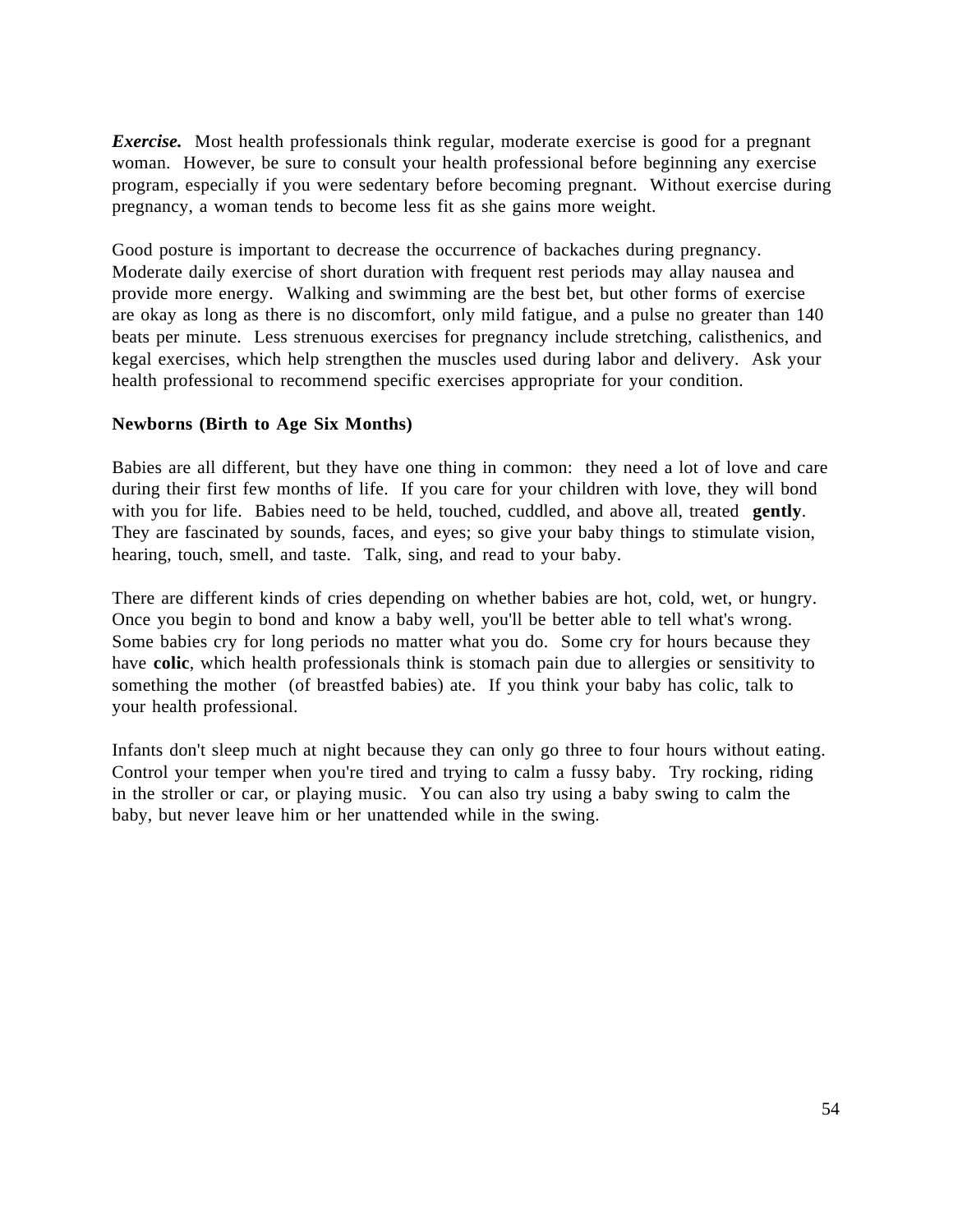***Exercise.*** Most health professionals think regular, moderate exercise is good for a pregnant woman. However, be sure to consult your health professional before beginning any exercise program, especially if you were sedentary before becoming pregnant. Without exercise during pregnancy, a woman tends to become less fit as she gains more weight.

Good posture is important to decrease the occurrence of backaches during pregnancy. Moderate daily exercise of short duration with frequent rest periods may allay nausea and provide more energy. Walking and swimming are the best bet, but other forms of exercise are okay as long as there is no discomfort, only mild fatigue, and a pulse no greater than 140 beats per minute. Less strenuous exercises for pregnancy include stretching, calisthenics, and kegal exercises, which help strengthen the muscles used during labor and delivery. Ask your health professional to recommend specific exercises appropriate for your condition.

**Newborns (Birth to Age Six Months)**

Babies are all different, but they have one thing in common: they need a lot of love and care during their first few months of life. If you care for your children with love, they will bond with you for life. Babies need to be held, touched, cuddled, and above all, treated **gently**. They are fascinated by sounds, faces, and eyes; so give your baby things to stimulate vision, hearing, touch, smell, and taste. Talk, sing, and read to your baby.

There are different kinds of cries depending on whether babies are hot, cold, wet, or hungry. Once you begin to bond and know a baby well, you'll be better able to tell what's wrong. Some babies cry for long periods no matter what you do. Some cry for hours because they have **colic**, which health professionals think is stomach pain due to allergies or sensitivity to something the mother (of breastfed babies) ate. If you think your baby has colic, talk to your health professional.

Infants don't sleep much at night because they can only go three to four hours without eating. Control your temper when you're tired and trying to calm a fussy baby. Try rocking, riding in the stroller or car, or playing music. You can also try using a baby swing to calm the baby, but never leave him or her unattended while in the swing.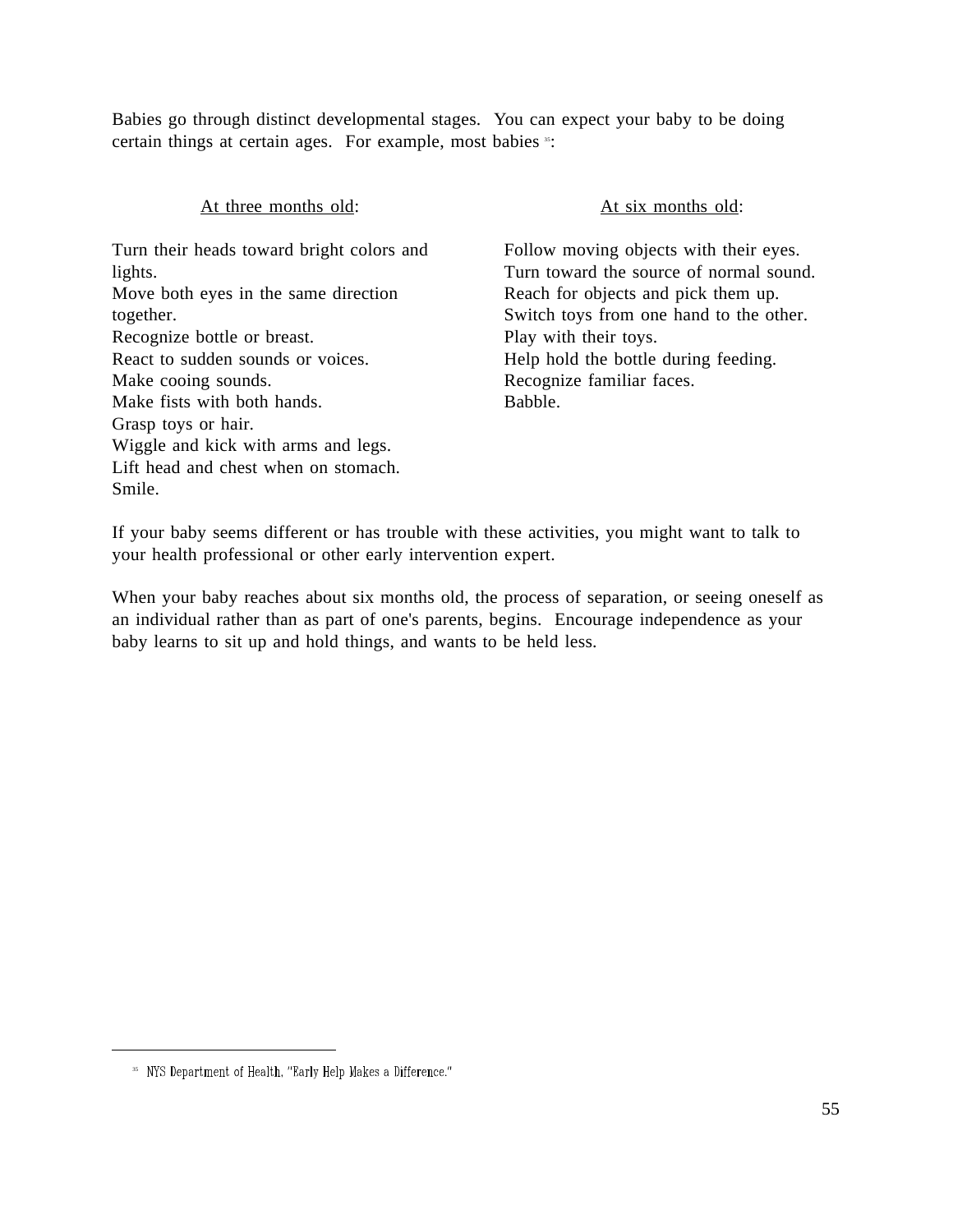Babies go through distinct developmental stages. You can expect your baby to be doing certain things at certain ages. For example, most babies [35]:

At three months old:

Turn their heads toward bright colors and lights.
Move both eyes in the same direction together.
Recognize bottle or breast.
React to sudden sounds or voices.
Make cooing sounds.
Make fists with both hands.
Grasp toys or hair.
Wiggle and kick with arms and legs.
Lift head and chest when on stomach.
Smile.

At six months old:

Follow moving objects with their eyes.
Turn toward the source of normal sound.
Reach for objects and pick them up.
Switch toys from one hand to the other.
Play with their toys.
Help hold the bottle during feeding.
Recognize familiar faces.
Babble.

If your baby seems different or has trouble with these activities, you might want to talk to your health professional or other early intervention expert.

When your baby reaches about six months old, the process of separation, or seeing oneself as an individual rather than as part of one's parents, begins. Encourage independence as your baby learns to sit up and hold things, and wants to be held less.

---

[35] NYS Department of Health, "Early Help Makes a Difference."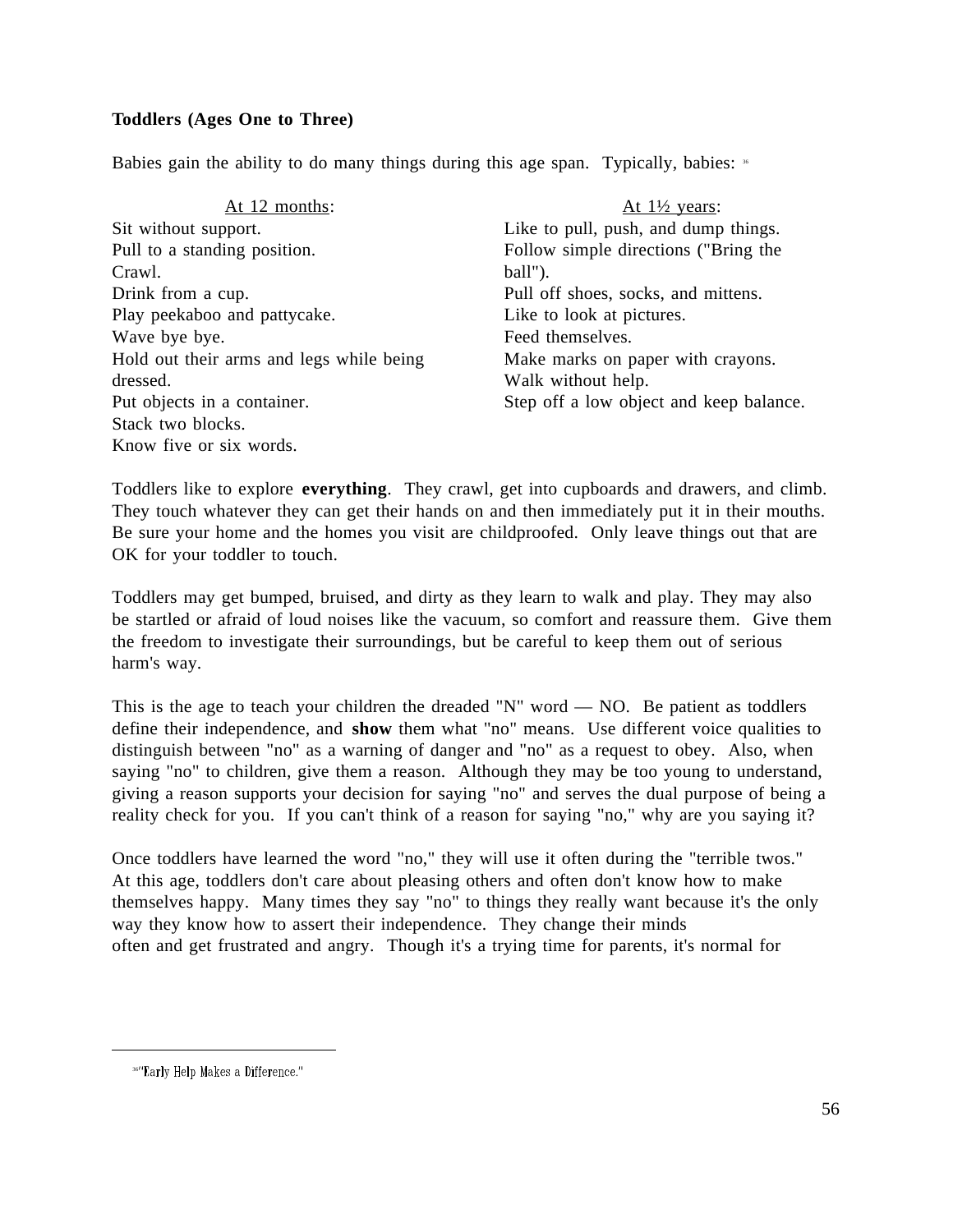**Toddlers (Ages One to Three)**

Babies gain the ability to do many things during this age span. Typically, babies: [36]

<u>At 12 months</u>:

Sit without support.
Pull to a standing position.
Crawl.
Drink from a cup.
Play peekaboo and pattycake.
Wave bye bye.
Hold out their arms and legs while being dressed.
Put objects in a container.
Stack two blocks.
Know five or six words.

<u>At 1½ years</u>:

Like to pull, push, and dump things.
Follow simple directions ("Bring the ball").
Pull off shoes, socks, and mittens.
Like to look at pictures.
Feed themselves.
Make marks on paper with crayons.
Walk without help.
Step off a low object and keep balance.

Toddlers like to explore **everything**. They crawl, get into cupboards and drawers, and climb. They touch whatever they can get their hands on and then immediately put it in their mouths. Be sure your home and the homes you visit are childproofed. Only leave things out that are OK for your toddler to touch.

Toddlers may get bumped, bruised, and dirty as they learn to walk and play. They may also be startled or afraid of loud noises like the vacuum, so comfort and reassure them. Give them the freedom to investigate their surroundings, but be careful to keep them out of serious harm's way.

This is the age to teach your children the dreaded "N" word — NO. Be patient as toddlers define their independence, and **show** them what "no" means. Use different voice qualities to distinguish between "no" as a warning of danger and "no" as a request to obey. Also, when saying "no" to children, give them a reason. Although they may be too young to understand, giving a reason supports your decision for saying "no" and serves the dual purpose of being a reality check for you. If you can't think of a reason for saying "no," why are you saying it?

Once toddlers have learned the word "no," they will use it often during the "terrible twos." At this age, toddlers don't care about pleasing others and often don't know how to make themselves happy. Many times they say "no" to things they really want because it's the only way they know how to assert their independence. They change their minds often and get frustrated and angry. Though it's a trying time for parents, it's normal for

[36] "Early Help Makes a Difference."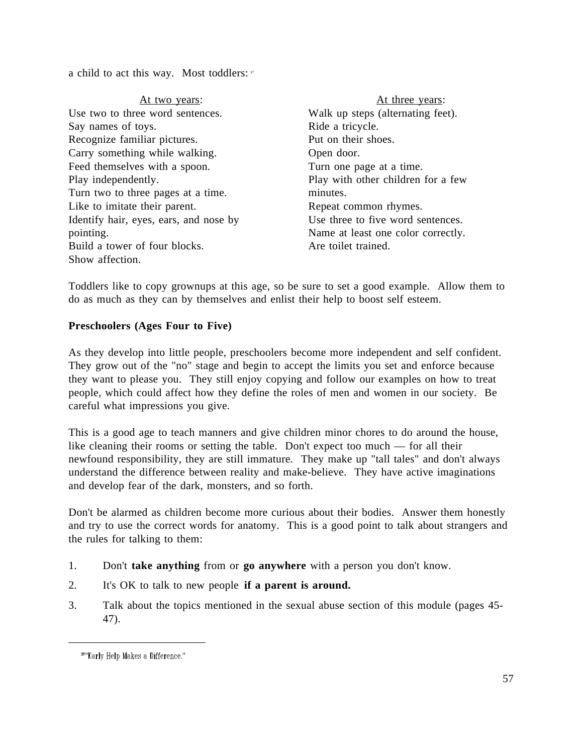a child to act this way. Most toddlers:[37]

| At two years: | At three years: |
| --- | --- |
| Use two to three word sentences. | Walk up steps (alternating feet). |
| Say names of toys. | Ride a tricycle. |
| Recognize familiar pictures. | Put on their shoes. |
| Carry something while walking. | Open door. |
| Feed themselves with a spoon. | Turn one page at a time. |
| Play independently. | Play with other children for a few minutes. |
| Turn two to three pages at a time. | Repeat common rhymes. |
| Like to imitate their parent. | Use three to five word sentences. |
| Identify hair, eyes, ears, and nose by pointing. | Name at least one color correctly. |
| Build a tower of four blocks. | Are toilet trained. |
| Show affection. | |

Toddlers like to copy grownups at this age, so be sure to set a good example. Allow them to do as much as they can by themselves and enlist their help to boost self esteem.

**Preschoolers (Ages Four to Five)**

As they develop into little people, preschoolers become more independent and self confident. They grow out of the "no" stage and begin to accept the limits you set and enforce because they want to please you. They still enjoy copying and follow our examples on how to treat people, which could affect how they define the roles of men and women in our society. Be careful what impressions you give.

This is a good age to teach manners and give children minor chores to do around the house, like cleaning their rooms or setting the table. Don't expect too much — for all their newfound responsibility, they are still immature. They make up "tall tales" and don't always understand the difference between reality and make-believe. They have active imaginations and develop fear of the dark, monsters, and so forth.

Don't be alarmed as children become more curious about their bodies. Answer them honestly and try to use the correct words for anatomy. This is a good point to talk about strangers and the rules for talking to them:

1. Don't **take anything** from or **go anywhere** with a person you don't know.
2. It's OK to talk to new people **if a parent is around.**
3. Talk about the topics mentioned in the sexual abuse section of this module (pages 45-47).

---

[37] "Early Help Makes a Difference."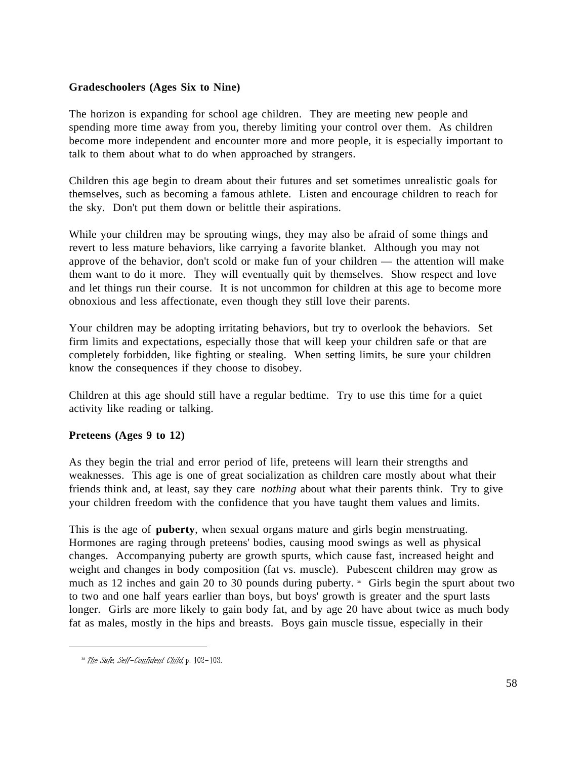**Gradeschoolers (Ages Six to Nine)**

The horizon is expanding for school age children. They are meeting new people and spending more time away from you, thereby limiting your control over them. As children become more independent and encounter more and more people, it is especially important to talk to them about what to do when approached by strangers.

Children this age begin to dream about their futures and set sometimes unrealistic goals for themselves, such as becoming a famous athlete. Listen and encourage children to reach for the sky. Don't put them down or belittle their aspirations.

While your children may be sprouting wings, they may also be afraid of some things and revert to less mature behaviors, like carrying a favorite blanket. Although you may not approve of the behavior, don't scold or make fun of your children — the attention will make them want to do it more. They will eventually quit by themselves. Show respect and love and let things run their course. It is not uncommon for children at this age to become more obnoxious and less affectionate, even though they still love their parents.

Your children may be adopting irritating behaviors, but try to overlook the behaviors. Set firm limits and expectations, especially those that will keep your children safe or that are completely forbidden, like fighting or stealing. When setting limits, be sure your children know the consequences if they choose to disobey.

Children at this age should still have a regular bedtime. Try to use this time for a quiet activity like reading or talking.

**Preteens (Ages 9 to 12)**

As they begin the trial and error period of life, preteens will learn their strengths and weaknesses. This age is one of great socialization as children care mostly about what their friends think and, at least, say they care *nothing* about what their parents think. Try to give your children freedom with the confidence that you have taught them values and limits.

This is the age of **puberty**, when sexual organs mature and girls begin menstruating. Hormones are raging through preteens' bodies, causing mood swings as well as physical changes. Accompanying puberty are growth spurts, which cause fast, increased height and weight and changes in body composition (fat vs. muscle). Pubescent children may grow as much as 12 inches and gain 20 to 30 pounds during puberty. [38] Girls begin the spurt about two to two and one half years earlier than boys, but boys' growth is greater and the spurt lasts longer. Girls are more likely to gain body fat, and by age 20 have about twice as much body fat as males, mostly in the hips and breasts. Boys gain muscle tissue, especially in their

---

[38] *The Safe, Self-Confident Child*, p. 102-103.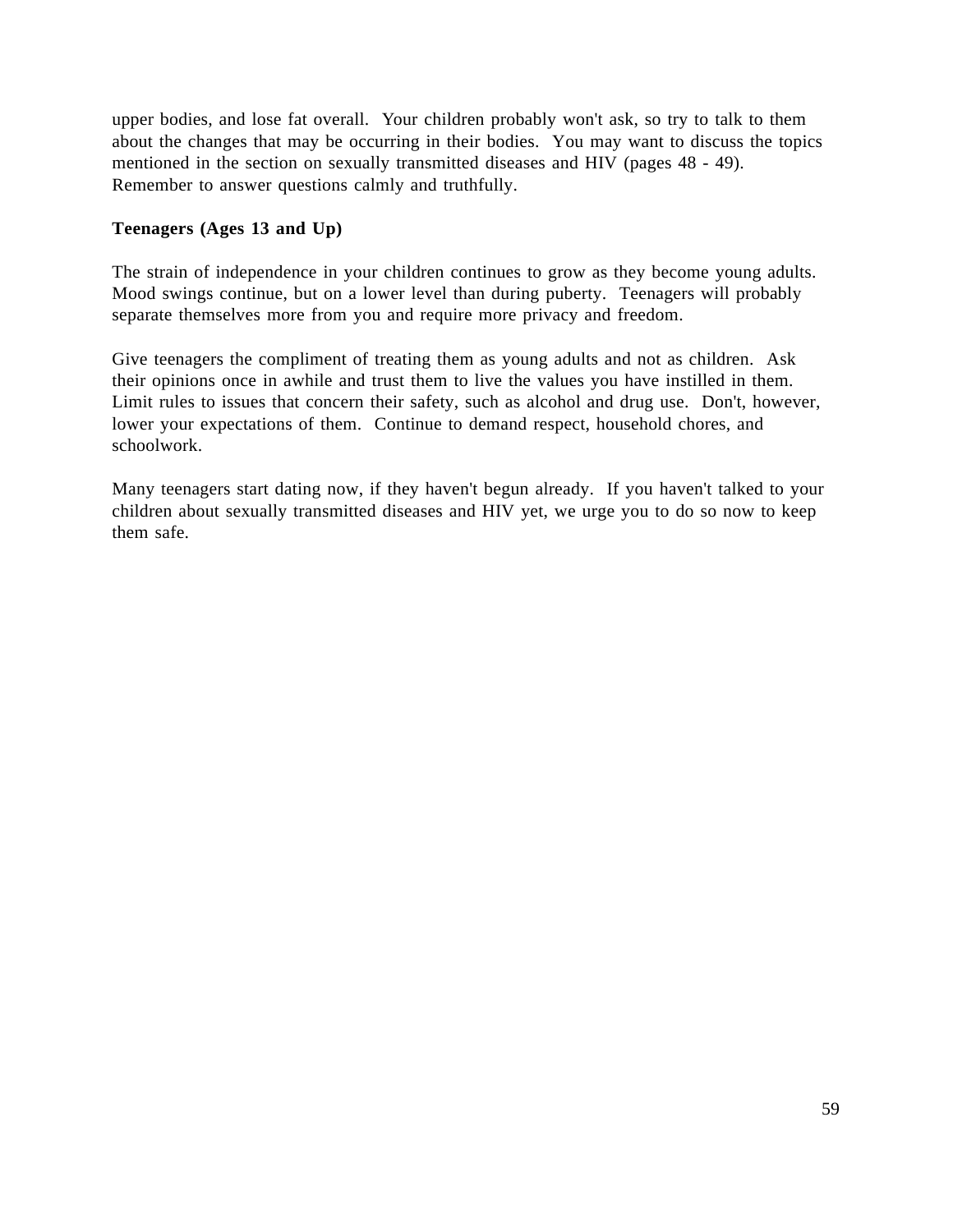upper bodies, and lose fat overall. Your children probably won't ask, so try to talk to them about the changes that may be occurring in their bodies. You may want to discuss the topics mentioned in the section on sexually transmitted diseases and HIV (pages 48 - 49). Remember to answer questions calmly and truthfully.

**Teenagers (Ages 13 and Up)**

The strain of independence in your children continues to grow as they become young adults. Mood swings continue, but on a lower level than during puberty. Teenagers will probably separate themselves more from you and require more privacy and freedom.

Give teenagers the compliment of treating them as young adults and not as children. Ask their opinions once in awhile and trust them to live the values you have instilled in them. Limit rules to issues that concern their safety, such as alcohol and drug use. Don't, however, lower your expectations of them. Continue to demand respect, household chores, and schoolwork.

Many teenagers start dating now, if they haven't begun already. If you haven't talked to your children about sexually transmitted diseases and HIV yet, we urge you to do so now to keep them safe.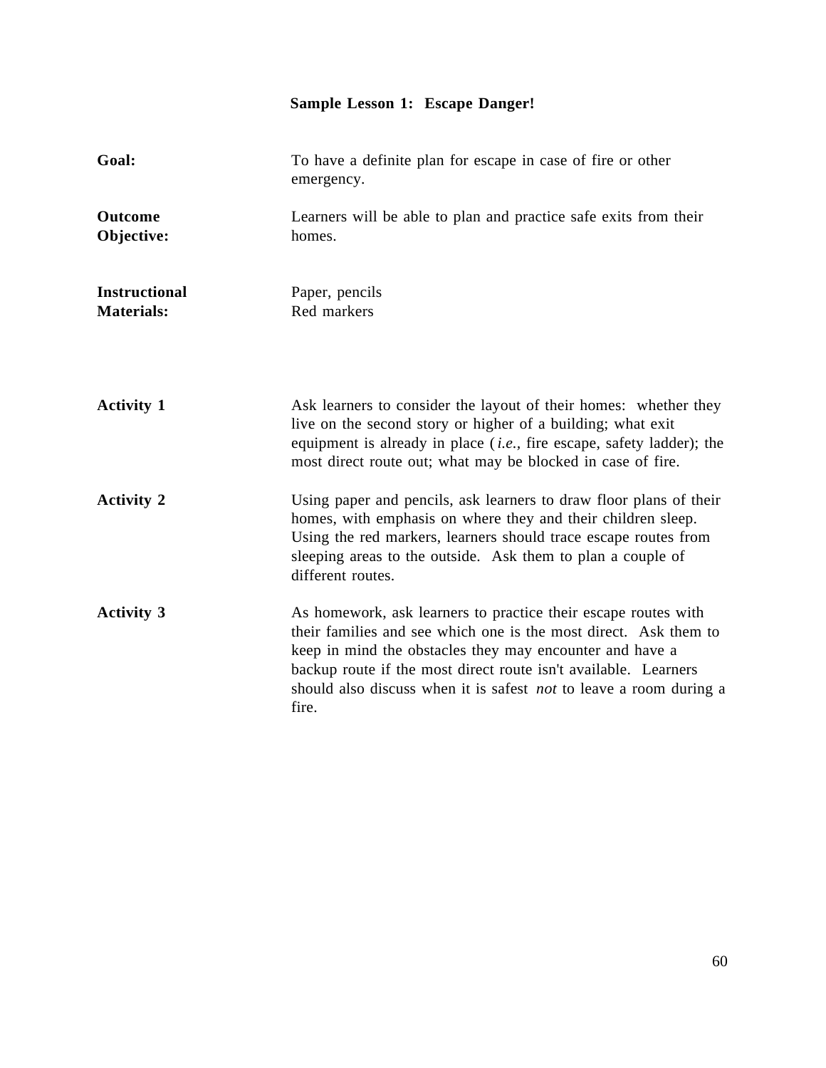## Sample Lesson 1: Escape Danger!

**Goal:** To have a definite plan for escape in case of fire or other emergency.

**Outcome Objective:** Learners will be able to plan and practice safe exits from their homes.

**Instructional Materials:** Paper, pencils
Red markers

**Activity 1** Ask learners to consider the layout of their homes: whether they live on the second story or higher of a building; what exit equipment is already in place (*i.e.*, fire escape, safety ladder); the most direct route out; what may be blocked in case of fire.

**Activity 2** Using paper and pencils, ask learners to draw floor plans of their homes, with emphasis on where they and their children sleep. Using the red markers, learners should trace escape routes from sleeping areas to the outside. Ask them to plan a couple of different routes.

**Activity 3** As homework, ask learners to practice their escape routes with their families and see which one is the most direct. Ask them to keep in mind the obstacles they may encounter and have a backup route if the most direct route isn't available. Learners should also discuss when it is safest *not* to leave a room during a fire.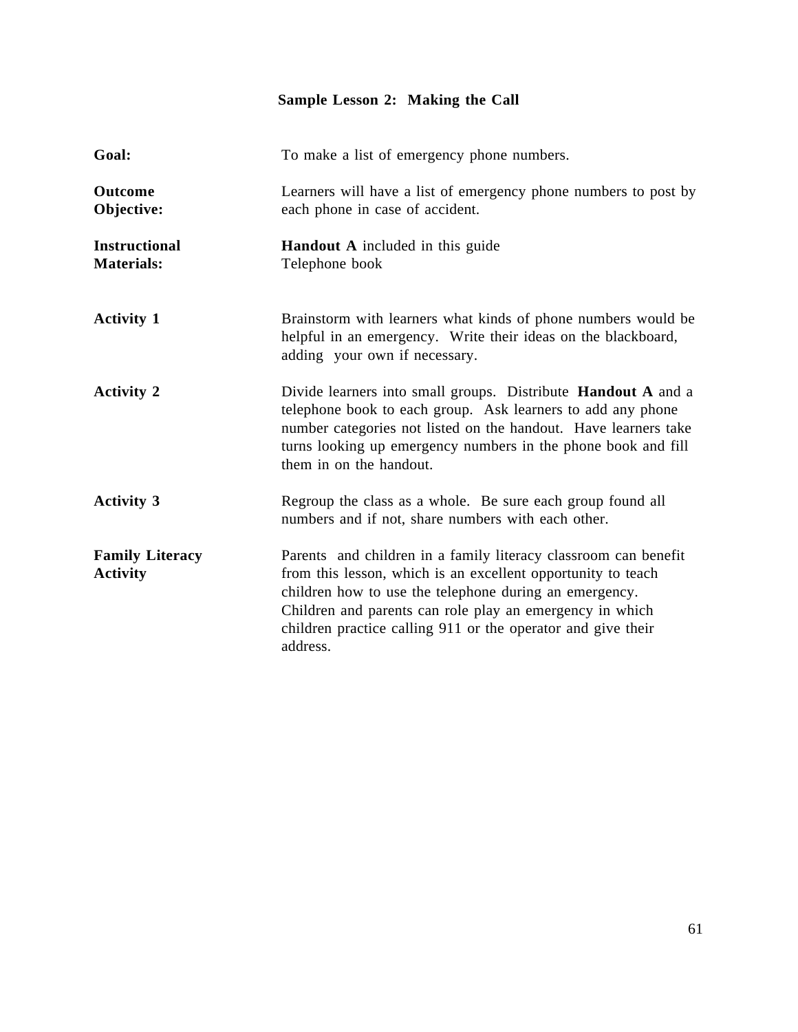## Sample Lesson 2: Making the Call

**Goal:** To make a list of emergency phone numbers.

**Outcome Objective:** Learners will have a list of emergency phone numbers to post by each phone in case of accident.

**Instructional Materials:** **Handout A** included in this guide
Telephone book

**Activity 1** Brainstorm with learners what kinds of phone numbers would be helpful in an emergency. Write their ideas on the blackboard, adding your own if necessary.

**Activity 2** Divide learners into small groups. Distribute **Handout A** and a telephone book to each group. Ask learners to add any phone number categories not listed on the handout. Have learners take turns looking up emergency numbers in the phone book and fill them in on the handout.

**Activity 3** Regroup the class as a whole. Be sure each group found all numbers and if not, share numbers with each other.

**Family Literacy Activity** Parents and children in a family literacy classroom can benefit from this lesson, which is an excellent opportunity to teach children how to use the telephone during an emergency. Children and parents can role play an emergency in which children practice calling 911 or the operator and give their address.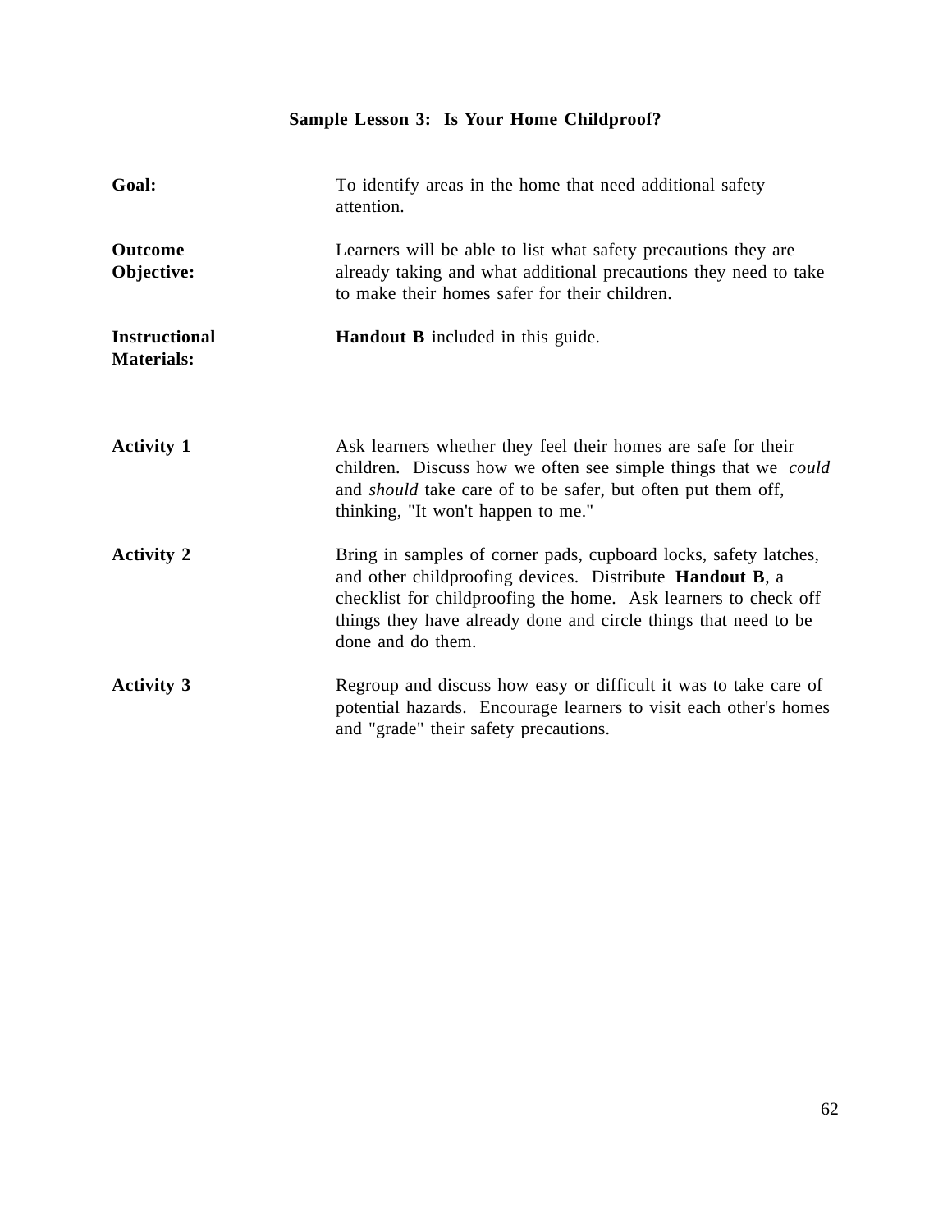## Sample Lesson 3: Is Your Home Childproof?

**Goal:** To identify areas in the home that need additional safety attention.

**Outcome Objective:** Learners will be able to list what safety precautions they are already taking and what additional precautions they need to take to make their homes safer for their children.

**Instructional Materials:** **Handout B** included in this guide.

**Activity 1** Ask learners whether they feel their homes are safe for their children. Discuss how we often see simple things that we *could* and *should* take care of to be safer, but often put them off, thinking, "It won't happen to me."

**Activity 2** Bring in samples of corner pads, cupboard locks, safety latches, and other childproofing devices. Distribute **Handout B**, a checklist for childproofing the home. Ask learners to check off things they have already done and circle things that need to be done and do them.

**Activity 3** Regroup and discuss how easy or difficult it was to take care of potential hazards. Encourage learners to visit each other's homes and "grade" their safety precautions.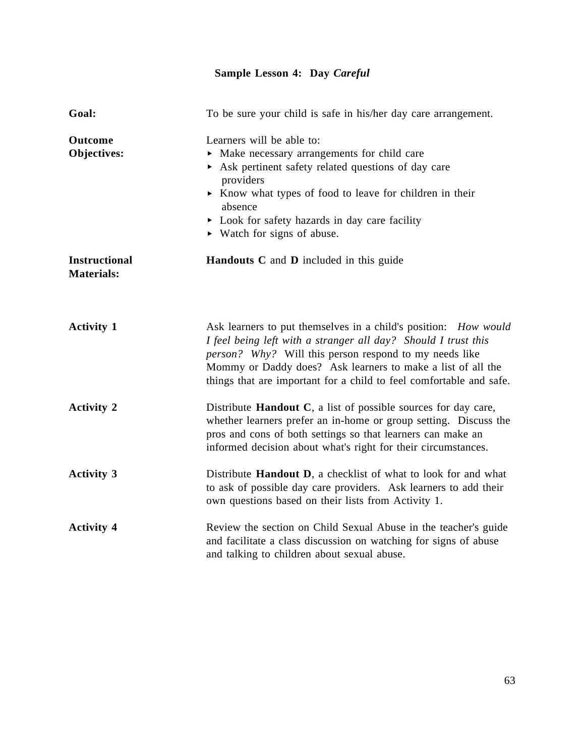## Sample Lesson 4: Day *Careful*

**Goal:** To be sure your child is safe in his/her day care arrangement.

**Outcome Objectives:** Learners will be able to:

- Make necessary arrangements for child care
- Ask pertinent safety related questions of day care providers
- Know what types of food to leave for children in their absence
- Look for safety hazards in day care facility
- Watch for signs of abuse.

**Instructional Materials:** **Handouts C** and **D** included in this guide

**Activity 1** Ask learners to put themselves in a child's position: *How would I feel being left with a stranger all day? Should I trust this person? Why?* Will this person respond to my needs like Mommy or Daddy does? Ask learners to make a list of all the things that are important for a child to feel comfortable and safe.

**Activity 2** Distribute **Handout C**, a list of possible sources for day care, whether learners prefer an in-home or group setting. Discuss the pros and cons of both settings so that learners can make an informed decision about what's right for their circumstances.

**Activity 3** Distribute **Handout D**, a checklist of what to look for and what to ask of possible day care providers. Ask learners to add their own questions based on their lists from Activity 1.

**Activity 4** Review the section on Child Sexual Abuse in the teacher's guide and facilitate a class discussion on watching for signs of abuse and talking to children about sexual abuse.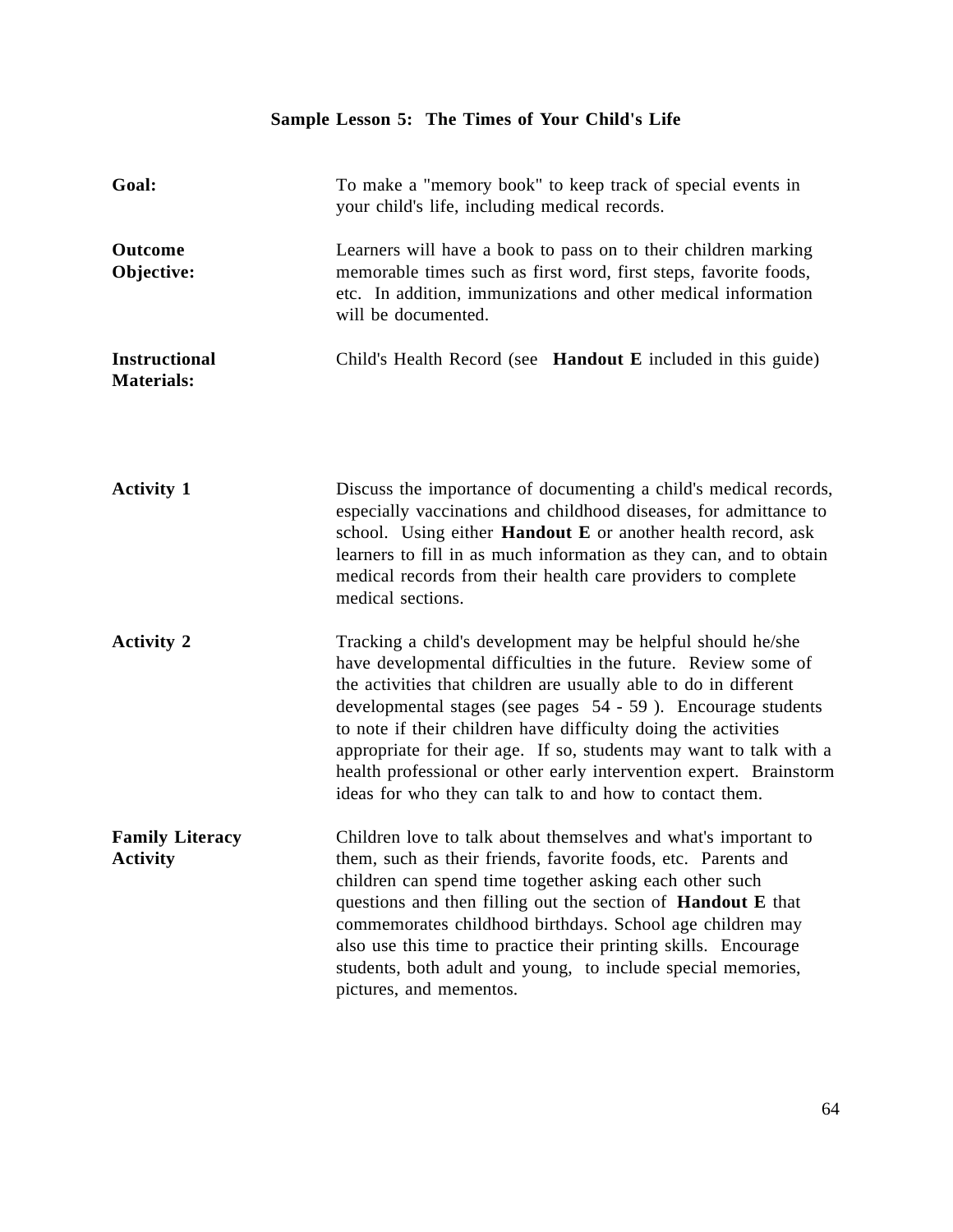## Sample Lesson 5: The Times of Your Child's Life

**Goal:** To make a "memory book" to keep track of special events in your child's life, including medical records.

**Outcome Objective:** Learners will have a book to pass on to their children marking memorable times such as first word, first steps, favorite foods, etc. In addition, immunizations and other medical information will be documented.

**Instructional Materials:** Child's Health Record (see **Handout E** included in this guide)

**Activity 1** Discuss the importance of documenting a child's medical records, especially vaccinations and childhood diseases, for admittance to school. Using either **Handout E** or another health record, ask learners to fill in as much information as they can, and to obtain medical records from their health care providers to complete medical sections.

**Activity 2** Tracking a child's development may be helpful should he/she have developmental difficulties in the future. Review some of the activities that children are usually able to do in different developmental stages (see pages 54 - 59 ). Encourage students to note if their children have difficulty doing the activities appropriate for their age. If so, students may want to talk with a health professional or other early intervention expert. Brainstorm ideas for who they can talk to and how to contact them.

**Family Literacy Activity** Children love to talk about themselves and what's important to them, such as their friends, favorite foods, etc. Parents and children can spend time together asking each other such questions and then filling out the section of **Handout E** that commemorates childhood birthdays. School age children may also use this time to practice their printing skills. Encourage students, both adult and young, to include special memories, pictures, and mementos.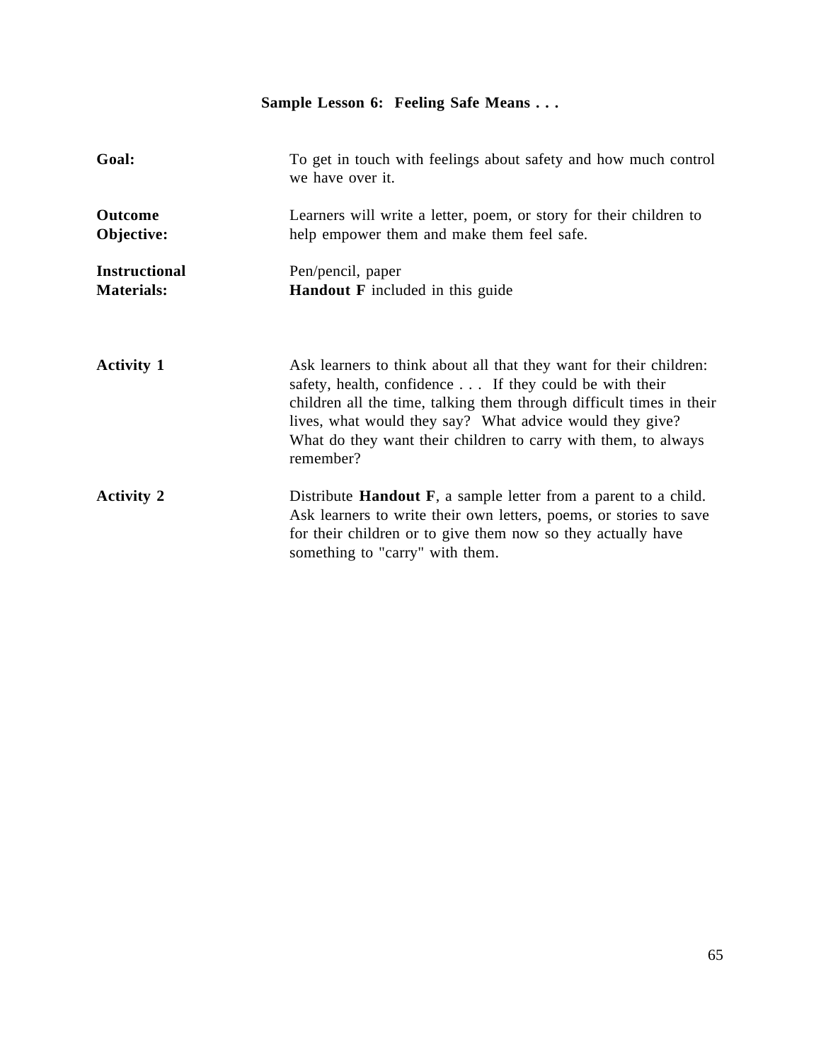## Sample Lesson 6: Feeling Safe Means . . .

**Goal:** To get in touch with feelings about safety and how much control we have over it.

**Outcome Objective:** Learners will write a letter, poem, or story for their children to help empower them and make them feel safe.

**Instructional Materials:** Pen/pencil, paper
**Handout F** included in this guide

**Activity 1** Ask learners to think about all that they want for their children: safety, health, confidence . . . If they could be with their children all the time, talking them through difficult times in their lives, what would they say? What advice would they give? What do they want their children to carry with them, to always remember?

**Activity 2** Distribute **Handout F**, a sample letter from a parent to a child. Ask learners to write their own letters, poems, or stories to save for their children or to give them now so they actually have something to "carry" with them.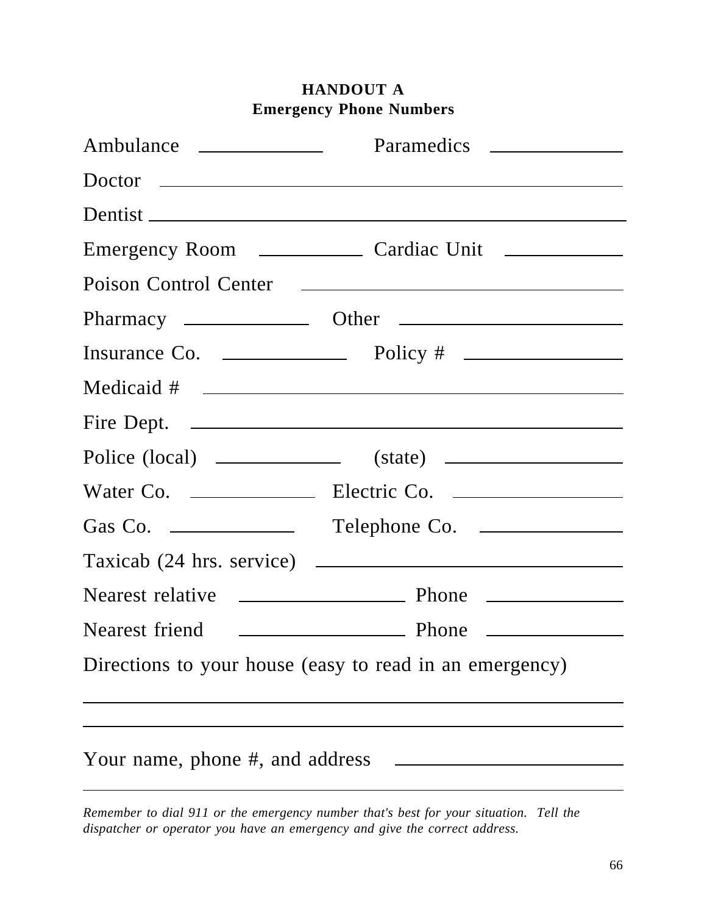**HANDOUT A**
**Emergency Phone Numbers**

Ambulance ____________ Paramedics ____________

Doctor ________________________________________

Dentist ________________________________________

Emergency Room __________ Cardiac Unit ____________

Poison Control Center ______________________________

Pharmacy ____________ Other ______________________

Insurance Co. ____________ Policy # ______________

Medicaid # ______________________________________

Fire Dept. _______________________________________

Police (local) ____________ (state) ________________

Water Co. ____________ Electric Co. ______________

Gas Co. ____________ Telephone Co. ______________

Taxicab (24 hrs. service) ___________________________

Nearest relative ______________ Phone ____________

Nearest friend ______________ Phone ____________

Directions to your house (easy to read in an emergency)

_______________________________________________

_______________________________________________

Your name, phone #, and address ______________________

_______________________________________________

*Remember to dial 911 or the emergency number that's best for your situation. Tell the dispatcher or operator you have an emergency and give the correct address.*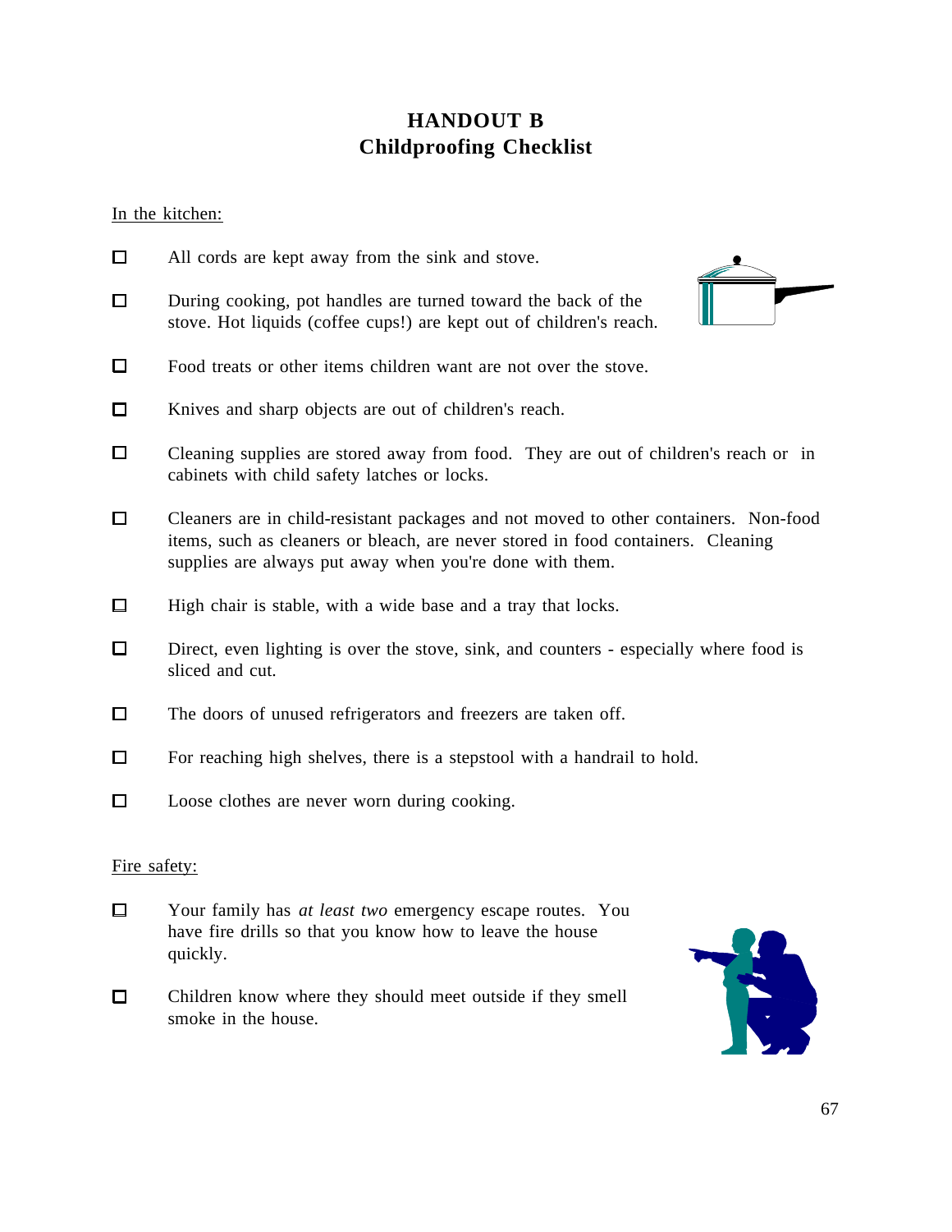# HANDOUT B
## Childproofing Checklist

In the kitchen:

- [ ] All cords are kept away from the sink and stove.
- [ ] During cooking, pot handles are turned toward the back of the stove. Hot liquids (coffee cups!) are kept out of children's reach.
- [ ] Food treats or other items children want are not over the stove.
- [ ] Knives and sharp objects are out of children's reach.
- [ ] Cleaning supplies are stored away from food. They are out of children's reach or in cabinets with child safety latches or locks.
- [ ] Cleaners are in child-resistant packages and not moved to other containers. Non-food items, such as cleaners or bleach, are never stored in food containers. Cleaning supplies are always put away when you're done with them.
- [ ] High chair is stable, with a wide base and a tray that locks.
- [ ] Direct, even lighting is over the stove, sink, and counters - especially where food is sliced and cut.
- [ ] The doors of unused refrigerators and freezers are taken off.
- [ ] For reaching high shelves, there is a stepstool with a handrail to hold.
- [ ] Loose clothes are never worn during cooking.

Fire safety:

- [ ] Your family has *at least two* emergency escape routes. You have fire drills so that you know how to leave the house quickly.
- [ ] Children know where they should meet outside if they smell smoke in the house.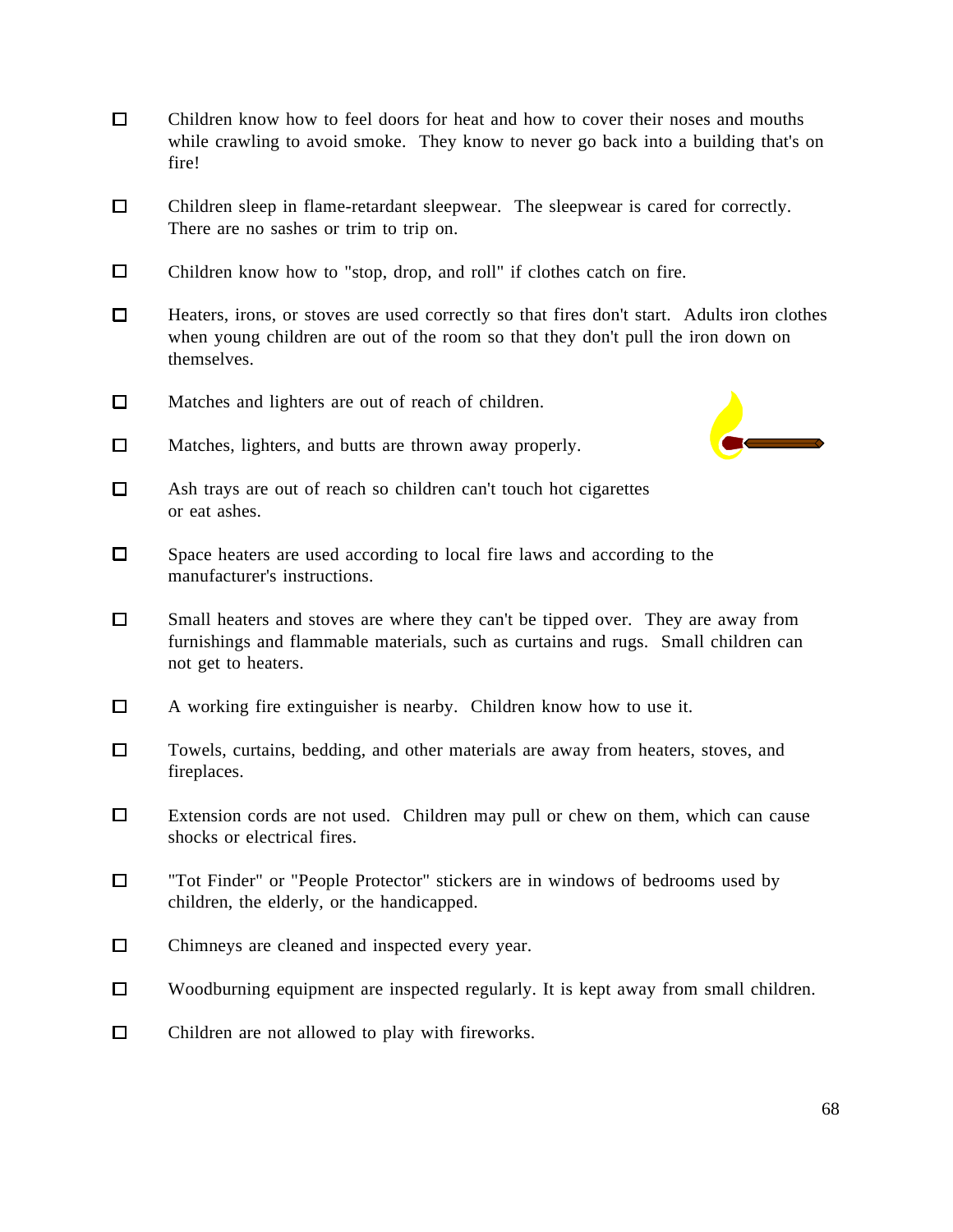- [ ] Children know how to feel doors for heat and how to cover their noses and mouths while crawling to avoid smoke. They know to never go back into a building that's on fire!

- [ ] Children sleep in flame-retardant sleepwear. The sleepwear is cared for correctly. There are no sashes or trim to trip on.

- [ ] Children know how to "stop, drop, and roll" if clothes catch on fire.

- [ ] Heaters, irons, or stoves are used correctly so that fires don't start. Adults iron clothes when young children are out of the room so that they don't pull the iron down on themselves.

- [ ] Matches and lighters are out of reach of children.

- [ ] Matches, lighters, and butts are thrown away properly.

- [ ] Ash trays are out of reach so children can't touch hot cigarettes or eat ashes.

- [ ] Space heaters are used according to local fire laws and according to the manufacturer's instructions.

- [ ] Small heaters and stoves are where they can't be tipped over. They are away from furnishings and flammable materials, such as curtains and rugs. Small children can not get to heaters.

- [ ] A working fire extinguisher is nearby. Children know how to use it.

- [ ] Towels, curtains, bedding, and other materials are away from heaters, stoves, and fireplaces.

- [ ] Extension cords are not used. Children may pull or chew on them, which can cause shocks or electrical fires.

- [ ] "Tot Finder" or "People Protector" stickers are in windows of bedrooms used by children, the elderly, or the handicapped.

- [ ] Chimneys are cleaned and inspected every year.

- [ ] Woodburning equipment are inspected regularly. It is kept away from small children.

- [ ] Children are not allowed to play with fireworks.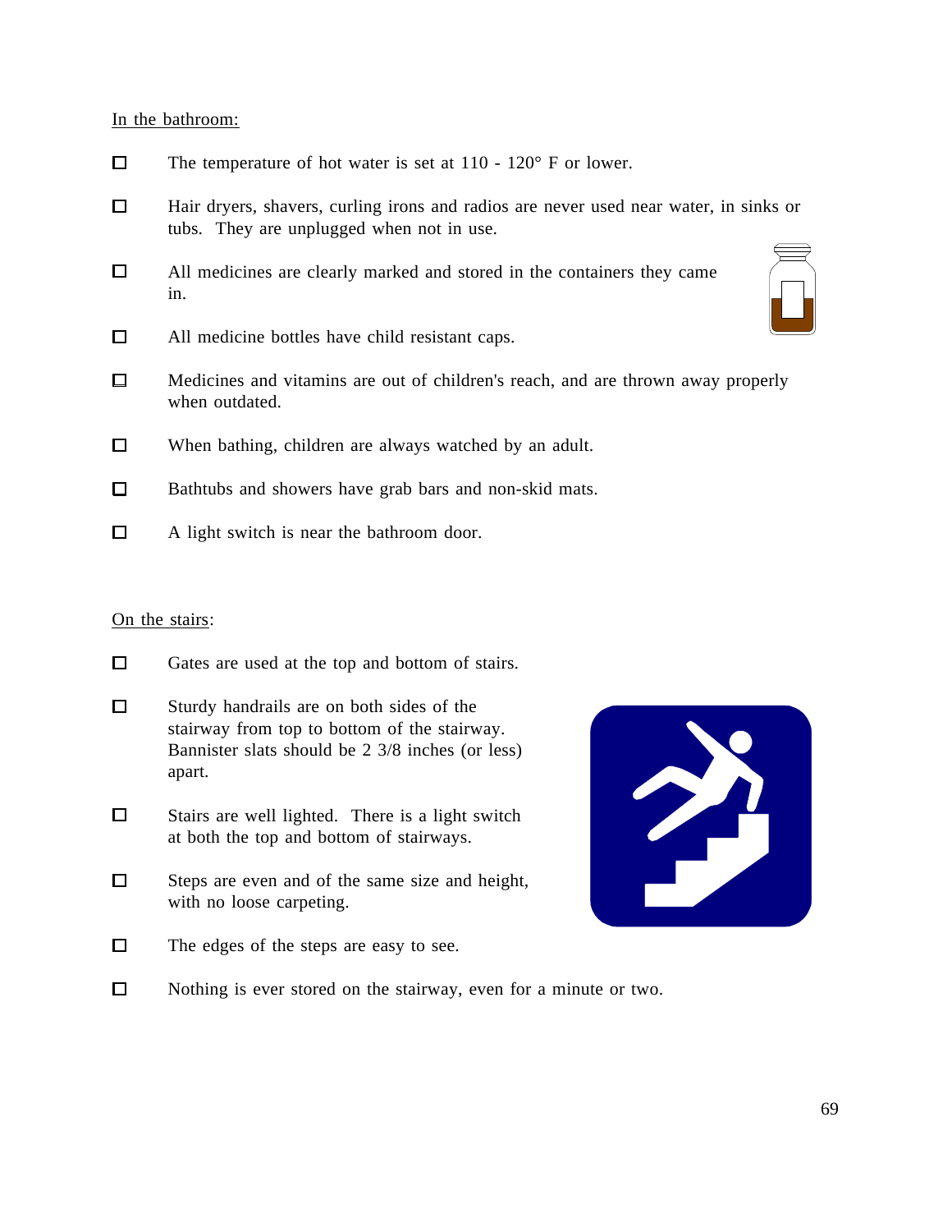In the bathroom:

- [ ] The temperature of hot water is set at 110 - 120° F or lower.
- [ ] Hair dryers, shavers, curling irons and radios are never used near water, in sinks or tubs. They are unplugged when not in use.
- [ ] All medicines are clearly marked and stored in the containers they came in.
- [ ] All medicine bottles have child resistant caps.
- [ ] Medicines and vitamins are out of children's reach, and are thrown away properly when outdated.
- [ ] When bathing, children are always watched by an adult.
- [ ] Bathtubs and showers have grab bars and non-skid mats.
- [ ] A light switch is near the bathroom door.

On the stairs:

- [ ] Gates are used at the top and bottom of stairs.
- [ ] Sturdy handrails are on both sides of the stairway from top to bottom of the stairway. Bannister slats should be 2 3/8 inches (or less) apart.
- [ ] Stairs are well lighted. There is a light switch at both the top and bottom of stairways.
- [ ] Steps are even and of the same size and height, with no loose carpeting.
- [ ] The edges of the steps are easy to see.
- [ ] Nothing is ever stored on the stairway, even for a minute or two.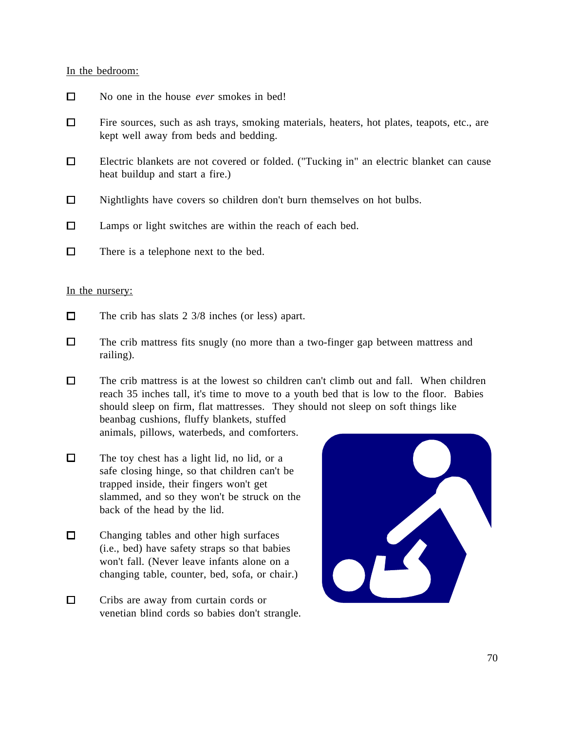In the bedroom:

- ☐ No one in the house *ever* smokes in bed!
- ☐ Fire sources, such as ash trays, smoking materials, heaters, hot plates, teapots, etc., are kept well away from beds and bedding.
- ☐ Electric blankets are not covered or folded. ("Tucking in" an electric blanket can cause heat buildup and start a fire.)
- ☐ Nightlights have covers so children don't burn themselves on hot bulbs.
- ☐ Lamps or light switches are within the reach of each bed.
- ☐ There is a telephone next to the bed.

In the nursery:

- ☐ The crib has slats 2 3/8 inches (or less) apart.
- ☐ The crib mattress fits snugly (no more than a two-finger gap between mattress and railing).
- ☐ The crib mattress is at the lowest so children can't climb out and fall. When children reach 35 inches tall, it's time to move to a youth bed that is low to the floor. Babies should sleep on firm, flat mattresses. They should not sleep on soft things like beanbag cushions, fluffy blankets, stuffed animals, pillows, waterbeds, and comforters.
- ☐ The toy chest has a light lid, no lid, or a safe closing hinge, so that children can't be trapped inside, their fingers won't get slammed, and so they won't be struck on the back of the head by the lid.
- ☐ Changing tables and other high surfaces (i.e., bed) have safety straps so that babies won't fall. (Never leave infants alone on a changing table, counter, bed, sofa, or chair.)
- ☐ Cribs are away from curtain cords or venetian blind cords so babies don't strangle.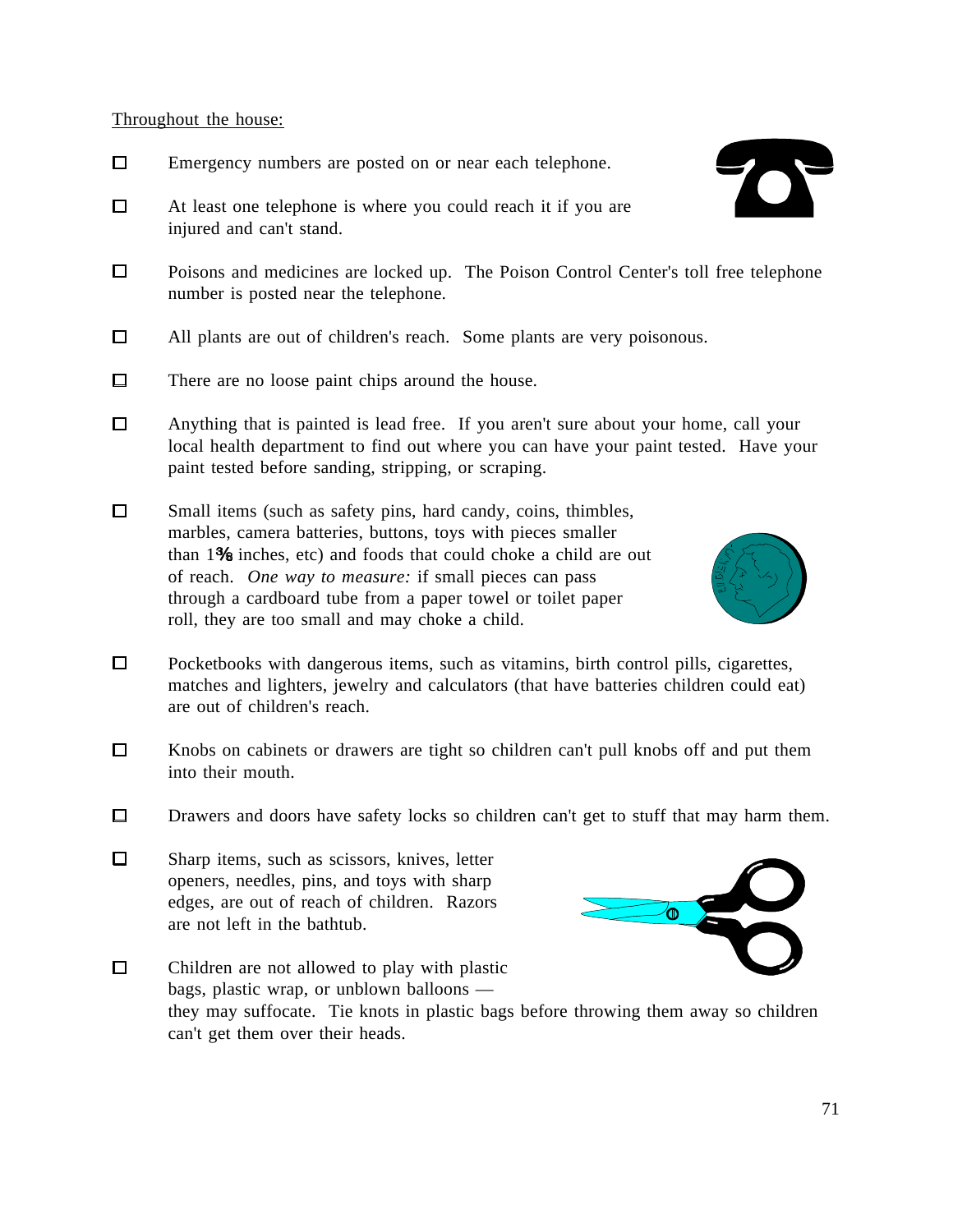Throughout the house:

- ☐ Emergency numbers are posted on or near each telephone.
- ☐ At least one telephone is where you could reach it if you are injured and can't stand.
- ☐ Poisons and medicines are locked up. The Poison Control Center's toll free telephone number is posted near the telephone.
- ☐ All plants are out of children's reach. Some plants are very poisonous.
- ☐ There are no loose paint chips around the house.
- ☐ Anything that is painted is lead free. If you aren't sure about your home, call your local health department to find out where you can have your paint tested. Have your paint tested before sanding, stripping, or scraping.
- ☐ Small items (such as safety pins, hard candy, coins, thimbles, marbles, camera batteries, buttons, toys with pieces smaller than 1⅜ inches, etc) and foods that could choke a child are out of reach. *One way to measure:* if small pieces can pass through a cardboard tube from a paper towel or toilet paper roll, they are too small and may choke a child.
- ☐ Pocketbooks with dangerous items, such as vitamins, birth control pills, cigarettes, matches and lighters, jewelry and calculators (that have batteries children could eat) are out of children's reach.
- ☐ Knobs on cabinets or drawers are tight so children can't pull knobs off and put them into their mouth.
- ☐ Drawers and doors have safety locks so children can't get to stuff that may harm them.
- ☐ Sharp items, such as scissors, knives, letter openers, needles, pins, and toys with sharp edges, are out of reach of children. Razors are not left in the bathtub.
- ☐ Children are not allowed to play with plastic bags, plastic wrap, or unblown balloons — they may suffocate. Tie knots in plastic bags before throwing them away so children can't get them over their heads.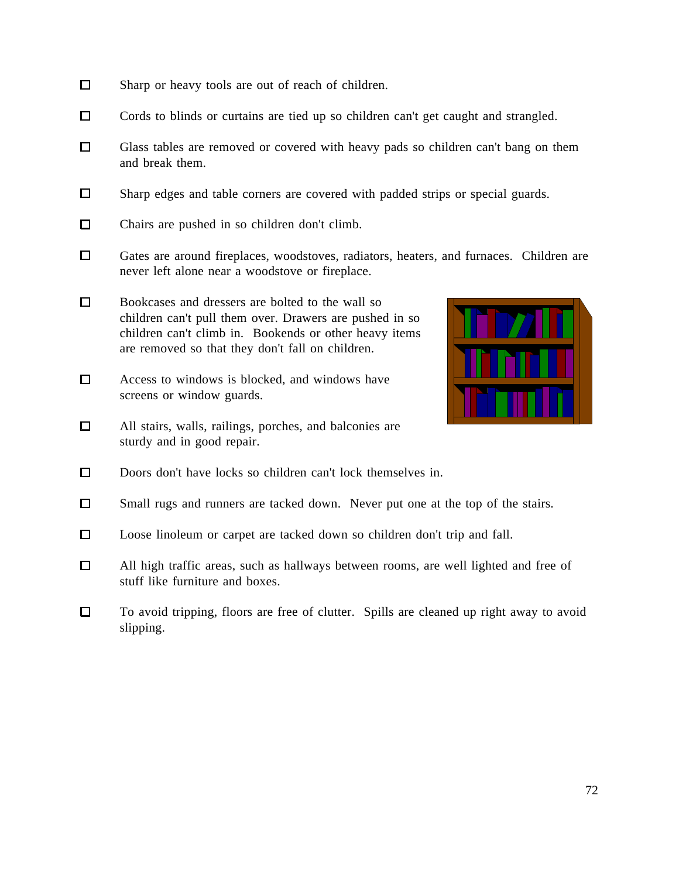- [ ] Sharp or heavy tools are out of reach of children.
- [ ] Cords to blinds or curtains are tied up so children can't get caught and strangled.
- [ ] Glass tables are removed or covered with heavy pads so children can't bang on them and break them.
- [ ] Sharp edges and table corners are covered with padded strips or special guards.
- [ ] Chairs are pushed in so children don't climb.
- [ ] Gates are around fireplaces, woodstoves, radiators, heaters, and furnaces. Children are never left alone near a woodstove or fireplace.
- [ ] Bookcases and dressers are bolted to the wall so children can't pull them over. Drawers are pushed in so children can't climb in. Bookends or other heavy items are removed so that they don't fall on children.
- [ ] Access to windows is blocked, and windows have screens or window guards.
- [ ] All stairs, walls, railings, porches, and balconies are sturdy and in good repair.
- [ ] Doors don't have locks so children can't lock themselves in.
- [ ] Small rugs and runners are tacked down. Never put one at the top of the stairs.
- [ ] Loose linoleum or carpet are tacked down so children don't trip and fall.
- [ ] All high traffic areas, such as hallways between rooms, are well lighted and free of stuff like furniture and boxes.
- [ ] To avoid tripping, floors are free of clutter. Spills are cleaned up right away to avoid slipping.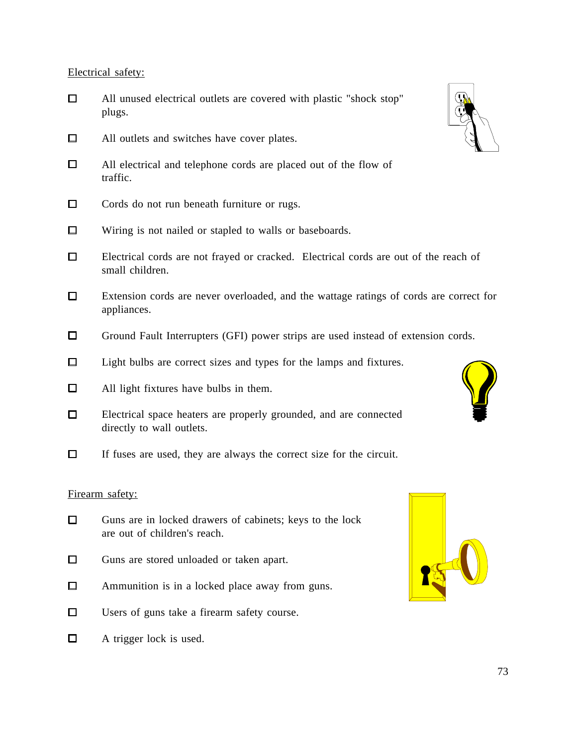Electrical safety:

- [ ] All unused electrical outlets are covered with plastic "shock stop" plugs.
- [ ] All outlets and switches have cover plates.
- [ ] All electrical and telephone cords are placed out of the flow of traffic.
- [ ] Cords do not run beneath furniture or rugs.
- [ ] Wiring is not nailed or stapled to walls or baseboards.
- [ ] Electrical cords are not frayed or cracked. Electrical cords are out of the reach of small children.
- [ ] Extension cords are never overloaded, and the wattage ratings of cords are correct for appliances.
- [ ] Ground Fault Interrupters (GFI) power strips are used instead of extension cords.
- [ ] Light bulbs are correct sizes and types for the lamps and fixtures.
- [ ] All light fixtures have bulbs in them.
- [ ] Electrical space heaters are properly grounded, and are connected directly to wall outlets.
- [ ] If fuses are used, they are always the correct size for the circuit.

Firearm safety:

- [ ] Guns are in locked drawers of cabinets; keys to the lock are out of children's reach.
- [ ] Guns are stored unloaded or taken apart.
- [ ] Ammunition is in a locked place away from guns.
- [ ] Users of guns take a firearm safety course.
- [ ] A trigger lock is used.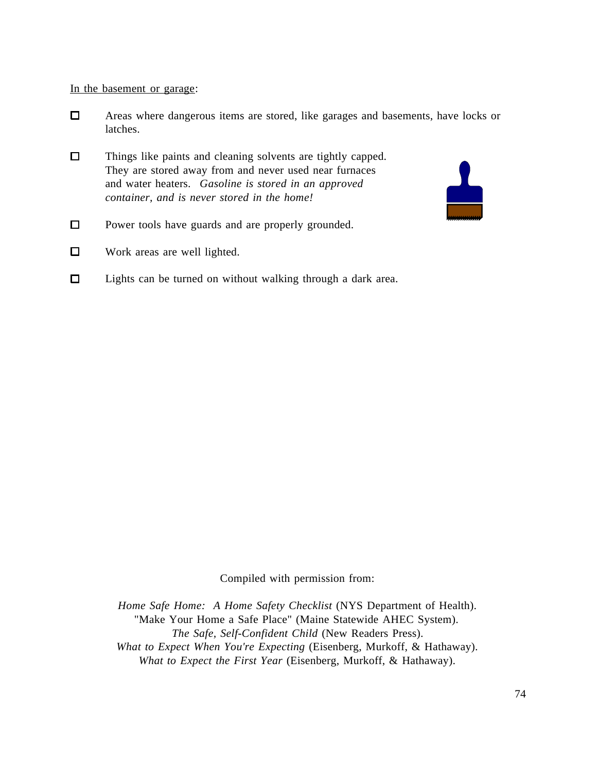<u>In the basement or garage</u>:

- ☐ Areas where dangerous items are stored, like garages and basements, have locks or latches.
- ☐ Things like paints and cleaning solvents are tightly capped. They are stored away from and never used near furnaces and water heaters. *Gasoline is stored in an approved container, and is never stored in the home!*
- ☐ Power tools have guards and are properly grounded.
- ☐ Work areas are well lighted.
- ☐ Lights can be turned on without walking through a dark area.

Compiled with permission from:

*Home Safe Home: A Home Safety Checklist* (NYS Department of Health).
"Make Your Home a Safe Place" (Maine Statewide AHEC System).
*The Safe, Self-Confident Child* (New Readers Press).
*What to Expect When You're Expecting* (Eisenberg, Murkoff, & Hathaway).
*What to Expect the First Year* (Eisenberg, Murkoff, & Hathaway).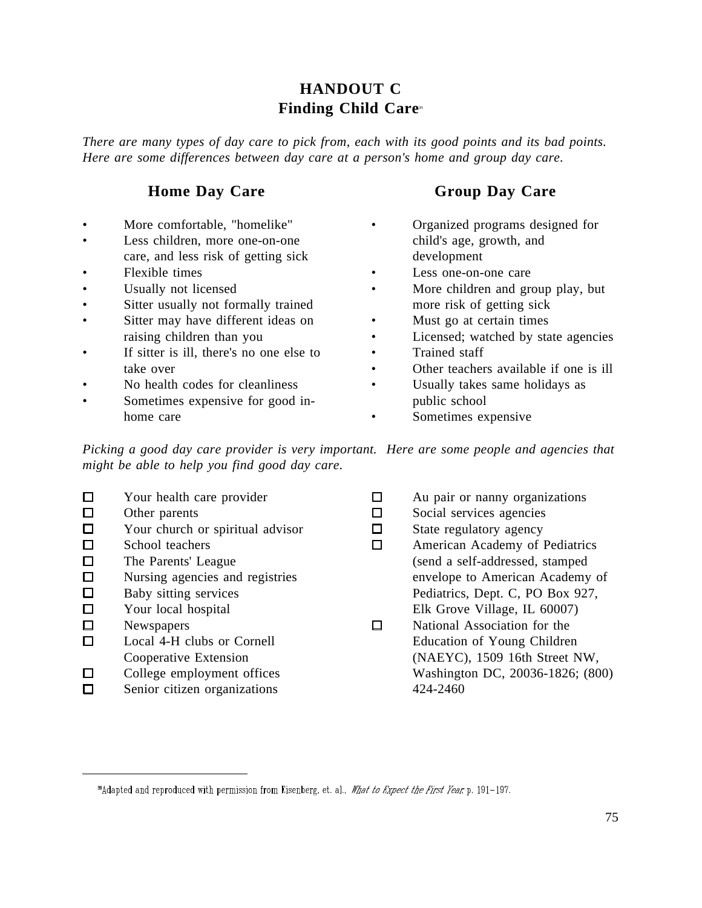# HANDOUT C
## Finding Child Care[39]

*There are many types of day care to pick from, each with its good points and its bad points. Here are some differences between day care at a person's home and group day care.*

### Home Day Care

- More comfortable, "homelike"
- Less children, more one-on-one care, and less risk of getting sick
- Flexible times
- Usually not licensed
- Sitter usually not formally trained
- Sitter may have different ideas on raising children than you
- If sitter is ill, there's no one else to take over
- No health codes for cleanliness
- Sometimes expensive for good in-home care

### Group Day Care

- Organized programs designed for child's age, growth, and development
- Less one-on-one care
- More children and group play, but more risk of getting sick
- Must go at certain times
- Licensed; watched by state agencies
- Trained staff
- Other teachers available if one is ill
- Usually takes same holidays as public school
- Sometimes expensive

*Picking a good day care provider is very important. Here are some people and agencies that might be able to help you find good day care.*

- ☐ Your health care provider
- ☐ Other parents
- ☐ Your church or spiritual advisor
- ☐ School teachers
- ☐ The Parents' League
- ☐ Nursing agencies and registries
- ☐ Baby sitting services
- ☐ Your local hospital
- ☐ Newspapers
- ☐ Local 4-H clubs or Cornell Cooperative Extension
- ☐ College employment offices
- ☐ Senior citizen organizations
- ☐ Au pair or nanny organizations
- ☐ Social services agencies
- ☐ State regulatory agency
- ☐ American Academy of Pediatrics (send a self-addressed, stamped envelope to American Academy of Pediatrics, Dept. C, PO Box 927, Elk Grove Village, IL 60007)
- ☐ National Association for the Education of Young Children (NAEYC), 1509 16th Street NW, Washington DC, 20036-1826; (800) 424-2460

---

[39] Adapted and reproduced with permission from Eisenberg, et. al., *What to Expect the First Year*, p. 191–197.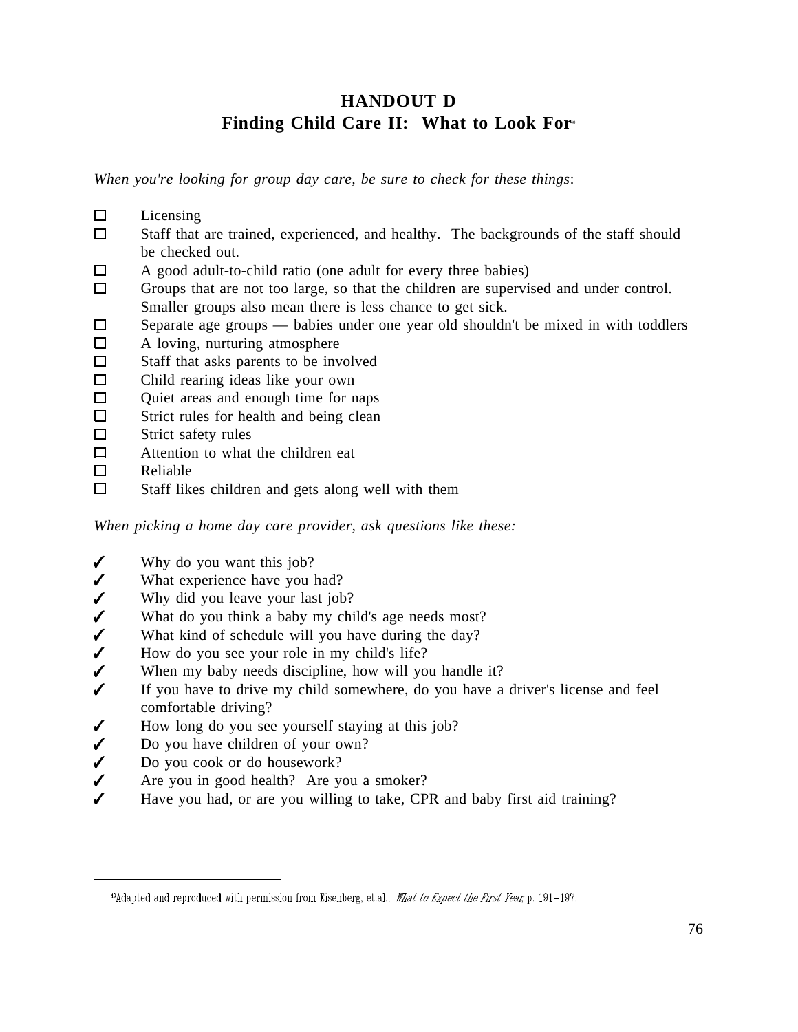# HANDOUT D
## Finding Child Care II: What to Look For[40]

*When you're looking for group day care, be sure to check for these things*:

- ☐ Licensing
- ☐ Staff that are trained, experienced, and healthy. The backgrounds of the staff should be checked out.
- ☐ A good adult-to-child ratio (one adult for every three babies)
- ☐ Groups that are not too large, so that the children are supervised and under control. Smaller groups also mean there is less chance to get sick.
- ☐ Separate age groups — babies under one year old shouldn't be mixed in with toddlers
- ☐ A loving, nurturing atmosphere
- ☐ Staff that asks parents to be involved
- ☐ Child rearing ideas like your own
- ☐ Quiet areas and enough time for naps
- ☐ Strict rules for health and being clean
- ☐ Strict safety rules
- ☐ Attention to what the children eat
- ☐ Reliable
- ☐ Staff likes children and gets along well with them

*When picking a home day care provider, ask questions like these:*

- ✓ Why do you want this job?
- ✓ What experience have you had?
- ✓ Why did you leave your last job?
- ✓ What do you think a baby my child's age needs most?
- ✓ What kind of schedule will you have during the day?
- ✓ How do you see your role in my child's life?
- ✓ When my baby needs discipline, how will you handle it?
- ✓ If you have to drive my child somewhere, do you have a driver's license and feel comfortable driving?
- ✓ How long do you see yourself staying at this job?
- ✓ Do you have children of your own?
- ✓ Do you cook or do housework?
- ✓ Are you in good health? Are you a smoker?
- ✓ Have you had, or are you willing to take, CPR and baby first aid training?

---

[40] Adapted and reproduced with permission from Eisenberg, et.al., *What to Expect the First Year*, p. 191–197.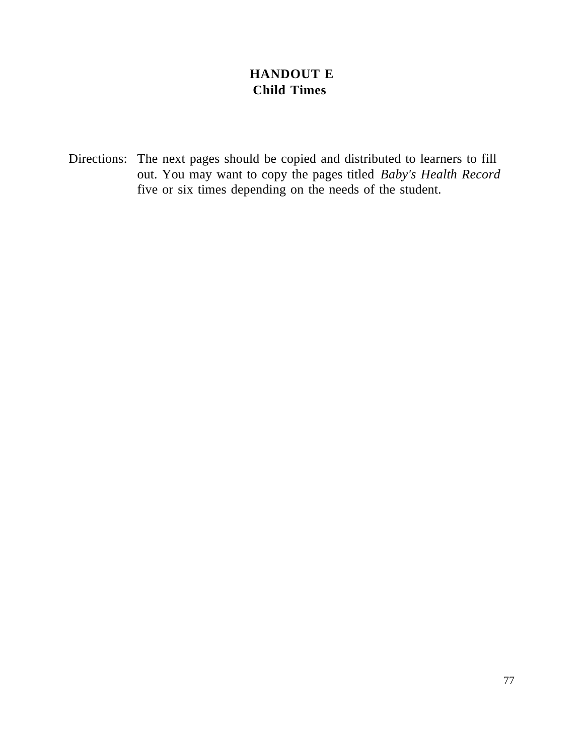# HANDOUT E
## Child Times

Directions: The next pages should be copied and distributed to learners to fill out. You may want to copy the pages titled *Baby's Health Record* five or six times depending on the needs of the student.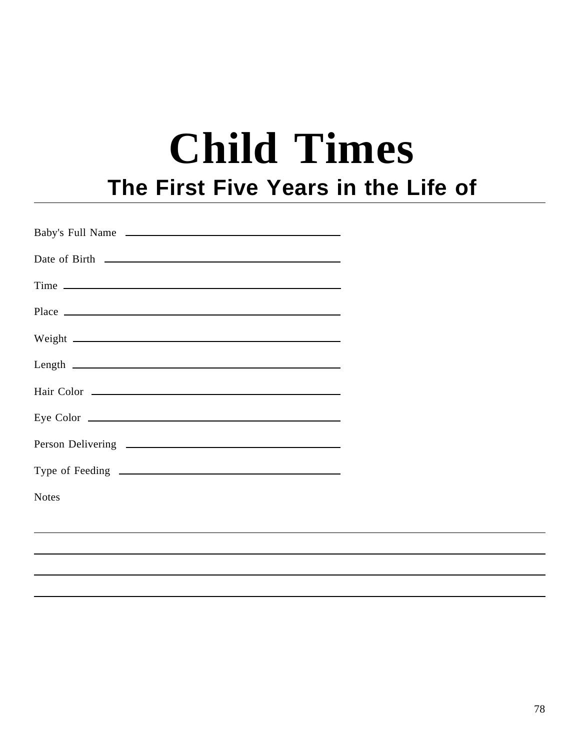# Child Times

## The First Five Years in the Life of

---

Baby's Full Name \_\_\_\_\_\_\_\_\_\_\_\_\_\_\_\_\_\_\_\_\_\_\_\_\_\_\_\_\_\_

Date of Birth \_\_\_\_\_\_\_\_\_\_\_\_\_\_\_\_\_\_\_\_\_\_\_\_\_\_\_\_\_\_

Time \_\_\_\_\_\_\_\_\_\_\_\_\_\_\_\_\_\_\_\_\_\_\_\_\_\_\_\_\_\_

Place \_\_\_\_\_\_\_\_\_\_\_\_\_\_\_\_\_\_\_\_\_\_\_\_\_\_\_\_\_\_

Weight \_\_\_\_\_\_\_\_\_\_\_\_\_\_\_\_\_\_\_\_\_\_\_\_\_\_\_\_\_\_

Length \_\_\_\_\_\_\_\_\_\_\_\_\_\_\_\_\_\_\_\_\_\_\_\_\_\_\_\_\_\_

Hair Color \_\_\_\_\_\_\_\_\_\_\_\_\_\_\_\_\_\_\_\_\_\_\_\_\_\_\_\_\_\_

Eye Color \_\_\_\_\_\_\_\_\_\_\_\_\_\_\_\_\_\_\_\_\_\_\_\_\_\_\_\_\_\_

Person Delivering \_\_\_\_\_\_\_\_\_\_\_\_\_\_\_\_\_\_\_\_\_\_\_\_\_\_\_\_\_\_

Type of Feeding \_\_\_\_\_\_\_\_\_\_\_\_\_\_\_\_\_\_\_\_\_\_\_\_\_\_\_\_\_\_

Notes

---

---

---

---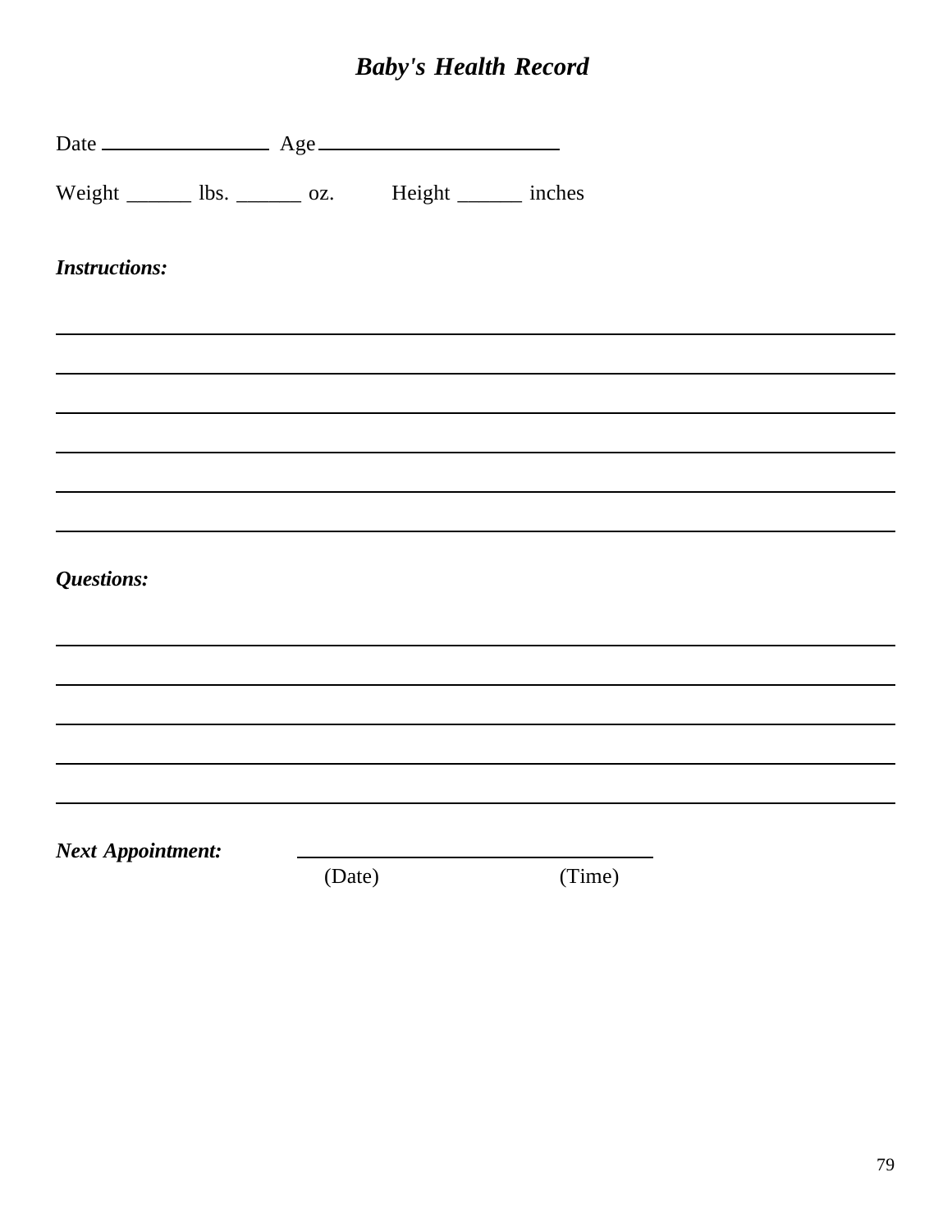# *Baby's Health Record*

Date ________________ Age ________________________

Weight ______ lbs. ______ oz.    Height ______ inches

***Instructions:***

______________________________________________________________________

______________________________________________________________________

______________________________________________________________________

______________________________________________________________________

______________________________________________________________________

______________________________________________________________________

***Questions:***

______________________________________________________________________

______________________________________________________________________

______________________________________________________________________

______________________________________________________________________

______________________________________________________________________

***Next Appointment:*** ________________________________

(Date) (Time)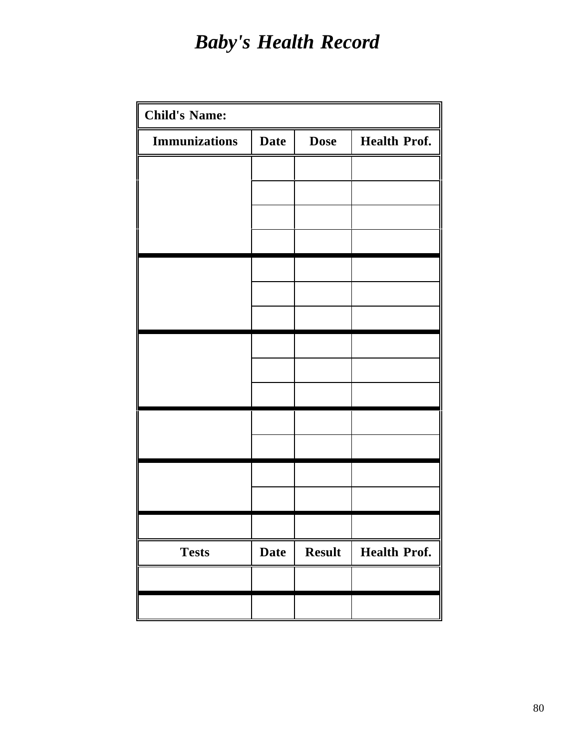# *Baby's Health Record*

| Child's Name: | | | |
|---|---|---|---|
| **Immunizations** | **Date** | **Dose** | **Health Prof.** |
| | | | |
| | | | |
| | | | |
| | | | |
| | | | |
| | | | |
| | | | |
| | | | |
| | | | |
| | | | |
| | | | |
| | | | |
| | | | |
| | | | |
| | | | |
| **Tests** | **Date** | **Result** | **Health Prof.** |
| | | | |
| | | | |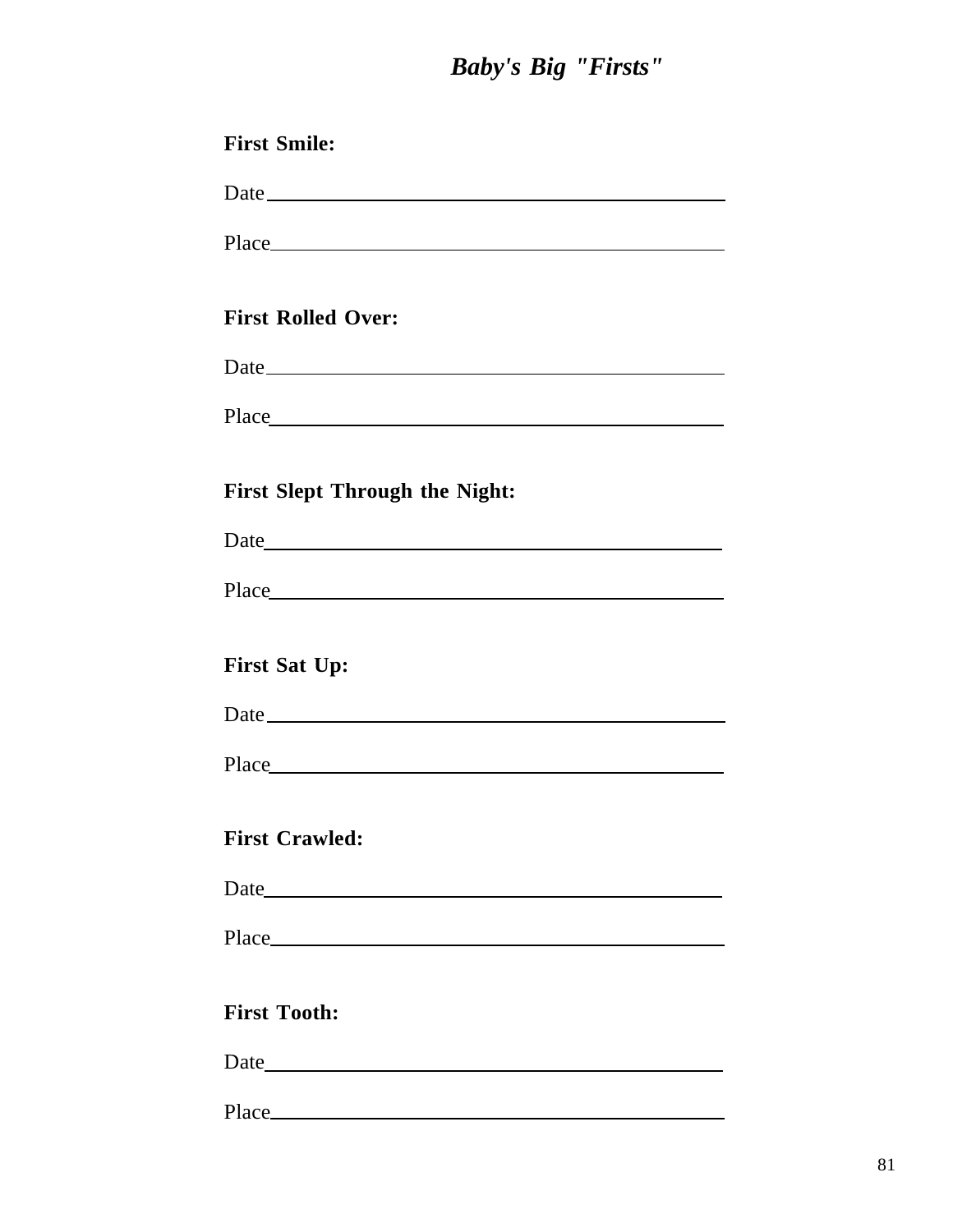# *Baby's Big "Firsts"*

**First Smile:**

Date\_\_\_\_\_\_\_\_\_\_\_\_\_\_\_\_\_\_\_\_\_\_\_\_\_\_\_\_\_\_\_\_\_\_\_\_\_\_\_\_

Place\_\_\_\_\_\_\_\_\_\_\_\_\_\_\_\_\_\_\_\_\_\_\_\_\_\_\_\_\_\_\_\_\_\_\_\_\_\_\_\_

**First Rolled Over:**

Date\_\_\_\_\_\_\_\_\_\_\_\_\_\_\_\_\_\_\_\_\_\_\_\_\_\_\_\_\_\_\_\_\_\_\_\_\_\_\_\_

Place\_\_\_\_\_\_\_\_\_\_\_\_\_\_\_\_\_\_\_\_\_\_\_\_\_\_\_\_\_\_\_\_\_\_\_\_\_\_\_\_

**First Slept Through the Night:**

Date\_\_\_\_\_\_\_\_\_\_\_\_\_\_\_\_\_\_\_\_\_\_\_\_\_\_\_\_\_\_\_\_\_\_\_\_\_\_\_\_

Place\_\_\_\_\_\_\_\_\_\_\_\_\_\_\_\_\_\_\_\_\_\_\_\_\_\_\_\_\_\_\_\_\_\_\_\_\_\_\_\_

**First Sat Up:**

Date\_\_\_\_\_\_\_\_\_\_\_\_\_\_\_\_\_\_\_\_\_\_\_\_\_\_\_\_\_\_\_\_\_\_\_\_\_\_\_\_

Place\_\_\_\_\_\_\_\_\_\_\_\_\_\_\_\_\_\_\_\_\_\_\_\_\_\_\_\_\_\_\_\_\_\_\_\_\_\_\_\_

**First Crawled:**

Date\_\_\_\_\_\_\_\_\_\_\_\_\_\_\_\_\_\_\_\_\_\_\_\_\_\_\_\_\_\_\_\_\_\_\_\_\_\_\_\_

Place\_\_\_\_\_\_\_\_\_\_\_\_\_\_\_\_\_\_\_\_\_\_\_\_\_\_\_\_\_\_\_\_\_\_\_\_\_\_\_\_

**First Tooth:**

Date\_\_\_\_\_\_\_\_\_\_\_\_\_\_\_\_\_\_\_\_\_\_\_\_\_\_\_\_\_\_\_\_\_\_\_\_\_\_\_\_

Place\_\_\_\_\_\_\_\_\_\_\_\_\_\_\_\_\_\_\_\_\_\_\_\_\_\_\_\_\_\_\_\_\_\_\_\_\_\_\_\_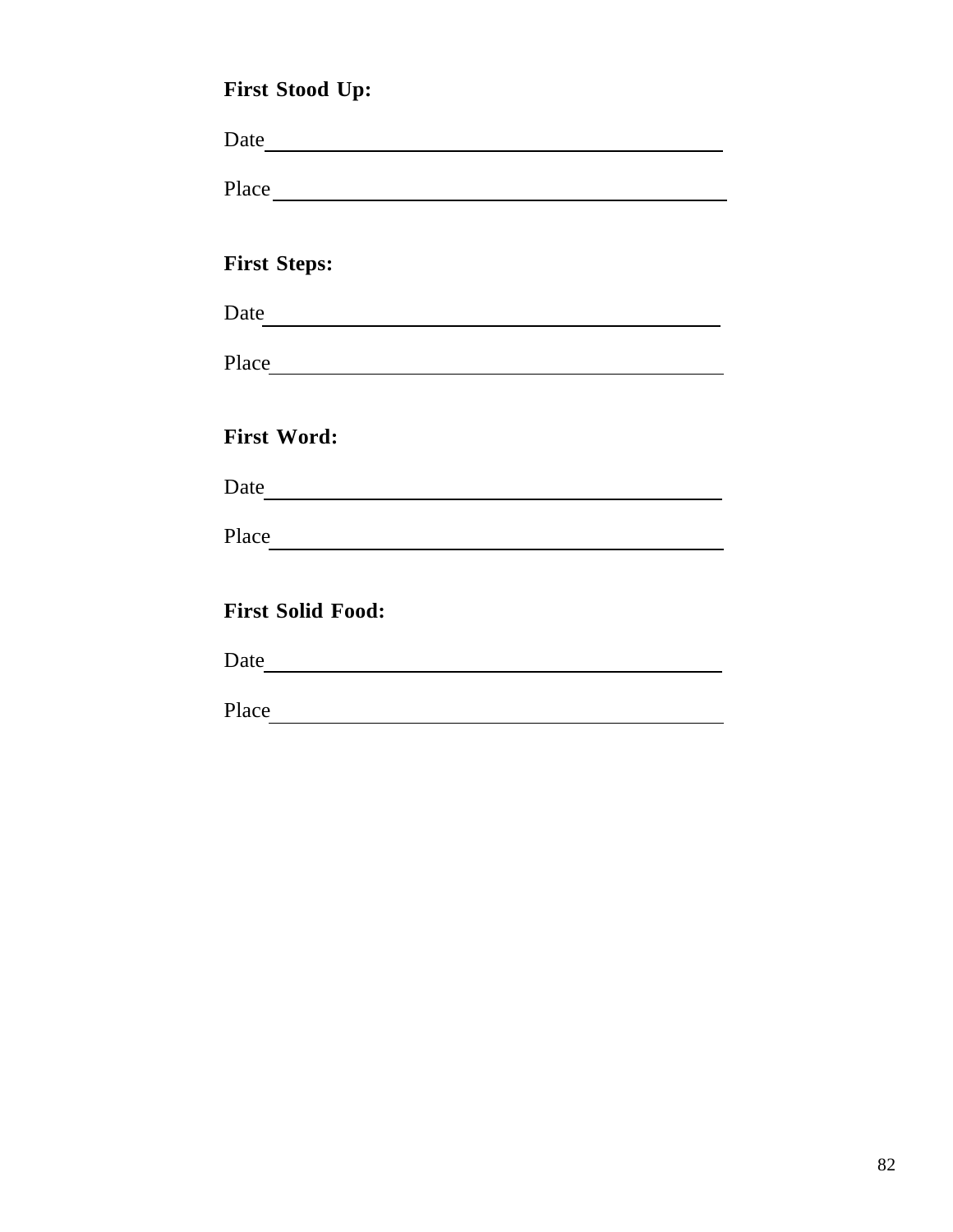**First Stood Up:**

Date\_\_\_\_\_\_\_\_\_\_\_\_\_\_\_\_\_\_\_\_\_\_\_\_\_\_\_\_\_\_\_\_\_\_\_\_\_\_\_\_

Place \_\_\_\_\_\_\_\_\_\_\_\_\_\_\_\_\_\_\_\_\_\_\_\_\_\_\_\_\_\_\_\_\_\_\_\_\_\_\_

**First Steps:**

Date\_\_\_\_\_\_\_\_\_\_\_\_\_\_\_\_\_\_\_\_\_\_\_\_\_\_\_\_\_\_\_\_\_\_\_\_\_\_\_\_

Place\_\_\_\_\_\_\_\_\_\_\_\_\_\_\_\_\_\_\_\_\_\_\_\_\_\_\_\_\_\_\_\_\_\_\_\_\_\_\_\_

**First Word:**

Date\_\_\_\_\_\_\_\_\_\_\_\_\_\_\_\_\_\_\_\_\_\_\_\_\_\_\_\_\_\_\_\_\_\_\_\_\_\_\_\_

Place\_\_\_\_\_\_\_\_\_\_\_\_\_\_\_\_\_\_\_\_\_\_\_\_\_\_\_\_\_\_\_\_\_\_\_\_\_\_\_\_

**First Solid Food:**

Date\_\_\_\_\_\_\_\_\_\_\_\_\_\_\_\_\_\_\_\_\_\_\_\_\_\_\_\_\_\_\_\_\_\_\_\_\_\_\_\_

Place\_\_\_\_\_\_\_\_\_\_\_\_\_\_\_\_\_\_\_\_\_\_\_\_\_\_\_\_\_\_\_\_\_\_\_\_\_\_\_\_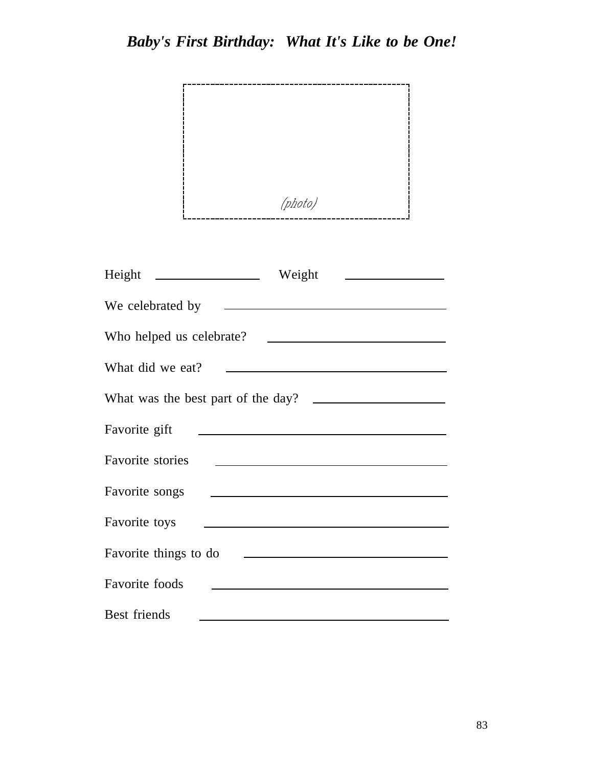# *Baby's First Birthday: What It's Like to be One!*

(photo)

Height \_\_\_\_\_\_\_\_\_\_\_\_\_\_\_\_ Weight \_\_\_\_\_\_\_\_\_\_\_\_\_\_\_\_

We celebrated by \_\_\_\_\_\_\_\_\_\_\_\_\_\_\_\_\_\_\_\_\_\_\_\_\_\_\_\_\_\_\_\_\_\_\_\_

Who helped us celebrate? \_\_\_\_\_\_\_\_\_\_\_\_\_\_\_\_\_\_\_\_\_\_\_\_\_\_\_\_

What did we eat? \_\_\_\_\_\_\_\_\_\_\_\_\_\_\_\_\_\_\_\_\_\_\_\_\_\_\_\_\_\_\_\_\_\_\_\_

What was the best part of the day? \_\_\_\_\_\_\_\_\_\_\_\_\_\_\_\_\_\_\_\_\_

Favorite gift \_\_\_\_\_\_\_\_\_\_\_\_\_\_\_\_\_\_\_\_\_\_\_\_\_\_\_\_\_\_\_\_\_\_\_\_\_\_\_\_

Favorite stories \_\_\_\_\_\_\_\_\_\_\_\_\_\_\_\_\_\_\_\_\_\_\_\_\_\_\_\_\_\_\_\_\_\_\_\_\_

Favorite songs \_\_\_\_\_\_\_\_\_\_\_\_\_\_\_\_\_\_\_\_\_\_\_\_\_\_\_\_\_\_\_\_\_\_\_\_\_\_

Favorite toys \_\_\_\_\_\_\_\_\_\_\_\_\_\_\_\_\_\_\_\_\_\_\_\_\_\_\_\_\_\_\_\_\_\_\_\_\_\_\_

Favorite things to do \_\_\_\_\_\_\_\_\_\_\_\_\_\_\_\_\_\_\_\_\_\_\_\_\_\_\_\_\_\_\_\_\_

Favorite foods \_\_\_\_\_\_\_\_\_\_\_\_\_\_\_\_\_\_\_\_\_\_\_\_\_\_\_\_\_\_\_\_\_\_\_\_\_\_

Best friends \_\_\_\_\_\_\_\_\_\_\_\_\_\_\_\_\_\_\_\_\_\_\_\_\_\_\_\_\_\_\_\_\_\_\_\_\_\_\_\_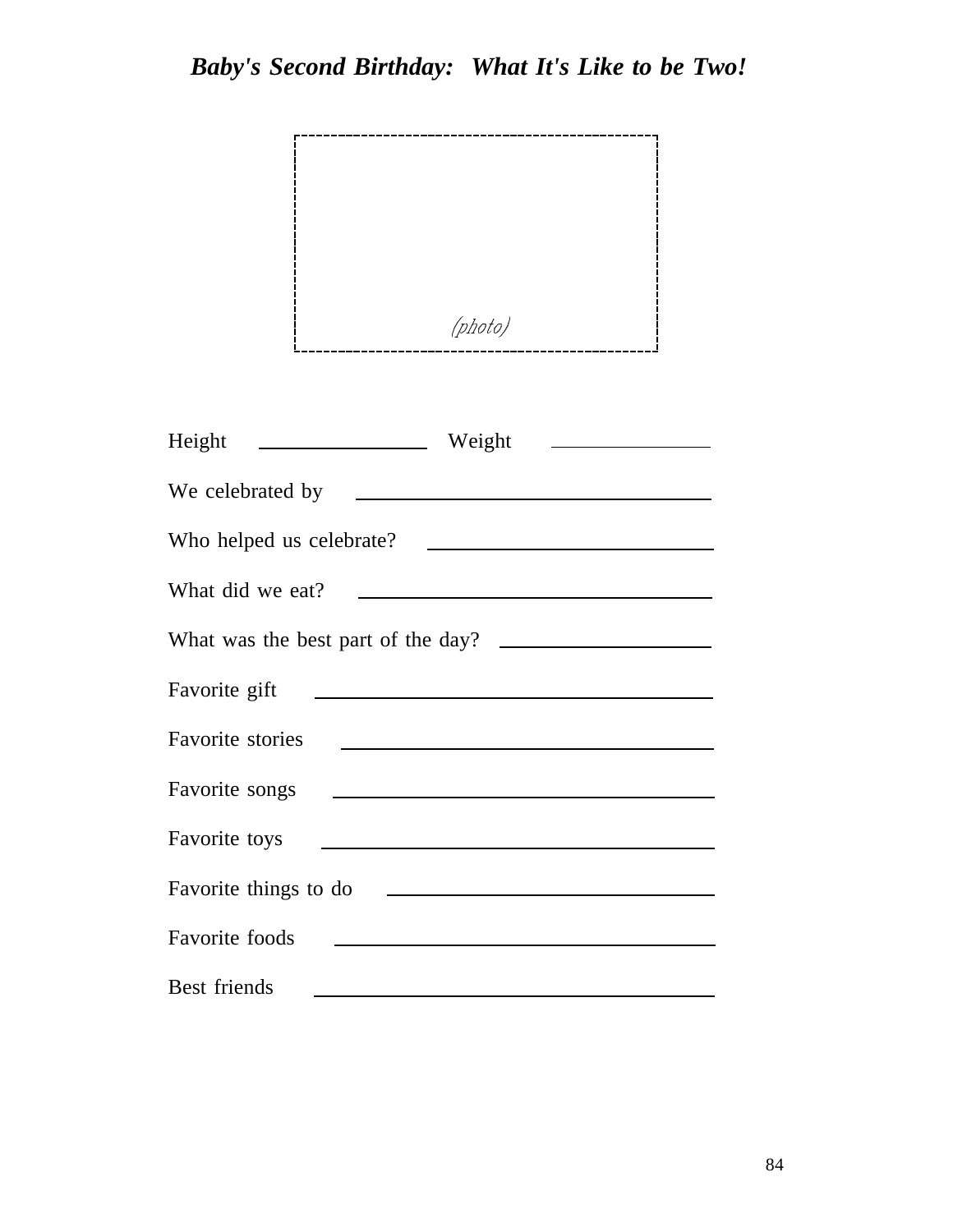# *Baby's Second Birthday: What It's Like to be Two!*

(photo)

Height \_\_\_\_\_\_\_\_\_\_\_\_\_\_\_\_ Weight \_\_\_\_\_\_\_\_\_\_\_\_\_\_\_\_

We celebrated by \_\_\_\_\_\_\_\_\_\_\_\_\_\_\_\_\_\_\_\_\_\_\_\_\_\_\_\_\_\_\_\_\_\_

Who helped us celebrate? \_\_\_\_\_\_\_\_\_\_\_\_\_\_\_\_\_\_\_\_\_\_\_\_\_\_\_\_

What did we eat? \_\_\_\_\_\_\_\_\_\_\_\_\_\_\_\_\_\_\_\_\_\_\_\_\_\_\_\_\_\_\_\_\_\_

What was the best part of the day? \_\_\_\_\_\_\_\_\_\_\_\_\_\_\_\_\_\_\_\_

Favorite gift \_\_\_\_\_\_\_\_\_\_\_\_\_\_\_\_\_\_\_\_\_\_\_\_\_\_\_\_\_\_\_\_\_\_\_\_\_\_

Favorite stories \_\_\_\_\_\_\_\_\_\_\_\_\_\_\_\_\_\_\_\_\_\_\_\_\_\_\_\_\_\_\_\_\_\_\_\_

Favorite songs \_\_\_\_\_\_\_\_\_\_\_\_\_\_\_\_\_\_\_\_\_\_\_\_\_\_\_\_\_\_\_\_\_\_\_\_\_

Favorite toys \_\_\_\_\_\_\_\_\_\_\_\_\_\_\_\_\_\_\_\_\_\_\_\_\_\_\_\_\_\_\_\_\_\_\_\_\_\_

Favorite things to do \_\_\_\_\_\_\_\_\_\_\_\_\_\_\_\_\_\_\_\_\_\_\_\_\_\_\_\_\_\_\_\_

Favorite foods \_\_\_\_\_\_\_\_\_\_\_\_\_\_\_\_\_\_\_\_\_\_\_\_\_\_\_\_\_\_\_\_\_\_\_\_\_

Best friends \_\_\_\_\_\_\_\_\_\_\_\_\_\_\_\_\_\_\_\_\_\_\_\_\_\_\_\_\_\_\_\_\_\_\_\_\_\_\_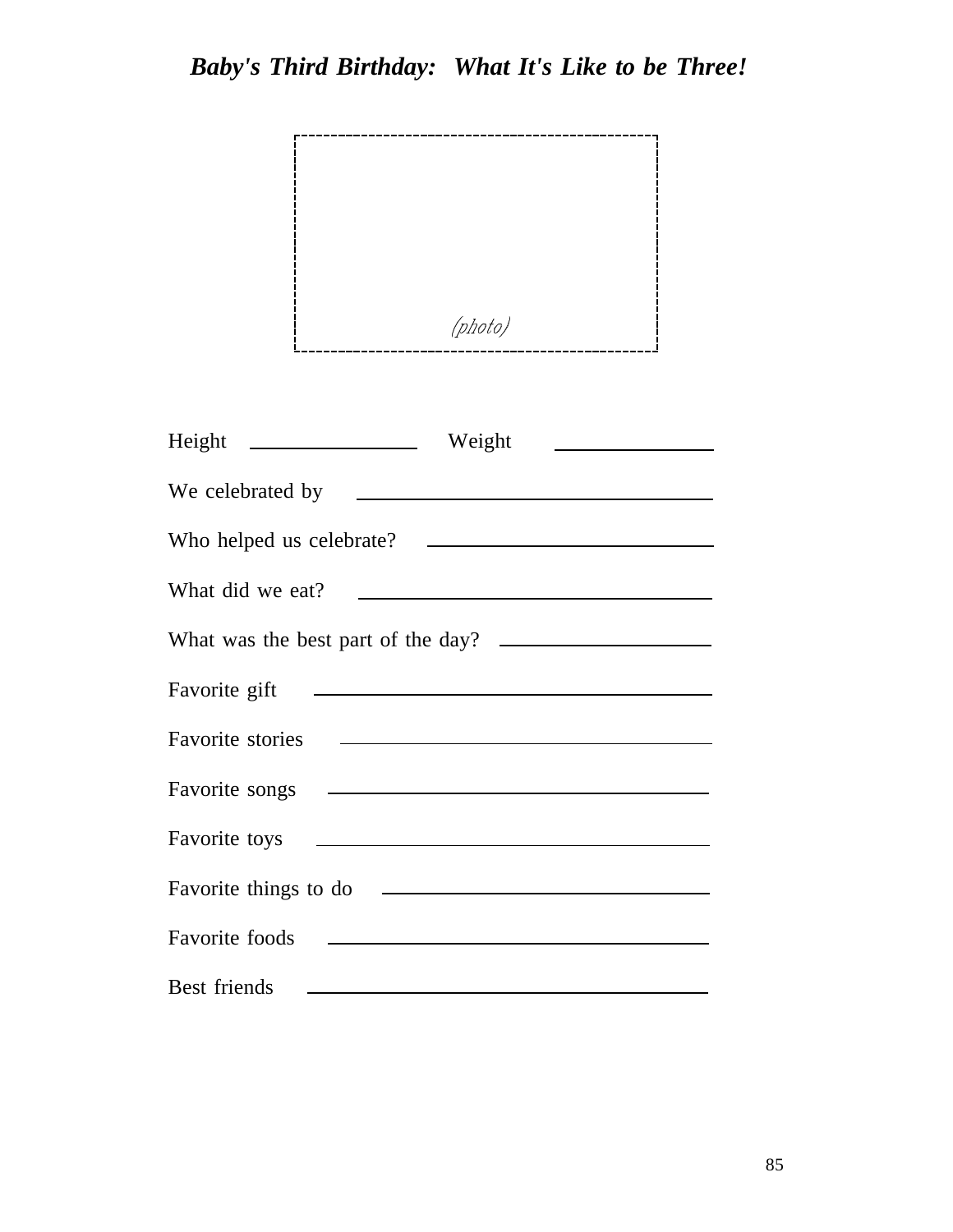# *Baby's Third Birthday: What It's Like to be Three!*

(photo)

Height \_\_\_\_\_\_\_\_\_\_\_\_\_\_\_\_ Weight \_\_\_\_\_\_\_\_\_\_\_\_\_\_\_\_

We celebrated by \_\_\_\_\_\_\_\_\_\_\_\_\_\_\_\_\_\_\_\_\_\_\_\_\_\_\_\_\_\_\_\_\_\_

Who helped us celebrate? \_\_\_\_\_\_\_\_\_\_\_\_\_\_\_\_\_\_\_\_\_\_\_\_\_\_\_\_

What did we eat? \_\_\_\_\_\_\_\_\_\_\_\_\_\_\_\_\_\_\_\_\_\_\_\_\_\_\_\_\_\_\_\_\_\_

What was the best part of the day? \_\_\_\_\_\_\_\_\_\_\_\_\_\_\_\_\_\_\_\_

Favorite gift \_\_\_\_\_\_\_\_\_\_\_\_\_\_\_\_\_\_\_\_\_\_\_\_\_\_\_\_\_\_\_\_\_\_\_\_\_\_

Favorite stories \_\_\_\_\_\_\_\_\_\_\_\_\_\_\_\_\_\_\_\_\_\_\_\_\_\_\_\_\_\_\_\_\_\_\_

Favorite songs \_\_\_\_\_\_\_\_\_\_\_\_\_\_\_\_\_\_\_\_\_\_\_\_\_\_\_\_\_\_\_\_\_\_\_\_

Favorite toys \_\_\_\_\_\_\_\_\_\_\_\_\_\_\_\_\_\_\_\_\_\_\_\_\_\_\_\_\_\_\_\_\_\_\_\_\_\_

Favorite things to do \_\_\_\_\_\_\_\_\_\_\_\_\_\_\_\_\_\_\_\_\_\_\_\_\_\_\_\_\_\_\_

Favorite foods \_\_\_\_\_\_\_\_\_\_\_\_\_\_\_\_\_\_\_\_\_\_\_\_\_\_\_\_\_\_\_\_\_\_\_\_\_

Best friends \_\_\_\_\_\_\_\_\_\_\_\_\_\_\_\_\_\_\_\_\_\_\_\_\_\_\_\_\_\_\_\_\_\_\_\_\_\_\_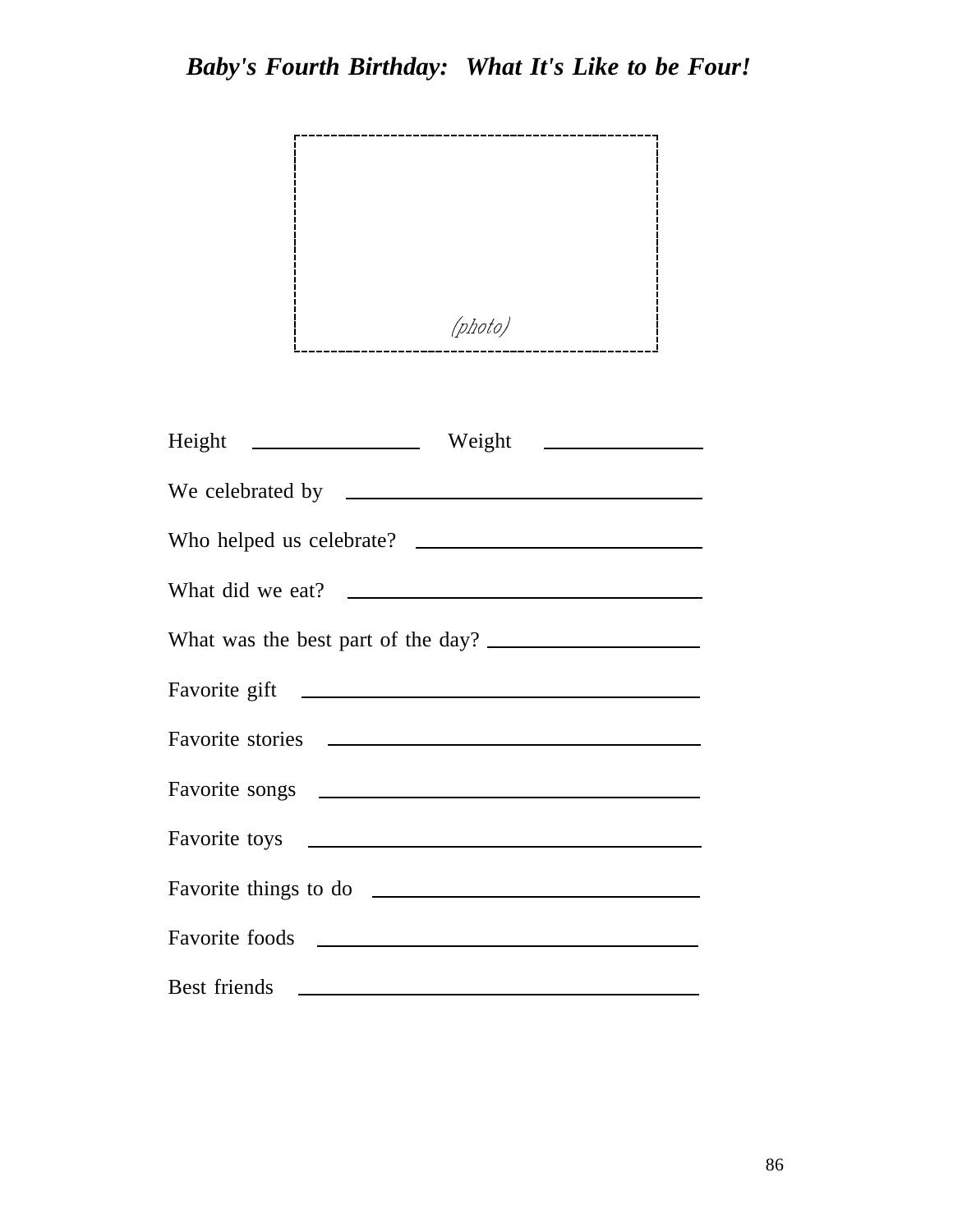# ***Baby's Fourth Birthday: What It's Like to be Four!***

(photo)

Height ______________ Weight ______________

We celebrated by ______________________________

Who helped us celebrate? ______________________________

What did we eat? ______________________________

What was the best part of the day? ______________________________

Favorite gift ______________________________

Favorite stories ______________________________

Favorite songs ______________________________

Favorite toys ______________________________

Favorite things to do ______________________________

Favorite foods ______________________________

Best friends ______________________________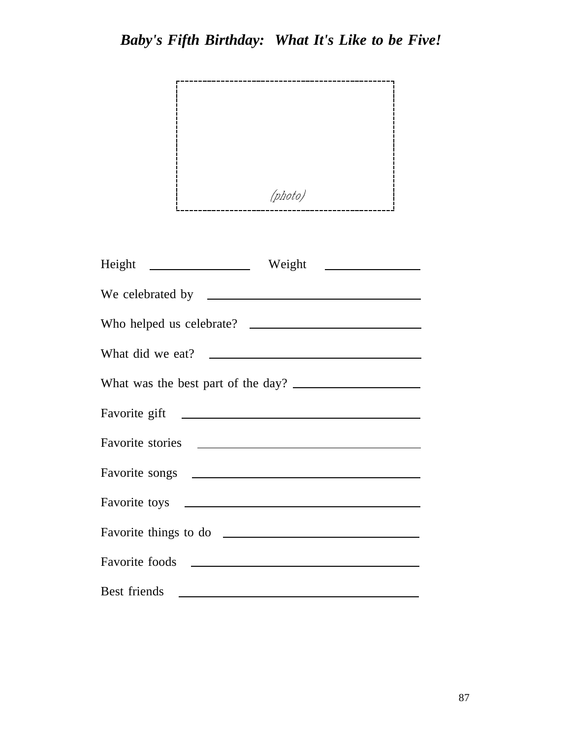# *Baby's Fifth Birthday: What It's Like to be Five!*

(photo)

Height ____________ Weight ____________

We celebrated by ______________________________

Who helped us celebrate? ______________________________

What did we eat? ______________________________

What was the best part of the day? ______________________________

Favorite gift ______________________________

Favorite stories ______________________________

Favorite songs ______________________________

Favorite toys ______________________________

Favorite things to do ______________________________

Favorite foods ______________________________

Best friends ______________________________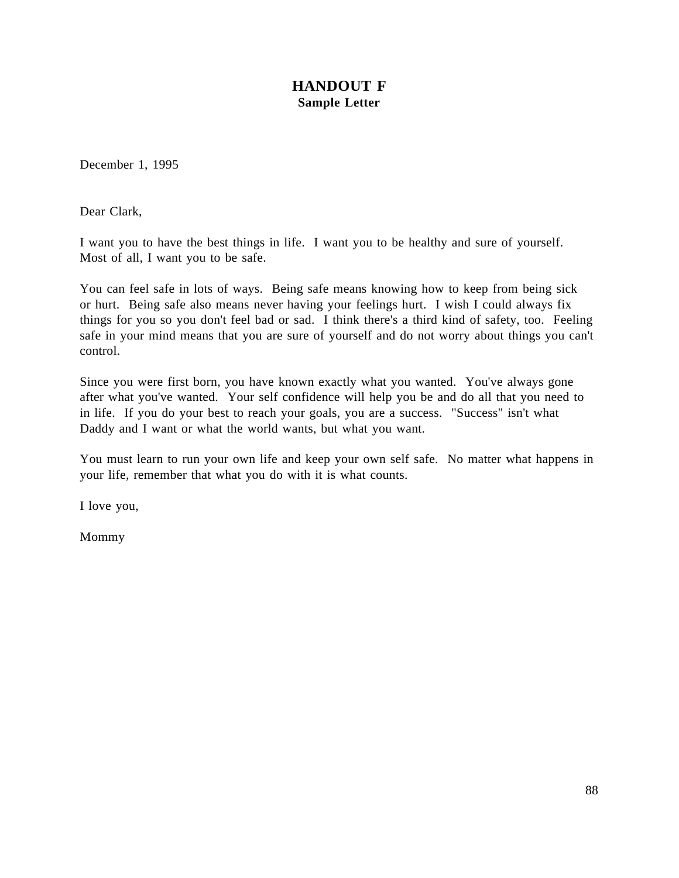# HANDOUT F

**Sample Letter**

December 1, 1995

Dear Clark,

I want you to have the best things in life. I want you to be healthy and sure of yourself. Most of all, I want you to be safe.

You can feel safe in lots of ways. Being safe means knowing how to keep from being sick or hurt. Being safe also means never having your feelings hurt. I wish I could always fix things for you so you don't feel bad or sad. I think there's a third kind of safety, too. Feeling safe in your mind means that you are sure of yourself and do not worry about things you can't control.

Since you were first born, you have known exactly what you wanted. You've always gone after what you've wanted. Your self confidence will help you be and do all that you need to in life. If you do your best to reach your goals, you are a success. "Success" isn't what Daddy and I want or what the world wants, but what you want.

You must learn to run your own life and keep your own self safe. No matter what happens in your life, remember that what you do with it is what counts.

I love you,

Mommy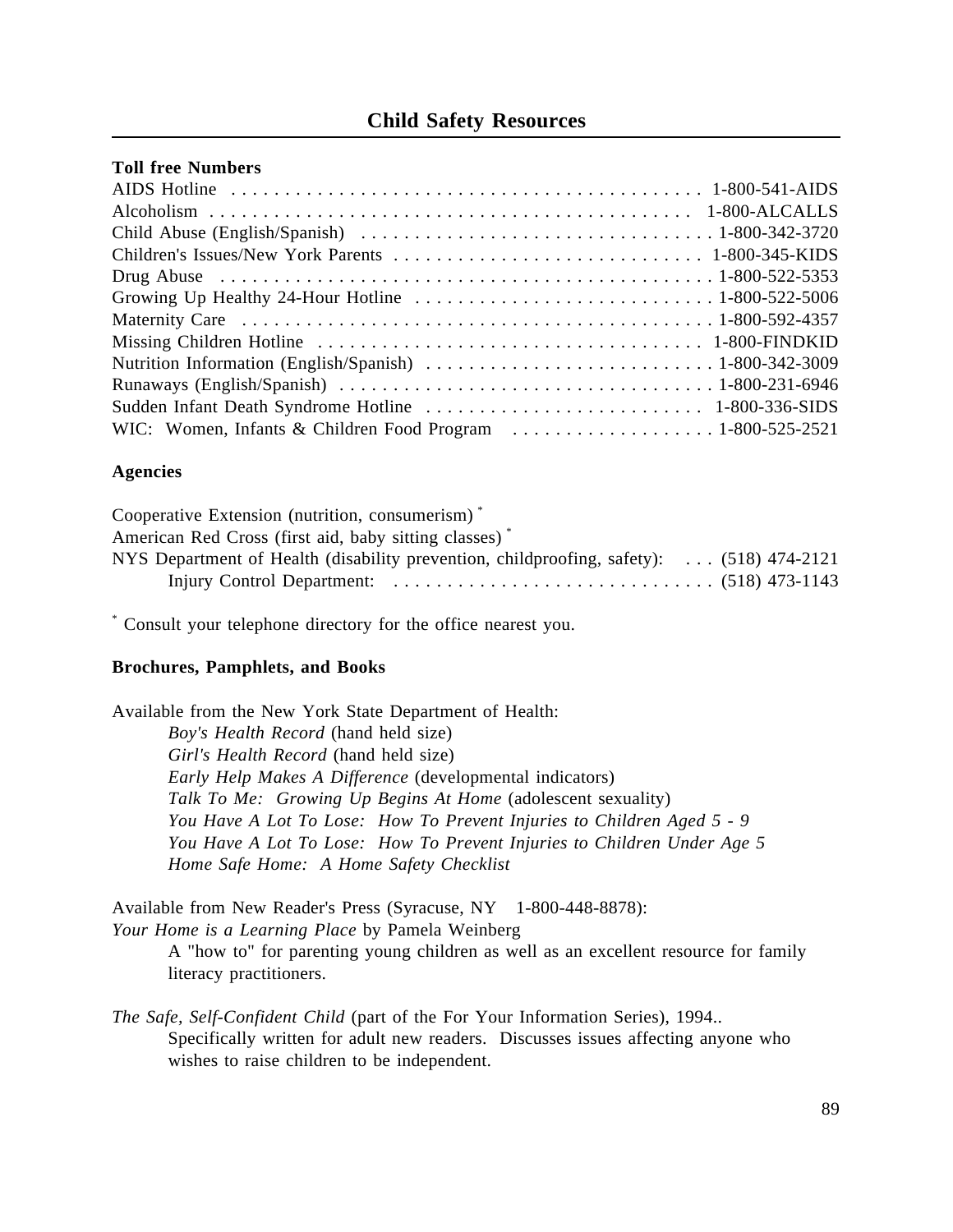## Child Safety Resources

### Toll free Numbers

| | |
|---|---|
| AIDS Hotline | 1-800-541-AIDS |
| Alcoholism | 1-800-ALCALLS |
| Child Abuse (English/Spanish) | 1-800-342-3720 |
| Children's Issues/New York Parents | 1-800-345-KIDS |
| Drug Abuse | 1-800-522-5353 |
| Growing Up Healthy 24-Hour Hotline | 1-800-522-5006 |
| Maternity Care | 1-800-592-4357 |
| Missing Children Hotline | 1-800-FINDKID |
| Nutrition Information (English/Spanish) | 1-800-342-3009 |
| Runaways (English/Spanish) | 1-800-231-6946 |
| Sudden Infant Death Syndrome Hotline | 1-800-336-SIDS |
| WIC: Women, Infants & Children Food Program | 1-800-525-2521 |

### Agencies

Cooperative Extension (nutrition, consumerism) *
American Red Cross (first aid, baby sitting classes) *
NYS Department of Health (disability prevention, childproofing, safety): . . . (518) 474-2121
 Injury Control Department: . . . (518) 473-1143

* Consult your telephone directory for the office nearest you.

### Brochures, Pamphlets, and Books

Available from the New York State Department of Health:

- *Boy's Health Record* (hand held size)
- *Girl's Health Record* (hand held size)
- *Early Help Makes A Difference* (developmental indicators)
- *Talk To Me: Growing Up Begins At Home* (adolescent sexuality)
- *You Have A Lot To Lose: How To Prevent Injuries to Children Aged 5 - 9*
- *You Have A Lot To Lose: How To Prevent Injuries to Children Under Age 5*
- *Home Safe Home: A Home Safety Checklist*

Available from New Reader's Press (Syracuse, NY 1-800-448-8878):

*Your Home is a Learning Place* by Pamela Weinberg
 A "how to" for parenting young children as well as an excellent resource for family literacy practitioners.

*The Safe, Self-Confident Child* (part of the For Your Information Series), 1994..
 Specifically written for adult new readers. Discusses issues affecting anyone who wishes to raise children to be independent.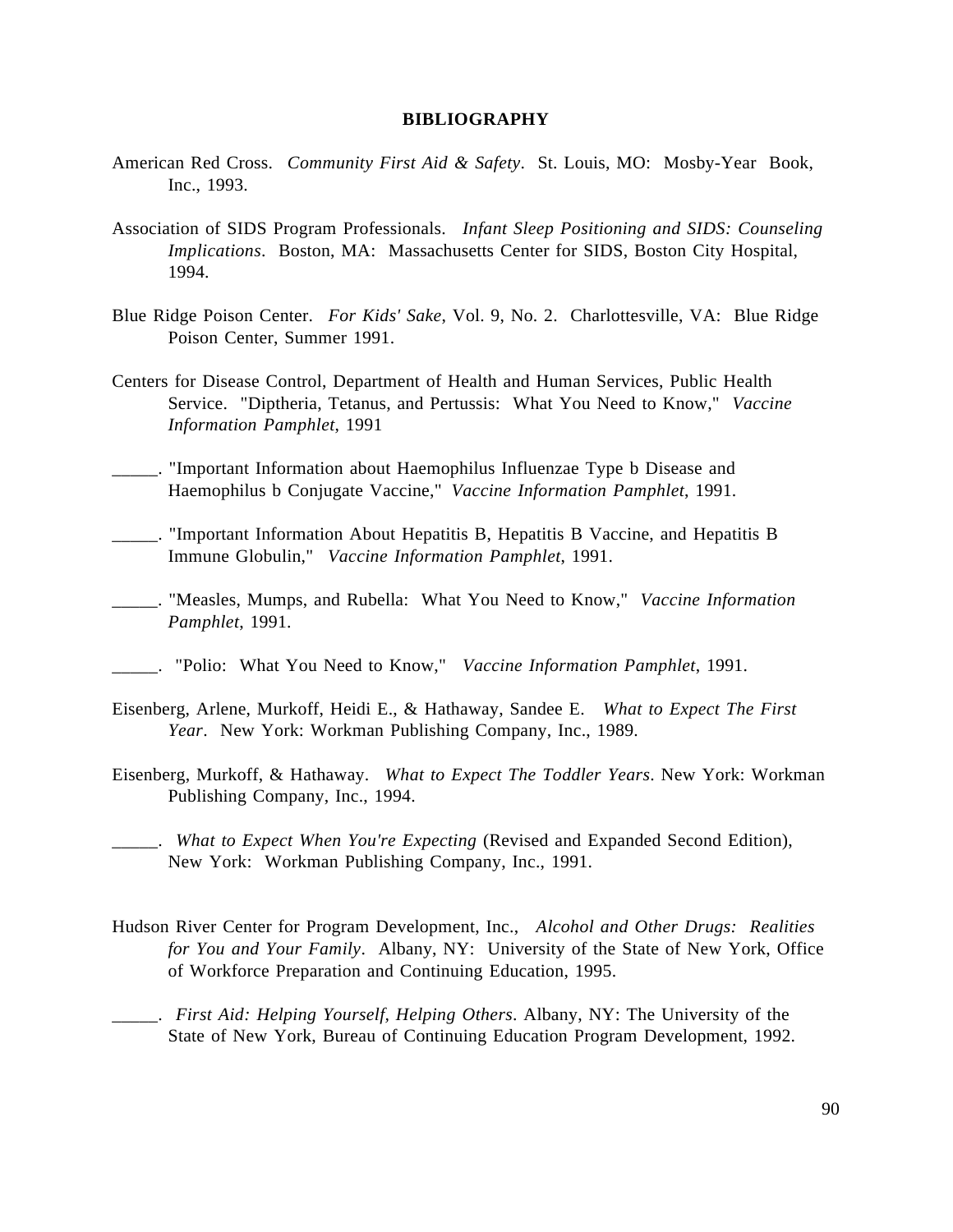## BIBLIOGRAPHY

American Red Cross. *Community First Aid & Safety*. St. Louis, MO: Mosby-Year Book, Inc., 1993.

Association of SIDS Program Professionals. *Infant Sleep Positioning and SIDS: Counseling Implications*. Boston, MA: Massachusetts Center for SIDS, Boston City Hospital, 1994.

Blue Ridge Poison Center. *For Kids' Sake*, Vol. 9, No. 2. Charlottesville, VA: Blue Ridge Poison Center, Summer 1991.

Centers for Disease Control, Department of Health and Human Services, Public Health Service. "Diptheria, Tetanus, and Pertussis: What You Need to Know," *Vaccine Information Pamphlet*, 1991

_____. "Important Information about Haemophilus Influenzae Type b Disease and Haemophilus b Conjugate Vaccine," *Vaccine Information Pamphlet*, 1991.

_____. "Important Information About Hepatitis B, Hepatitis B Vaccine, and Hepatitis B Immune Globulin," *Vaccine Information Pamphlet*, 1991.

_____. "Measles, Mumps, and Rubella: What You Need to Know," *Vaccine Information Pamphlet*, 1991.

_____. "Polio: What You Need to Know," *Vaccine Information Pamphlet*, 1991.

Eisenberg, Arlene, Murkoff, Heidi E., & Hathaway, Sandee E. *What to Expect The First Year*. New York: Workman Publishing Company, Inc., 1989.

Eisenberg, Murkoff, & Hathaway. *What to Expect The Toddler Years*. New York: Workman Publishing Company, Inc., 1994.

_____. *What to Expect When You're Expecting* (Revised and Expanded Second Edition), New York: Workman Publishing Company, Inc., 1991.

Hudson River Center for Program Development, Inc., *Alcohol and Other Drugs: Realities for You and Your Family*. Albany, NY: University of the State of New York, Office of Workforce Preparation and Continuing Education, 1995.

_____. *First Aid: Helping Yourself, Helping Others*. Albany, NY: The University of the State of New York, Bureau of Continuing Education Program Development, 1992.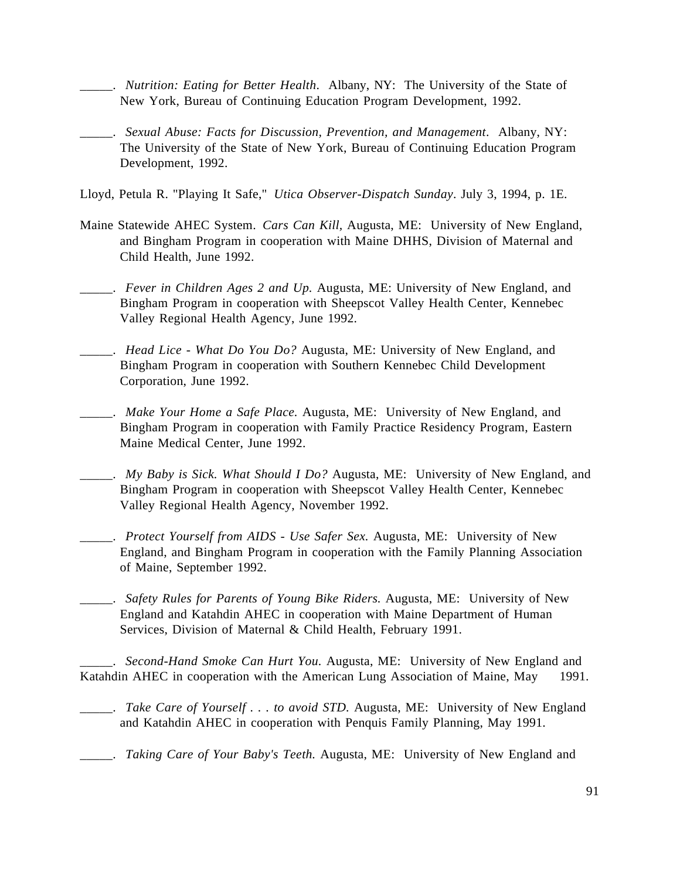_____. *Nutrition: Eating for Better Health*. Albany, NY: The University of the State of New York, Bureau of Continuing Education Program Development, 1992.

_____. *Sexual Abuse: Facts for Discussion, Prevention, and Management*. Albany, NY: The University of the State of New York, Bureau of Continuing Education Program Development, 1992.

Lloyd, Petula R. "Playing It Safe," *Utica Observer-Dispatch Sunday*. July 3, 1994, p. 1E.

Maine Statewide AHEC System. *Cars Can Kill*, Augusta, ME: University of New England, and Bingham Program in cooperation with Maine DHHS, Division of Maternal and Child Health, June 1992.

_____. *Fever in Children Ages 2 and Up.* Augusta, ME: University of New England, and Bingham Program in cooperation with Sheepscot Valley Health Center, Kennebec Valley Regional Health Agency, June 1992.

_____. *Head Lice - What Do You Do?* Augusta, ME: University of New England, and Bingham Program in cooperation with Southern Kennebec Child Development Corporation, June 1992.

_____. *Make Your Home a Safe Place.* Augusta, ME: University of New England, and Bingham Program in cooperation with Family Practice Residency Program, Eastern Maine Medical Center, June 1992.

_____. *My Baby is Sick. What Should I Do?* Augusta, ME: University of New England, and Bingham Program in cooperation with Sheepscot Valley Health Center, Kennebec Valley Regional Health Agency, November 1992.

_____. *Protect Yourself from AIDS - Use Safer Sex.* Augusta, ME: University of New England, and Bingham Program in cooperation with the Family Planning Association of Maine, September 1992.

_____. *Safety Rules for Parents of Young Bike Riders.* Augusta, ME: University of New England and Katahdin AHEC in cooperation with Maine Department of Human Services, Division of Maternal & Child Health, February 1991.

_____. *Second-Hand Smoke Can Hurt You.* Augusta, ME: University of New England and Katahdin AHEC in cooperation with the American Lung Association of Maine, May 1991.

_____. *Take Care of Yourself . . . to avoid STD.* Augusta, ME: University of New England and Katahdin AHEC in cooperation with Penquis Family Planning, May 1991.

_____. *Taking Care of Your Baby's Teeth.* Augusta, ME: University of New England and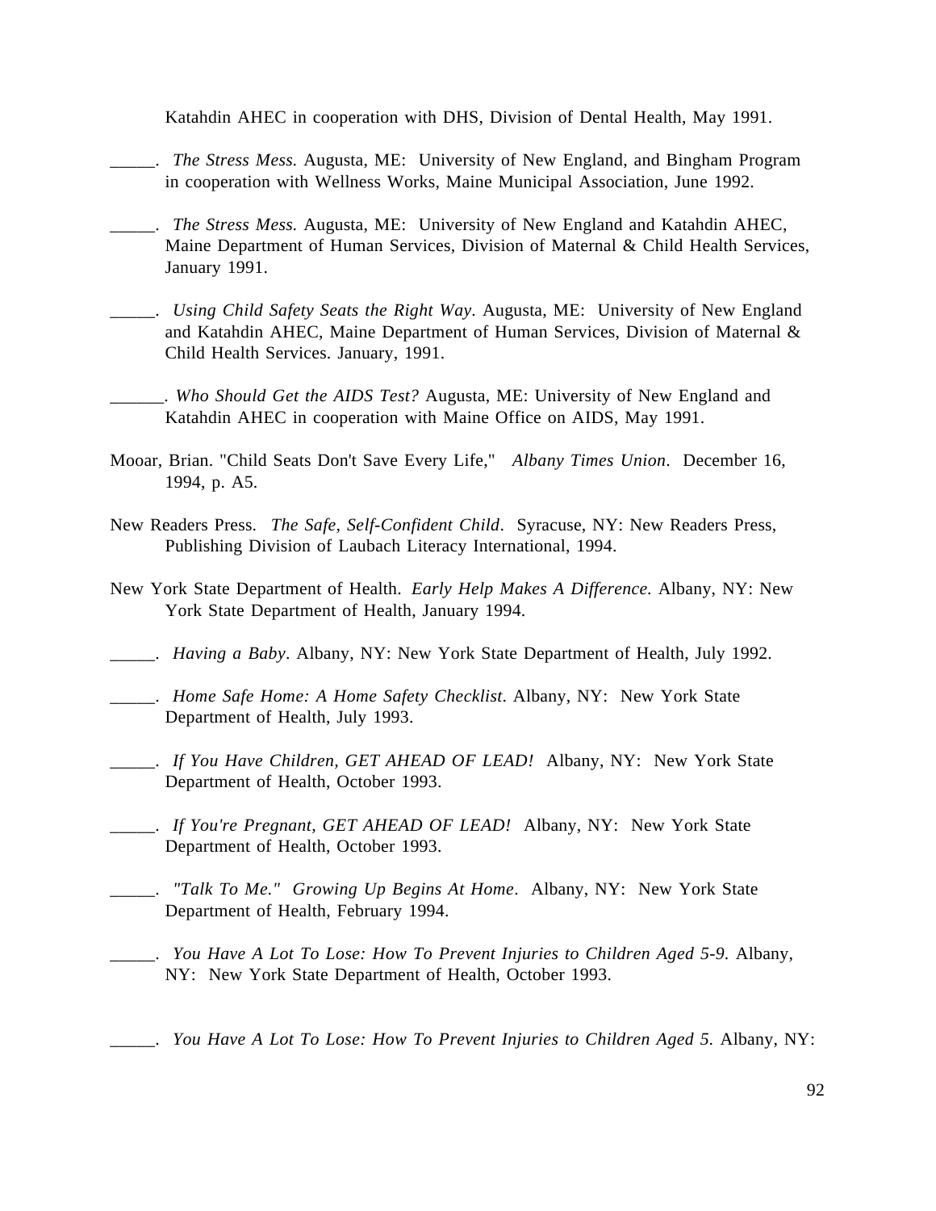Katahdin AHEC in cooperation with DHS, Division of Dental Health, May 1991.

_____. *The Stress Mess.* Augusta, ME: University of New England, and Bingham Program in cooperation with Wellness Works, Maine Municipal Association, June 1992.

_____. *The Stress Mess.* Augusta, ME: University of New England and Katahdin AHEC, Maine Department of Human Services, Division of Maternal & Child Health Services, January 1991.

_____. *Using Child Safety Seats the Right Way*. Augusta, ME: University of New England and Katahdin AHEC, Maine Department of Human Services, Division of Maternal & Child Health Services. January, 1991.

______. *Who Should Get the AIDS Test?* Augusta, ME: University of New England and Katahdin AHEC in cooperation with Maine Office on AIDS, May 1991.

Mooar, Brian. "Child Seats Don't Save Every Life," *Albany Times Union*. December 16, 1994, p. A5.

New Readers Press. *The Safe, Self-Confident Child*. Syracuse, NY: New Readers Press, Publishing Division of Laubach Literacy International, 1994.

New York State Department of Health. *Early Help Makes A Difference.* Albany, NY: New York State Department of Health, January 1994.

_____. *Having a Baby*. Albany, NY: New York State Department of Health, July 1992.

_____. *Home Safe Home: A Home Safety Checklist*. Albany, NY: New York State Department of Health, July 1993.

_____. *If You Have Children, GET AHEAD OF LEAD!* Albany, NY: New York State Department of Health, October 1993.

_____. *If You're Pregnant, GET AHEAD OF LEAD!* Albany, NY: New York State Department of Health, October 1993.

_____. *"Talk To Me." Growing Up Begins At Home*. Albany, NY: New York State Department of Health, February 1994.

_____. *You Have A Lot To Lose: How To Prevent Injuries to Children Aged 5-9.* Albany, NY: New York State Department of Health, October 1993.

_____. *You Have A Lot To Lose: How To Prevent Injuries to Children Aged 5.* Albany, NY: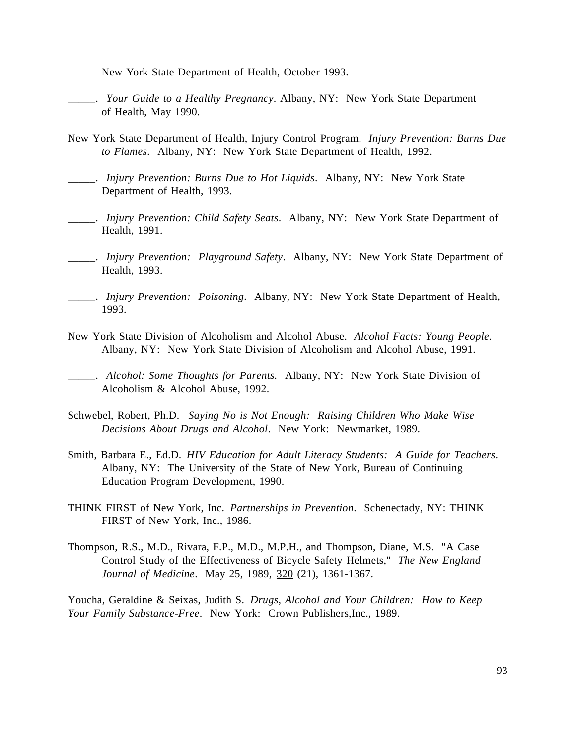New York State Department of Health, October 1993.

_____. *Your Guide to a Healthy Pregnancy*. Albany, NY: New York State Department of Health, May 1990.

New York State Department of Health, Injury Control Program. *Injury Prevention: Burns Due to Flames*. Albany, NY: New York State Department of Health, 1992.

_____. *Injury Prevention: Burns Due to Hot Liquids*. Albany, NY: New York State Department of Health, 1993.

_____. *Injury Prevention: Child Safety Seats*. Albany, NY: New York State Department of Health, 1991.

_____. *Injury Prevention: Playground Safety*. Albany, NY: New York State Department of Health, 1993.

_____. *Injury Prevention: Poisoning*. Albany, NY: New York State Department of Health, 1993.

New York State Division of Alcoholism and Alcohol Abuse. *Alcohol Facts: Young People.* Albany, NY: New York State Division of Alcoholism and Alcohol Abuse, 1991.

_____. *Alcohol: Some Thoughts for Parents.* Albany, NY: New York State Division of Alcoholism & Alcohol Abuse, 1992.

Schwebel, Robert, Ph.D. *Saying No is Not Enough: Raising Children Who Make Wise Decisions About Drugs and Alcohol*. New York: Newmarket, 1989.

Smith, Barbara E., Ed.D. *HIV Education for Adult Literacy Students: A Guide for Teachers*. Albany, NY: The University of the State of New York, Bureau of Continuing Education Program Development, 1990.

THINK FIRST of New York, Inc. *Partnerships in Prevention*. Schenectady, NY: THINK FIRST of New York, Inc., 1986.

Thompson, R.S., M.D., Rivara, F.P., M.D., M.P.H., and Thompson, Diane, M.S. "A Case Control Study of the Effectiveness of Bicycle Safety Helmets," *The New England Journal of Medicine*. May 25, 1989, 320 (21), 1361-1367.

Youcha, Geraldine & Seixas, Judith S. *Drugs, Alcohol and Your Children: How to Keep Your Family Substance-Free*. New York: Crown Publishers,Inc., 1989.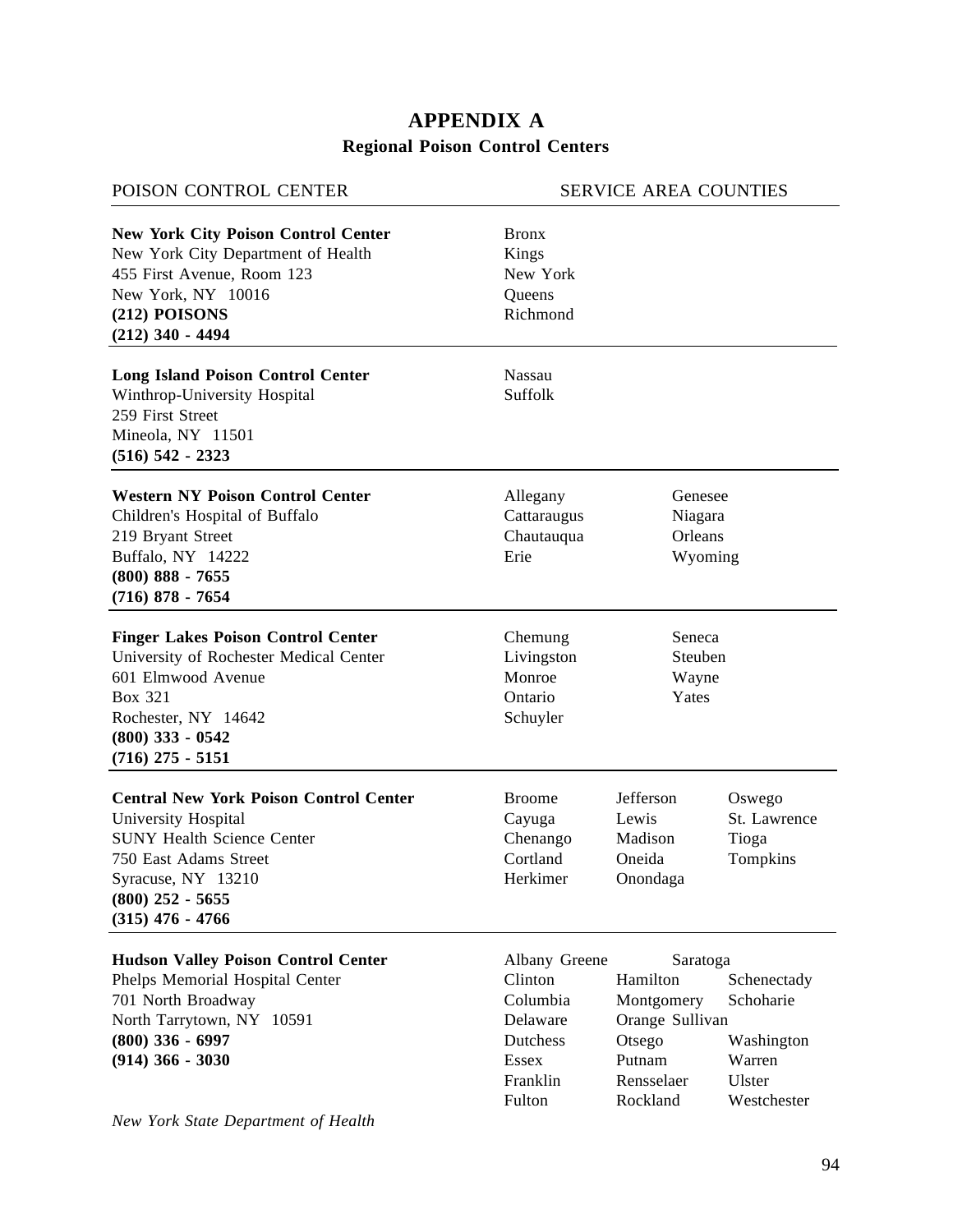# APPENDIX A

## Regional Poison Control Centers

| POISON CONTROL CENTER | SERVICE AREA COUNTIES |
|---|---|
| **New York City Poison Control Center**<br>New York City Department of Health<br>455 First Avenue, Room 123<br>New York, NY 10016<br>**(212) POISONS**<br>**(212) 340 - 4494** | Bronx<br>Kings<br>New York<br>Queens<br>Richmond |
| **Long Island Poison Control Center**<br>Winthrop-University Hospital<br>259 First Street<br>Mineola, NY 11501<br>**(516) 542 - 2323** | Nassau<br>Suffolk |
| **Western NY Poison Control Center**<br>Children's Hospital of Buffalo<br>219 Bryant Street<br>Buffalo, NY 14222<br>**(800) 888 - 7655**<br>**(716) 878 - 7654** | Allegany, Cattaraugus, Chautauqua, Erie, Genesee, Niagara, Orleans, Wyoming |
| **Finger Lakes Poison Control Center**<br>University of Rochester Medical Center<br>601 Elmwood Avenue<br>Box 321<br>Rochester, NY 14642<br>**(800) 333 - 0542**<br>**(716) 275 - 5151** | Chemung, Livingston, Monroe, Ontario, Schuyler, Seneca, Steuben, Wayne, Yates |
| **Central New York Poison Control Center**<br>University Hospital<br>SUNY Health Science Center<br>750 East Adams Street<br>Syracuse, NY 13210<br>**(800) 252 - 5655**<br>**(315) 476 - 4766** | Broome, Cayuga, Chenango, Cortland, Herkimer, Jefferson, Lewis, Madison, Oneida, Onondaga, Oswego, St. Lawrence, Tioga, Tompkins |
| **Hudson Valley Poison Control Center**<br>Phelps Memorial Hospital Center<br>701 North Broadway<br>North Tarrytown, NY 10591<br>**(800) 336 - 6997**<br>**(914) 366 - 3030** | Albany, Clinton, Columbia, Delaware, Dutchess, Essex, Franklin, Fulton, Greene, Hamilton, Montgomery, Orange, Otsego, Putnam, Rensselaer, Rockland, Saratoga, Schenectady, Schoharie, Sullivan, Washington, Warren, Ulster, Westchester |

*New York State Department of Health*